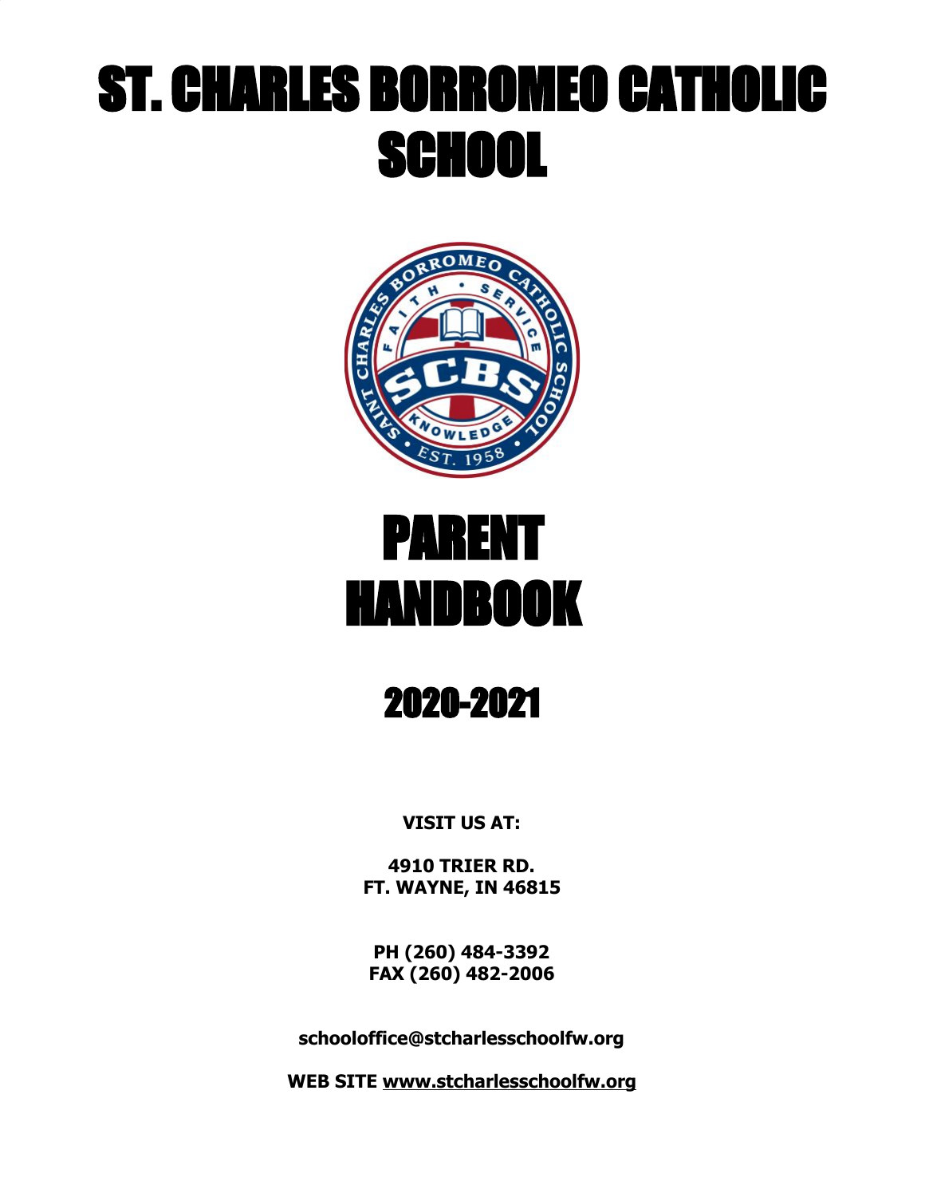# ST. CHARLES BORROMEO CATHOLIC SCHOOL

# PARENT HANDBOOK

## 2020-2021

**VISIT US AT:**

**4910 TRIER RD.**
**FT. WAYNE, IN 46815**

**PH (260) 484-3392**
**FAX (260) 482-2006**

**schooloffice@stcharlesschoolfw.org**

**WEB SITE www.stcharlesschoolfw.org**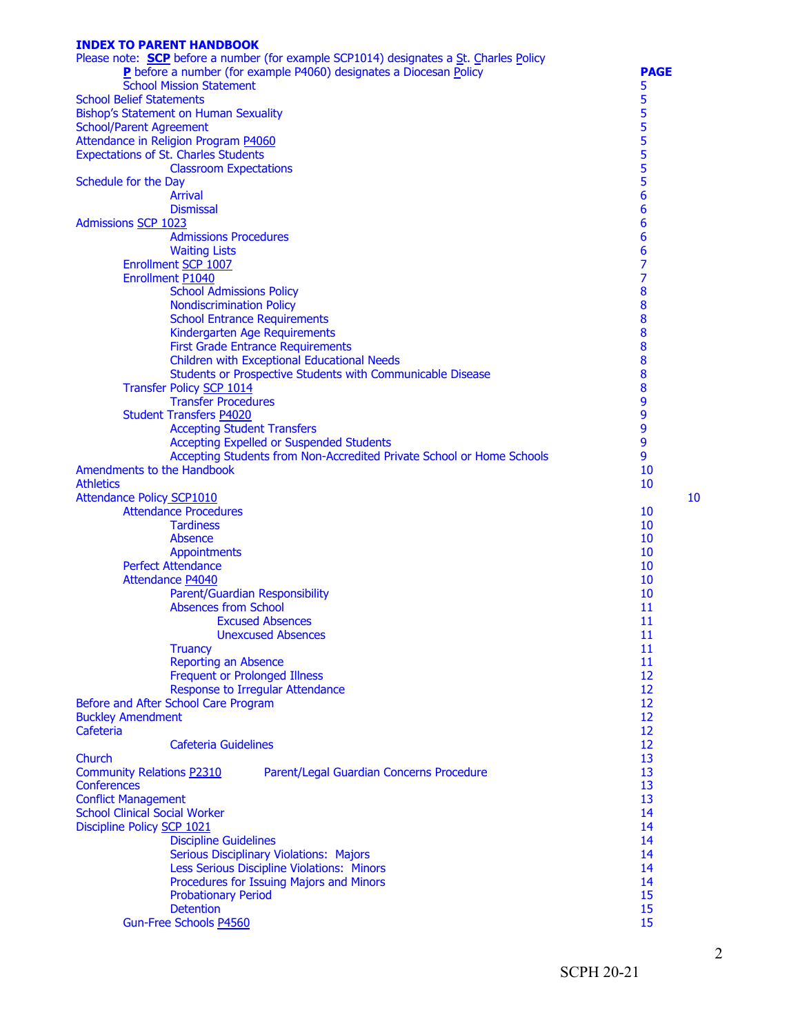## INDEX TO PARENT HANDBOOK

Please note: **SCP** before a number (for example SCP1014) designates a St. Charles Policy
**P** before a number (for example P4060) designates a Diocesan Policy

| | PAGE |
|---|---|
| School Mission Statement | 5 |
| School Belief Statements | 5 |
| Bishop's Statement on Human Sexuality | 5 |
| School/Parent Agreement | 5 |
| Attendance in Religion Program P4060 | 5 |
| Expectations of St. Charles Students | 5 |
| Classroom Expectations | 5 |
| Schedule for the Day | 5 |
| Arrival | 6 |
| Dismissal | 6 |
| Admissions SCP 1023 | 6 |
| Admissions Procedures | 6 |
| Waiting Lists | 6 |
| Enrollment SCP 1007 | 7 |
| Enrollment P1040 | 7 |
| School Admissions Policy | 8 |
| Nondiscrimination Policy | 8 |
| School Entrance Requirements | 8 |
| Kindergarten Age Requirements | 8 |
| First Grade Entrance Requirements | 8 |
| Children with Exceptional Educational Needs | 8 |
| Students or Prospective Students with Communicable Disease | 8 |
| Transfer Policy SCP 1014 | 8 |
| Transfer Procedures | 9 |
| Student Transfers P4020 | 9 |
| Accepting Student Transfers | 9 |
| Accepting Expelled or Suspended Students | 9 |
| Accepting Students from Non-Accredited Private School or Home Schools | 9 |
| Amendments to the Handbook | 10 |
| Athletics | 10 |
| Attendance Policy SCP1010 | 10 |
| Attendance Procedures | 10 |
| Tardiness | 10 |
| Absence | 10 |
| Appointments | 10 |
| Perfect Attendance | 10 |
| Attendance P4040 | 10 |
| Parent/Guardian Responsibility | 10 |
| Absences from School | 11 |
| Excused Absences | 11 |
| Unexcused Absences | 11 |
| Truancy | 11 |
| Reporting an Absence | 11 |
| Frequent or Prolonged Illness | 12 |
| Response to Irregular Attendance | 12 |
| Before and After School Care Program | 12 |
| Buckley Amendment | 12 |
| Cafeteria | 12 |
| Cafeteria Guidelines | 12 |
| Church | 13 |
| Community Relations P2310 Parent/Legal Guardian Concerns Procedure | 13 |
| Conferences | 13 |
| Conflict Management | 13 |
| School Clinical Social Worker | 14 |
| Discipline Policy SCP 1021 | 14 |
| Discipline Guidelines | 14 |
| Serious Disciplinary Violations: Majors | 14 |
| Less Serious Discipline Violations: Minors | 14 |
| Procedures for Issuing Majors and Minors | 14 |
| Probationary Period | 15 |
| Detention | 15 |
| Gun-Free Schools P4560 | 15 |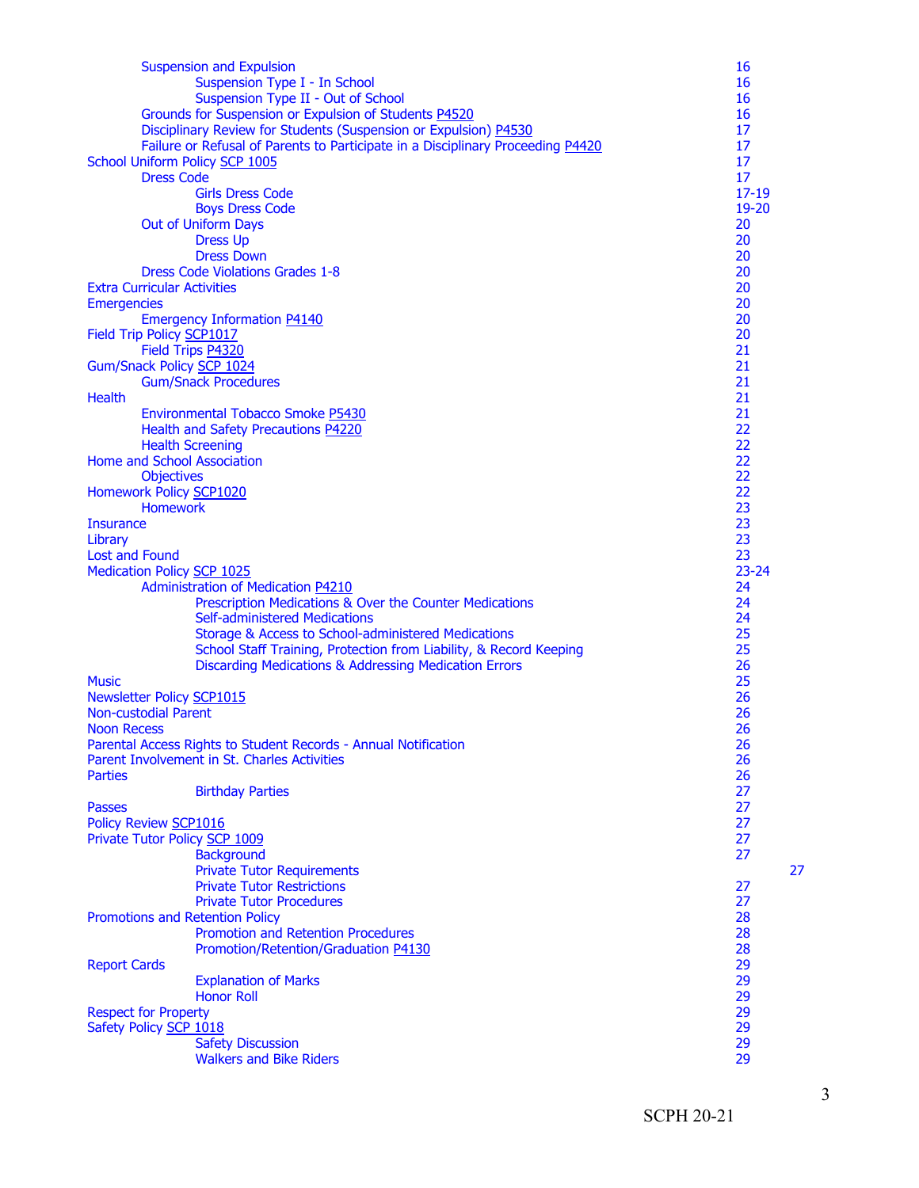| | |
|---|---|
| Suspension and Expulsion | 16 |
| Suspension Type I - In School | 16 |
| Suspension Type II - Out of School | 16 |
| Grounds for Suspension or Expulsion of Students P4520 | 16 |
| Disciplinary Review for Students (Suspension or Expulsion) P4530 | 17 |
| Failure or Refusal of Parents to Participate in a Disciplinary Proceeding P4420 | 17 |
| School Uniform Policy SCP 1005 | 17 |
| Dress Code | 17 |
| Girls Dress Code | 17-19 |
| Boys Dress Code | 19-20 |
| Out of Uniform Days | 20 |
| Dress Up | 20 |
| Dress Down | 20 |
| Dress Code Violations Grades 1-8 | 20 |
| Extra Curricular Activities | 20 |
| Emergencies | 20 |
| Emergency Information P4140 | 20 |
| Field Trip Policy SCP1017 | 20 |
| Field Trips P4320 | 21 |
| Gum/Snack Policy SCP 1024 | 21 |
| Gum/Snack Procedures | 21 |
| Health | 21 |
| Environmental Tobacco Smoke P5430 | 21 |
| Health and Safety Precautions P4220 | 22 |
| Health Screening | 22 |
| Home and School Association | 22 |
| Objectives | 22 |
| Homework Policy SCP1020 | 22 |
| Homework | 23 |
| Insurance | 23 |
| Library | 23 |
| Lost and Found | 23 |
| Medication Policy SCP 1025 | 23-24 |
| Administration of Medication P4210 | 24 |
| Prescription Medications & Over the Counter Medications | 24 |
| Self-administered Medications | 24 |
| Storage & Access to School-administered Medications | 25 |
| School Staff Training, Protection from Liability, & Record Keeping | 25 |
| Discarding Medications & Addressing Medication Errors | 26 |
| Music | 25 |
| Newsletter Policy SCP1015 | 26 |
| Non-custodial Parent | 26 |
| Noon Recess | 26 |
| Parental Access Rights to Student Records - Annual Notification | 26 |
| Parent Involvement in St. Charles Activities | 26 |
| Parties | 26 |
| Birthday Parties | 27 |
| Passes | 27 |
| Policy Review SCP1016 | 27 |
| Private Tutor Policy SCP 1009 | 27 |
| Background | 27 |
| Private Tutor Requirements | 27 |
| Private Tutor Restrictions | 27 |
| Private Tutor Procedures | 27 |
| Promotions and Retention Policy | 28 |
| Promotion and Retention Procedures | 28 |
| Promotion/Retention/Graduation P4130 | 28 |
| Report Cards | 29 |
| Explanation of Marks | 29 |
| Honor Roll | 29 |
| Respect for Property | 29 |
| Safety Policy SCP 1018 | 29 |
| Safety Discussion | 29 |
| Walkers and Bike Riders | 29 |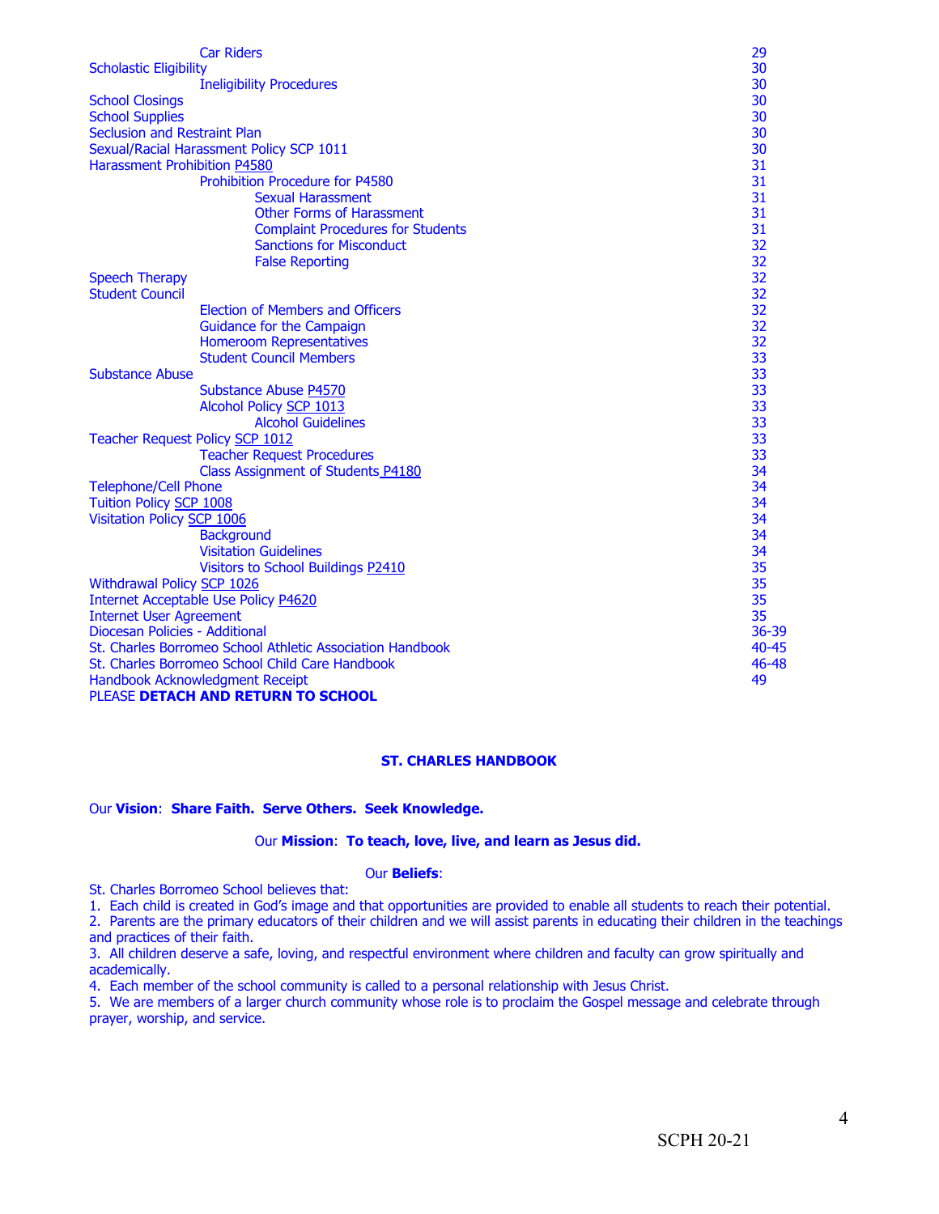| Entry | Page |
| --- | --- |
| Car Riders | 29 |
| Scholastic Eligibility | 30 |
| Ineligibility Procedures | 30 |
| School Closings | 30 |
| School Supplies | 30 |
| Seclusion and Restraint Plan | 30 |
| Sexual/Racial Harassment Policy SCP 1011 | 30 |
| Harassment Prohibition P4580 | 31 |
| Prohibition Procedure for P4580 | 31 |
| Sexual Harassment | 31 |
| Other Forms of Harassment | 31 |
| Complaint Procedures for Students | 31 |
| Sanctions for Misconduct | 32 |
| False Reporting | 32 |
| Speech Therapy | 32 |
| Student Council | 32 |
| Election of Members and Officers | 32 |
| Guidance for the Campaign | 32 |
| Homeroom Representatives | 32 |
| Student Council Members | 33 |
| Substance Abuse | 33 |
| Substance Abuse P4570 | 33 |
| Alcohol Policy SCP 1013 | 33 |
| Alcohol Guidelines | 33 |
| Teacher Request Policy SCP 1012 | 33 |
| Teacher Request Procedures | 33 |
| Class Assignment of Students P4180 | 34 |
| Telephone/Cell Phone | 34 |
| Tuition Policy SCP 1008 | 34 |
| Visitation Policy SCP 1006 | 34 |
| Background | 34 |
| Visitation Guidelines | 34 |
| Visitors to School Buildings P2410 | 35 |
| Withdrawal Policy SCP 1026 | 35 |
| Internet Acceptable Use Policy P4620 | 35 |
| Internet User Agreement | 35 |
| Diocesan Policies - Additional | 36-39 |
| St. Charles Borromeo School Athletic Association Handbook | 40-45 |
| St. Charles Borromeo School Child Care Handbook | 46-48 |
| Handbook Acknowledgment Receipt | 49 |

PLEASE **DETACH AND RETURN TO SCHOOL**

## ST. CHARLES HANDBOOK

Our **Vision**: **Share Faith. Serve Others. Seek Knowledge.**

Our **Mission**: **To teach, love, live, and learn as Jesus did.**

Our **Beliefs**:

St. Charles Borromeo School believes that:

1. Each child is created in God's image and that opportunities are provided to enable all students to reach their potential.
2. Parents are the primary educators of their children and we will assist parents in educating their children in the teachings and practices of their faith.
3. All children deserve a safe, loving, and respectful environment where children and faculty can grow spiritually and academically.
4. Each member of the school community is called to a personal relationship with Jesus Christ.
5. We are members of a larger church community whose role is to proclaim the Gospel message and celebrate through prayer, worship, and service.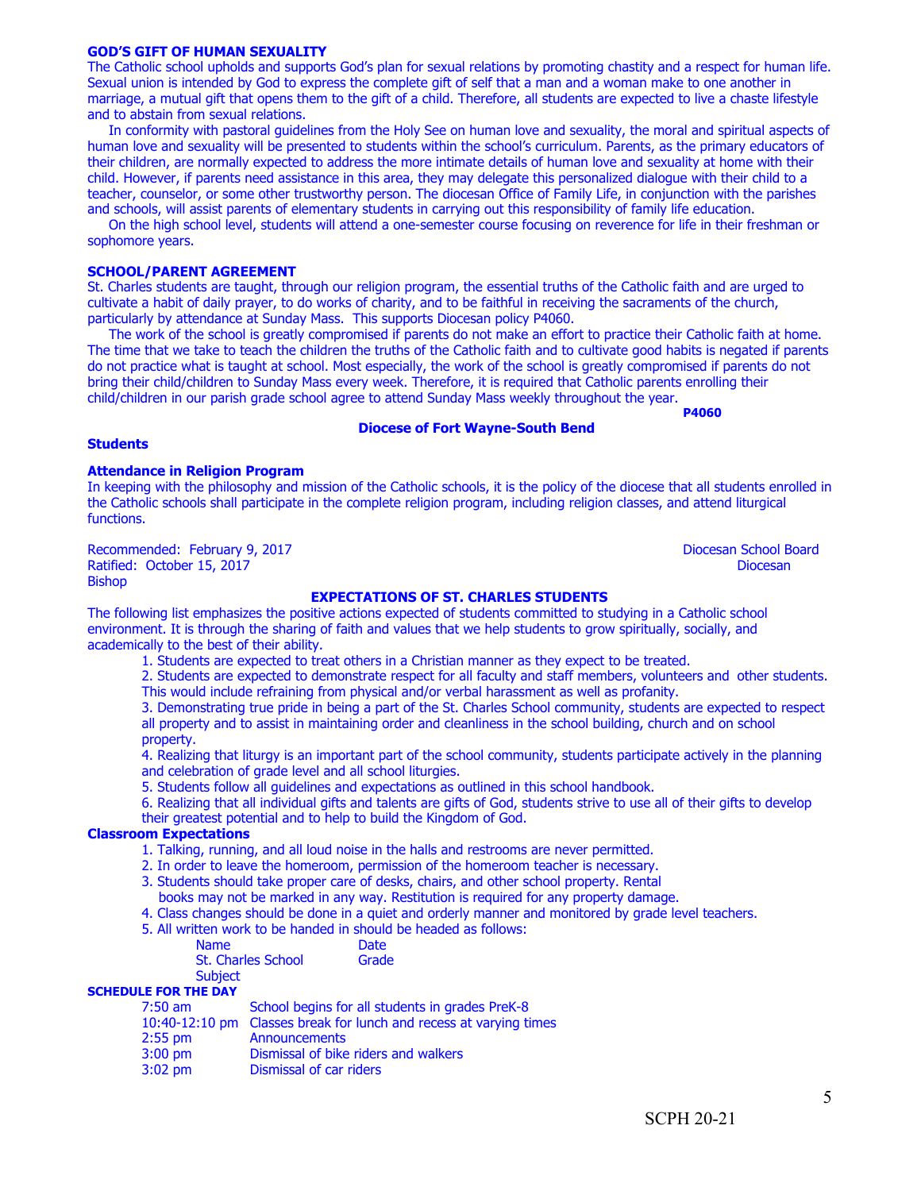## GOD'S GIFT OF HUMAN SEXUALITY

The Catholic school upholds and supports God's plan for sexual relations by promoting chastity and a respect for human life. Sexual union is intended by God to express the complete gift of self that a man and a woman make to one another in marriage, a mutual gift that opens them to the gift of a child. Therefore, all students are expected to live a chaste lifestyle and to abstain from sexual relations.

In conformity with pastoral guidelines from the Holy See on human love and sexuality, the moral and spiritual aspects of human love and sexuality will be presented to students within the school's curriculum. Parents, as the primary educators of their children, are normally expected to address the more intimate details of human love and sexuality at home with their child. However, if parents need assistance in this area, they may delegate this personalized dialogue with their child to a teacher, counselor, or some other trustworthy person. The diocesan Office of Family Life, in conjunction with the parishes and schools, will assist parents of elementary students in carrying out this responsibility of family life education.

On the high school level, students will attend a one-semester course focusing on reverence for life in their freshman or sophomore years.

## SCHOOL/PARENT AGREEMENT

St. Charles students are taught, through our religion program, the essential truths of the Catholic faith and are urged to cultivate a habit of daily prayer, to do works of charity, and to be faithful in receiving the sacraments of the church, particularly by attendance at Sunday Mass. This supports Diocesan policy P4060.

The work of the school is greatly compromised if parents do not make an effort to practice their Catholic faith at home. The time that we take to teach the children the truths of the Catholic faith and to cultivate good habits is negated if parents do not practice what is taught at school. Most especially, the work of the school is greatly compromised if parents do not bring their child/children to Sunday Mass every week. Therefore, it is required that Catholic parents enrolling their child/children in our parish grade school agree to attend Sunday Mass weekly throughout the year.

**P4060**

**Diocese of Fort Wayne-South Bend**

**Students**

**Attendance in Religion Program**

In keeping with the philosophy and mission of the Catholic schools, it is the policy of the diocese that all students enrolled in the Catholic schools shall participate in the complete religion program, including religion classes, and attend liturgical functions.

Recommended: February 9, 2017 Diocesan School Board
Ratified: October 15, 2017 Diocesan Bishop

## EXPECTATIONS OF ST. CHARLES STUDENTS

The following list emphasizes the positive actions expected of students committed to studying in a Catholic school environment. It is through the sharing of faith and values that we help students to grow spiritually, socially, and academically to the best of their ability.

1. Students are expected to treat others in a Christian manner as they expect to be treated.
2. Students are expected to demonstrate respect for all faculty and staff members, volunteers and other students. This would include refraining from physical and/or verbal harassment as well as profanity.
3. Demonstrating true pride in being a part of the St. Charles School community, students are expected to respect all property and to assist in maintaining order and cleanliness in the school building, church and on school property.
4. Realizing that liturgy is an important part of the school community, students participate actively in the planning and celebration of grade level and all school liturgies.
5. Students follow all guidelines and expectations as outlined in this school handbook.
6. Realizing that all individual gifts and talents are gifts of God, students strive to use all of their gifts to develop their greatest potential and to help to build the Kingdom of God.

**Classroom Expectations**

1. Talking, running, and all loud noise in the halls and restrooms are never permitted.
2. In order to leave the homeroom, permission of the homeroom teacher is necessary.
3. Students should take proper care of desks, chairs, and other school property. Rental books may not be marked in any way. Restitution is required for any property damage.
4. Class changes should be done in a quiet and orderly manner and monitored by grade level teachers.
5. All written work to be handed in should be headed as follows:

| | |
|---|---|
| Name | Date |
| St. Charles School | Grade |
| Subject | |

**SCHEDULE FOR THE DAY**

| | |
|---|---|
| 7:50 am | School begins for all students in grades PreK-8 |
| 10:40-12:10 pm | Classes break for lunch and recess at varying times |
| 2:55 pm | Announcements |
| 3:00 pm | Dismissal of bike riders and walkers |
| 3:02 pm | Dismissal of car riders |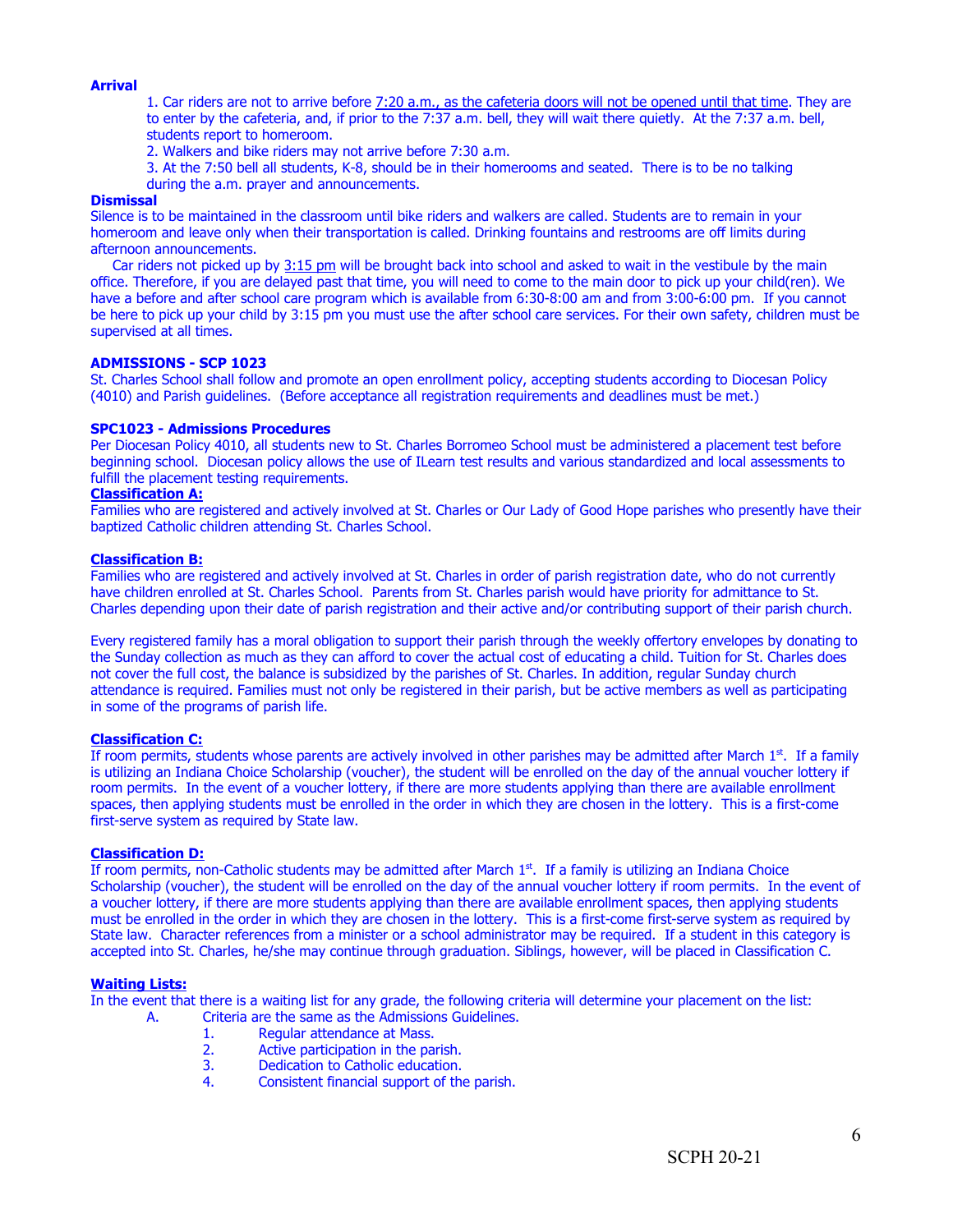**Arrival**

1. Car riders are not to arrive before 7:20 a.m., as the cafeteria doors will not be opened until that time. They are to enter by the cafeteria, and, if prior to the 7:37 a.m. bell, they will wait there quietly. At the 7:37 a.m. bell, students report to homeroom.
2. Walkers and bike riders may not arrive before 7:30 a.m.
3. At the 7:50 bell all students, K-8, should be in their homerooms and seated. There is to be no talking during the a.m. prayer and announcements.

**Dismissal**

Silence is to be maintained in the classroom until bike riders and walkers are called. Students are to remain in your homeroom and leave only when their transportation is called. Drinking fountains and restrooms are off limits during afternoon announcements.

Car riders not picked up by 3:15 pm will be brought back into school and asked to wait in the vestibule by the main office. Therefore, if you are delayed past that time, you will need to come to the main door to pick up your child(ren). We have a before and after school care program which is available from 6:30-8:00 am and from 3:00-6:00 pm. If you cannot be here to pick up your child by 3:15 pm you must use the after school care services. For their own safety, children must be supervised at all times.

**ADMISSIONS - SCP 1023**

St. Charles School shall follow and promote an open enrollment policy, accepting students according to Diocesan Policy (4010) and Parish guidelines. (Before acceptance all registration requirements and deadlines must be met.)

**SPC1023 - Admissions Procedures**

Per Diocesan Policy 4010, all students new to St. Charles Borromeo School must be administered a placement test before beginning school. Diocesan policy allows the use of ILearn test results and various standardized and local assessments to fulfill the placement testing requirements.

**Classification A:**

Families who are registered and actively involved at St. Charles or Our Lady of Good Hope parishes who presently have their baptized Catholic children attending St. Charles School.

**Classification B:**

Families who are registered and actively involved at St. Charles in order of parish registration date, who do not currently have children enrolled at St. Charles School. Parents from St. Charles parish would have priority for admittance to St. Charles depending upon their date of parish registration and their active and/or contributing support of their parish church.

Every registered family has a moral obligation to support their parish through the weekly offertory envelopes by donating to the Sunday collection as much as they can afford to cover the actual cost of educating a child. Tuition for St. Charles does not cover the full cost, the balance is subsidized by the parishes of St. Charles. In addition, regular Sunday church attendance is required. Families must not only be registered in their parish, but be active members as well as participating in some of the programs of parish life.

**Classification C:**

If room permits, students whose parents are actively involved in other parishes may be admitted after March 1st. If a family is utilizing an Indiana Choice Scholarship (voucher), the student will be enrolled on the day of the annual voucher lottery if room permits. In the event of a voucher lottery, if there are more students applying than there are available enrollment spaces, then applying students must be enrolled in the order in which they are chosen in the lottery. This is a first-come first-serve system as required by State law.

**Classification D:**

If room permits, non-Catholic students may be admitted after March 1st. If a family is utilizing an Indiana Choice Scholarship (voucher), the student will be enrolled on the day of the annual voucher lottery if room permits. In the event of a voucher lottery, if there are more students applying than there are available enrollment spaces, then applying students must be enrolled in the order in which they are chosen in the lottery. This is a first-come first-serve system as required by State law. Character references from a minister or a school administrator may be required. If a student in this category is accepted into St. Charles, he/she may continue through graduation. Siblings, however, will be placed in Classification C.

**Waiting Lists:**

In the event that there is a waiting list for any grade, the following criteria will determine your placement on the list:

A. Criteria are the same as the Admissions Guidelines.
   1. Regular attendance at Mass.
   2. Active participation in the parish.
   3. Dedication to Catholic education.
   4. Consistent financial support of the parish.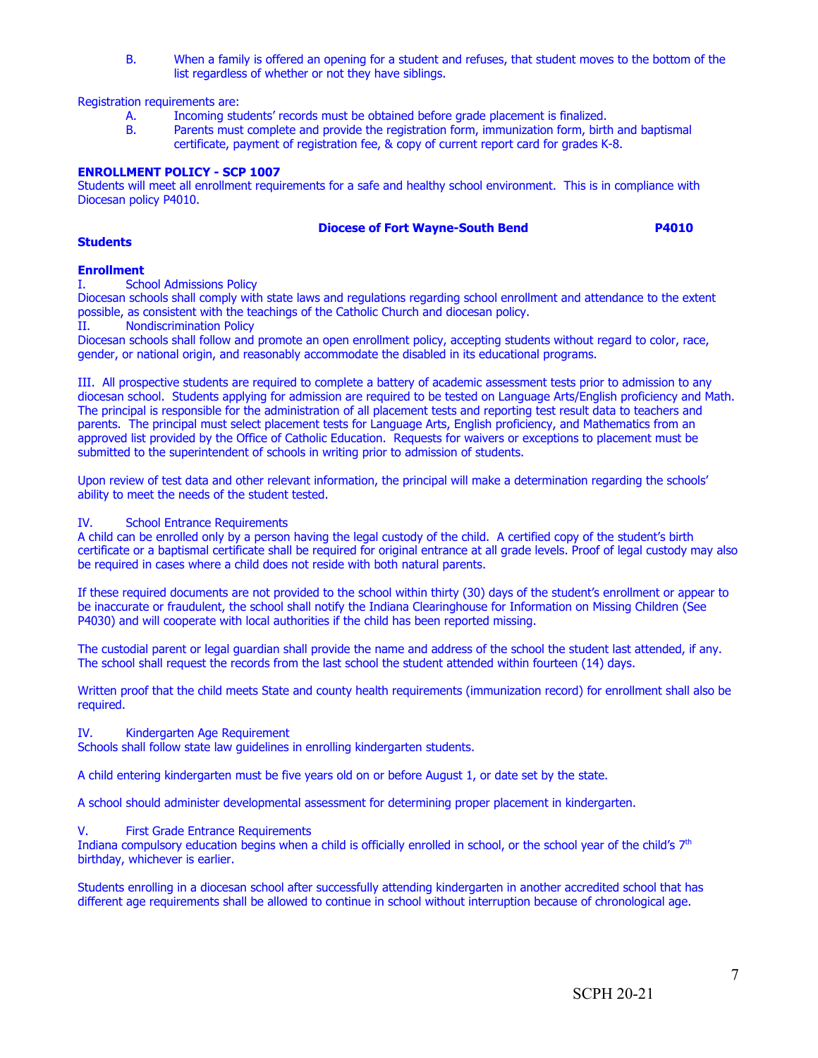B. When a family is offered an opening for a student and refuses, that student moves to the bottom of the list regardless of whether or not they have siblings.

Registration requirements are:

A. Incoming students' records must be obtained before grade placement is finalized.

B. Parents must complete and provide the registration form, immunization form, birth and baptismal certificate, payment of registration fee, & copy of current report card for grades K-8.

**ENROLLMENT POLICY - SCP 1007**

Students will meet all enrollment requirements for a safe and healthy school environment. This is in compliance with Diocesan policy P4010.

**Diocese of Fort Wayne-South Bend** **P4010**

**Students**

**Enrollment**

I. School Admissions Policy

Diocesan schools shall comply with state laws and regulations regarding school enrollment and attendance to the extent possible, as consistent with the teachings of the Catholic Church and diocesan policy.

II. Nondiscrimination Policy

Diocesan schools shall follow and promote an open enrollment policy, accepting students without regard to color, race, gender, or national origin, and reasonably accommodate the disabled in its educational programs.

III. All prospective students are required to complete a battery of academic assessment tests prior to admission to any diocesan school. Students applying for admission are required to be tested on Language Arts/English proficiency and Math. The principal is responsible for the administration of all placement tests and reporting test result data to teachers and parents. The principal must select placement tests for Language Arts, English proficiency, and Mathematics from an approved list provided by the Office of Catholic Education. Requests for waivers or exceptions to placement must be submitted to the superintendent of schools in writing prior to admission of students.

Upon review of test data and other relevant information, the principal will make a determination regarding the schools' ability to meet the needs of the student tested.

IV. School Entrance Requirements

A child can be enrolled only by a person having the legal custody of the child. A certified copy of the student's birth certificate or a baptismal certificate shall be required for original entrance at all grade levels. Proof of legal custody may also be required in cases where a child does not reside with both natural parents.

If these required documents are not provided to the school within thirty (30) days of the student's enrollment or appear to be inaccurate or fraudulent, the school shall notify the Indiana Clearinghouse for Information on Missing Children (See P4030) and will cooperate with local authorities if the child has been reported missing.

The custodial parent or legal guardian shall provide the name and address of the school the student last attended, if any. The school shall request the records from the last school the student attended within fourteen (14) days.

Written proof that the child meets State and county health requirements (immunization record) for enrollment shall also be required.

IV. Kindergarten Age Requirement

Schools shall follow state law guidelines in enrolling kindergarten students.

A child entering kindergarten must be five years old on or before August 1, or date set by the state.

A school should administer developmental assessment for determining proper placement in kindergarten.

V. First Grade Entrance Requirements

Indiana compulsory education begins when a child is officially enrolled in school, or the school year of the child's 7th birthday, whichever is earlier.

Students enrolling in a diocesan school after successfully attending kindergarten in another accredited school that has different age requirements shall be allowed to continue in school without interruption because of chronological age.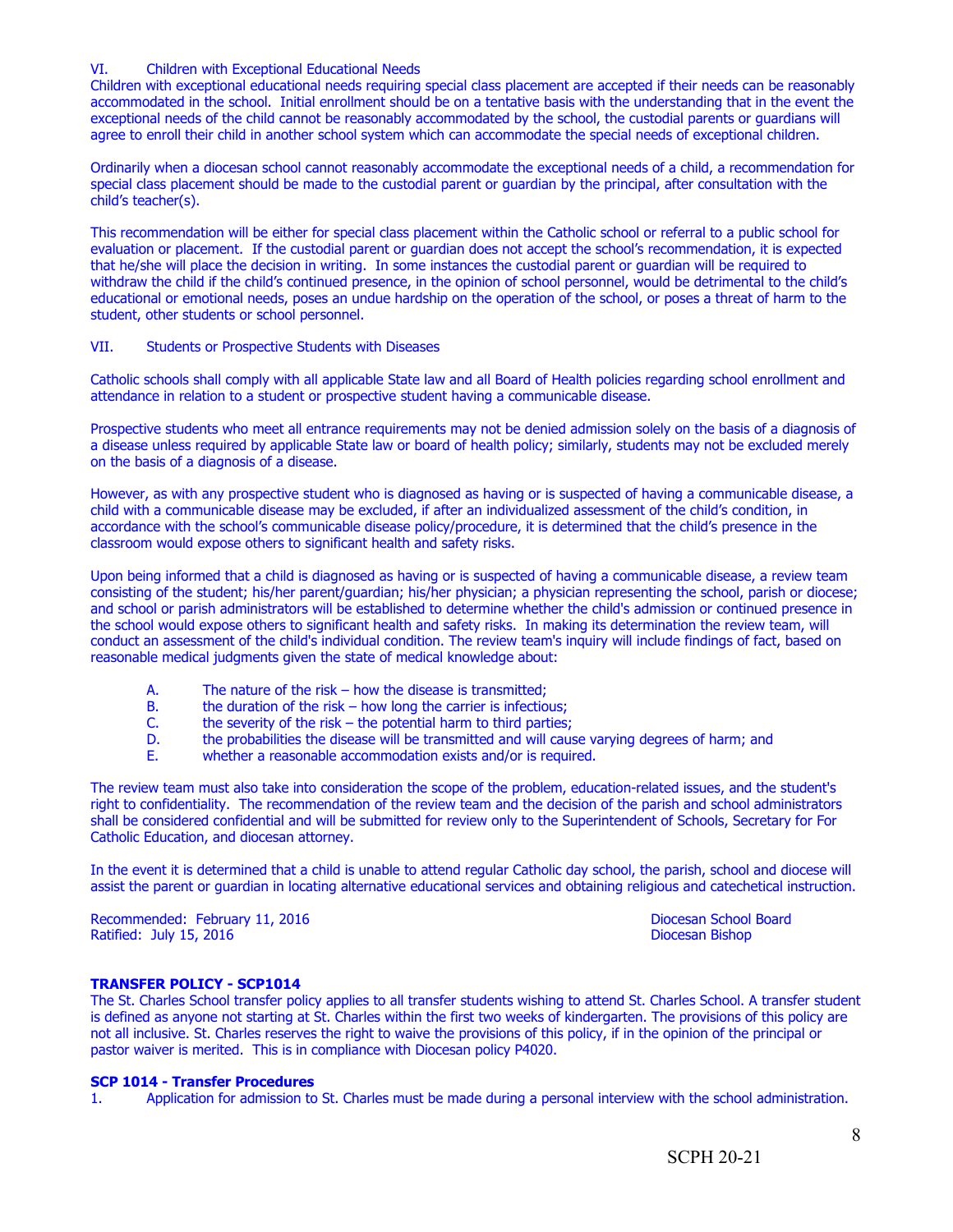VI. Children with Exceptional Educational Needs

Children with exceptional educational needs requiring special class placement are accepted if their needs can be reasonably accommodated in the school. Initial enrollment should be on a tentative basis with the understanding that in the event the exceptional needs of the child cannot be reasonably accommodated by the school, the custodial parents or guardians will agree to enroll their child in another school system which can accommodate the special needs of exceptional children.

Ordinarily when a diocesan school cannot reasonably accommodate the exceptional needs of a child, a recommendation for special class placement should be made to the custodial parent or guardian by the principal, after consultation with the child's teacher(s).

This recommendation will be either for special class placement within the Catholic school or referral to a public school for evaluation or placement. If the custodial parent or guardian does not accept the school's recommendation, it is expected that he/she will place the decision in writing. In some instances the custodial parent or guardian will be required to withdraw the child if the child's continued presence, in the opinion of school personnel, would be detrimental to the child's educational or emotional needs, poses an undue hardship on the operation of the school, or poses a threat of harm to the student, other students or school personnel.

VII. Students or Prospective Students with Diseases

Catholic schools shall comply with all applicable State law and all Board of Health policies regarding school enrollment and attendance in relation to a student or prospective student having a communicable disease.

Prospective students who meet all entrance requirements may not be denied admission solely on the basis of a diagnosis of a disease unless required by applicable State law or board of health policy; similarly, students may not be excluded merely on the basis of a diagnosis of a disease.

However, as with any prospective student who is diagnosed as having or is suspected of having a communicable disease, a child with a communicable disease may be excluded, if after an individualized assessment of the child's condition, in accordance with the school's communicable disease policy/procedure, it is determined that the child's presence in the classroom would expose others to significant health and safety risks.

Upon being informed that a child is diagnosed as having or is suspected of having a communicable disease, a review team consisting of the student; his/her parent/guardian; his/her physician; a physician representing the school, parish or diocese; and school or parish administrators will be established to determine whether the child's admission or continued presence in the school would expose others to significant health and safety risks. In making its determination the review team, will conduct an assessment of the child's individual condition. The review team's inquiry will include findings of fact, based on reasonable medical judgments given the state of medical knowledge about:

A. The nature of the risk – how the disease is transmitted;
B. the duration of the risk – how long the carrier is infectious;
C. the severity of the risk – the potential harm to third parties;
D. the probabilities the disease will be transmitted and will cause varying degrees of harm; and
E. whether a reasonable accommodation exists and/or is required.

The review team must also take into consideration the scope of the problem, education-related issues, and the student's right to confidentiality. The recommendation of the review team and the decision of the parish and school administrators shall be considered confidential and will be submitted for review only to the Superintendent of Schools, Secretary for For Catholic Education, and diocesan attorney.

In the event it is determined that a child is unable to attend regular Catholic day school, the parish, school and diocese will assist the parent or guardian in locating alternative educational services and obtaining religious and catechetical instruction.

Recommended: February 11, 2016 — Diocesan School Board
Ratified: July 15, 2016 — Diocesan Bishop

**TRANSFER POLICY - SCP1014**

The St. Charles School transfer policy applies to all transfer students wishing to attend St. Charles School. A transfer student is defined as anyone not starting at St. Charles within the first two weeks of kindergarten. The provisions of this policy are not all inclusive. St. Charles reserves the right to waive the provisions of this policy, if in the opinion of the principal or pastor waiver is merited. This is in compliance with Diocesan policy P4020.

**SCP 1014 - Transfer Procedures**

1. Application for admission to St. Charles must be made during a personal interview with the school administration.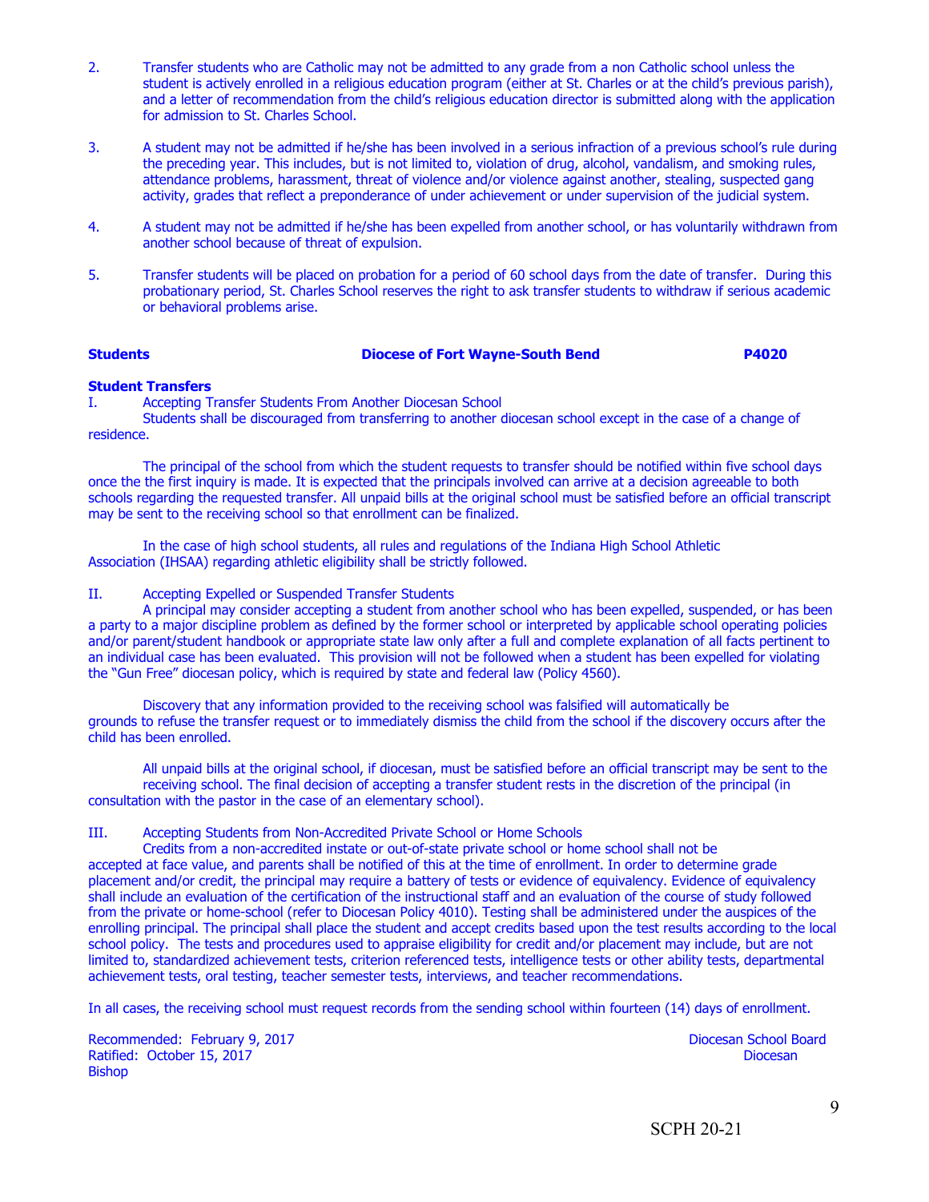2. Transfer students who are Catholic may not be admitted to any grade from a non Catholic school unless the student is actively enrolled in a religious education program (either at St. Charles or at the child's previous parish), and a letter of recommendation from the child's religious education director is submitted along with the application for admission to St. Charles School.

3. A student may not be admitted if he/she has been involved in a serious infraction of a previous school's rule during the preceding year. This includes, but is not limited to, violation of drug, alcohol, vandalism, and smoking rules, attendance problems, harassment, threat of violence and/or violence against another, stealing, suspected gang activity, grades that reflect a preponderance of under achievement or under supervision of the judicial system.

4. A student may not be admitted if he/she has been expelled from another school, or has voluntarily withdrawn from another school because of threat of expulsion.

5. Transfer students will be placed on probation for a period of 60 school days from the date of transfer. During this probationary period, St. Charles School reserves the right to ask transfer students to withdraw if serious academic or behavioral problems arise.

**Students** **Diocese of Fort Wayne-South Bend** **P4020**

**Student Transfers**

I. Accepting Transfer Students From Another Diocesan School

Students shall be discouraged from transferring to another diocesan school except in the case of a change of residence.

The principal of the school from which the student requests to transfer should be notified within five school days once the the first inquiry is made. It is expected that the principals involved can arrive at a decision agreeable to both schools regarding the requested transfer. All unpaid bills at the original school must be satisfied before an official transcript may be sent to the receiving school so that enrollment can be finalized.

In the case of high school students, all rules and regulations of the Indiana High School Athletic Association (IHSAA) regarding athletic eligibility shall be strictly followed.

II. Accepting Expelled or Suspended Transfer Students

A principal may consider accepting a student from another school who has been expelled, suspended, or has been a party to a major discipline problem as defined by the former school or interpreted by applicable school operating policies and/or parent/student handbook or appropriate state law only after a full and complete explanation of all facts pertinent to an individual case has been evaluated. This provision will not be followed when a student has been expelled for violating the "Gun Free" diocesan policy, which is required by state and federal law (Policy 4560).

Discovery that any information provided to the receiving school was falsified will automatically be grounds to refuse the transfer request or to immediately dismiss the child from the school if the discovery occurs after the child has been enrolled.

All unpaid bills at the original school, if diocesan, must be satisfied before an official transcript may be sent to the receiving school. The final decision of accepting a transfer student rests in the discretion of the principal (in consultation with the pastor in the case of an elementary school).

III. Accepting Students from Non-Accredited Private School or Home Schools

Credits from a non-accredited instate or out-of-state private school or home school shall not be accepted at face value, and parents shall be notified of this at the time of enrollment. In order to determine grade placement and/or credit, the principal may require a battery of tests or evidence of equivalency. Evidence of equivalency shall include an evaluation of the certification of the instructional staff and an evaluation of the course of study followed from the private or home-school (refer to Diocesan Policy 4010). Testing shall be administered under the auspices of the enrolling principal. The principal shall place the student and accept credits based upon the test results according to the local school policy. The tests and procedures used to appraise eligibility for credit and/or placement may include, but are not limited to, standardized achievement tests, criterion referenced tests, intelligence tests or other ability tests, departmental achievement tests, oral testing, teacher semester tests, interviews, and teacher recommendations.

In all cases, the receiving school must request records from the sending school within fourteen (14) days of enrollment.

Recommended: February 9, 2017 Diocesan School Board
Ratified: October 15, 2017 Diocesan Bishop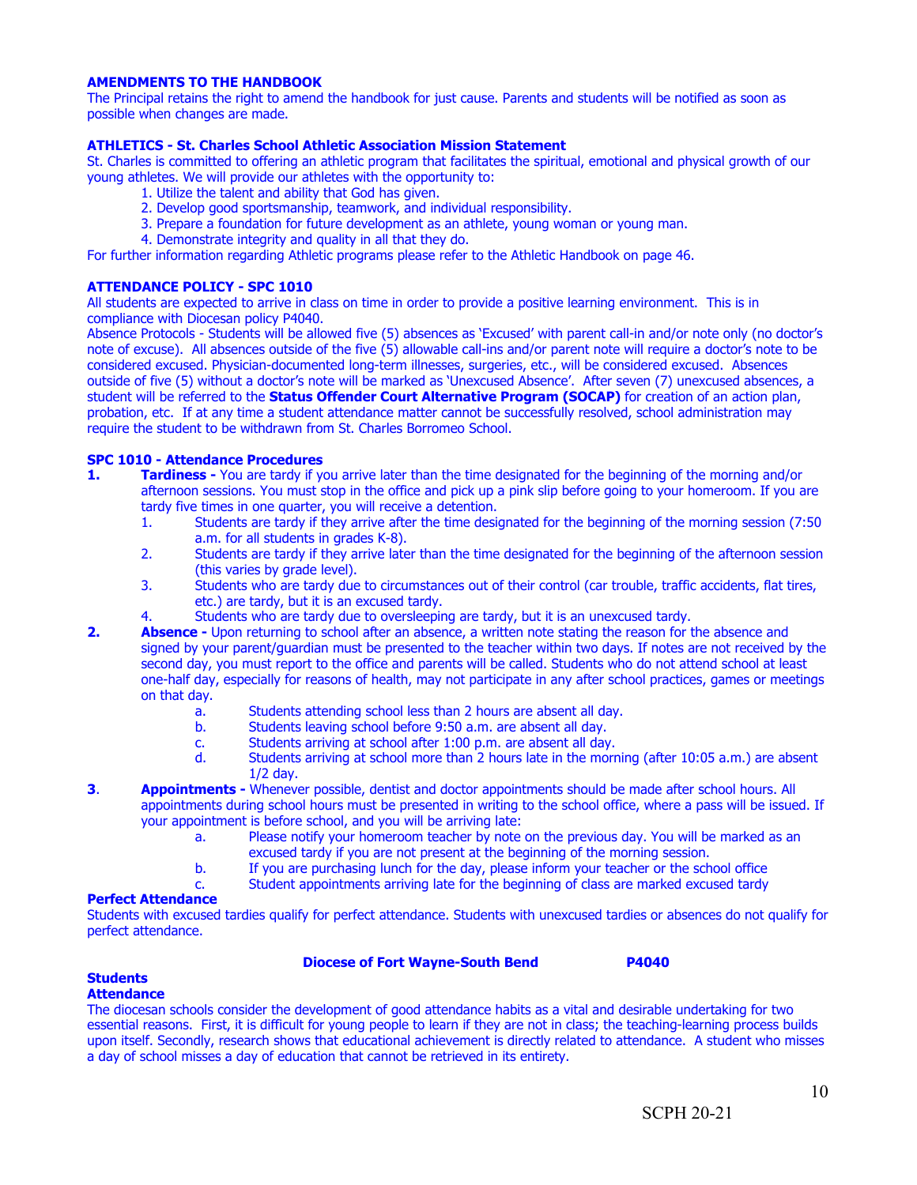**AMENDMENTS TO THE HANDBOOK**

The Principal retains the right to amend the handbook for just cause. Parents and students will be notified as soon as possible when changes are made.

**ATHLETICS - St. Charles School Athletic Association Mission Statement**

St. Charles is committed to offering an athletic program that facilitates the spiritual, emotional and physical growth of our young athletes. We will provide our athletes with the opportunity to:

1. Utilize the talent and ability that God has given.
2. Develop good sportsmanship, teamwork, and individual responsibility.
3. Prepare a foundation for future development as an athlete, young woman or young man.
4. Demonstrate integrity and quality in all that they do.

For further information regarding Athletic programs please refer to the Athletic Handbook on page 46.

**ATTENDANCE POLICY - SPC 1010**

All students are expected to arrive in class on time in order to provide a positive learning environment. This is in compliance with Diocesan policy P4040.

Absence Protocols - Students will be allowed five (5) absences as 'Excused' with parent call-in and/or note only (no doctor's note of excuse). All absences outside of the five (5) allowable call-ins and/or parent note will require a doctor's note to be considered excused. Physician-documented long-term illnesses, surgeries, etc., will be considered excused. Absences outside of five (5) without a doctor's note will be marked as 'Unexcused Absence'. After seven (7) unexcused absences, a student will be referred to the **Status Offender Court Alternative Program (SOCAP)** for creation of an action plan, probation, etc. If at any time a student attendance matter cannot be successfully resolved, school administration may require the student to be withdrawn from St. Charles Borromeo School.

**SPC 1010 - Attendance Procedures**

1. **Tardiness -** You are tardy if you arrive later than the time designated for the beginning of the morning and/or afternoon sessions. You must stop in the office and pick up a pink slip before going to your homeroom. If you are tardy five times in one quarter, you will receive a detention.
   1. Students are tardy if they arrive after the time designated for the beginning of the morning session (7:50 a.m. for all students in grades K-8).
   2. Students are tardy if they arrive later than the time designated for the beginning of the afternoon session (this varies by grade level).
   3. Students who are tardy due to circumstances out of their control (car trouble, traffic accidents, flat tires, etc.) are tardy, but it is an excused tardy.
   4. Students who are tardy due to oversleeping are tardy, but it is an unexcused tardy.
2. **Absence -** Upon returning to school after an absence, a written note stating the reason for the absence and signed by your parent/guardian must be presented to the teacher within two days. If notes are not received by the second day, you must report to the office and parents will be called. Students who do not attend school at least one-half day, especially for reasons of health, may not participate in any after school practices, games or meetings on that day.
   a. Students attending school less than 2 hours are absent all day.
   b. Students leaving school before 9:50 a.m. are absent all day.
   c. Students arriving at school after 1:00 p.m. are absent all day.
   d. Students arriving at school more than 2 hours late in the morning (after 10:05 a.m.) are absent 1/2 day.
3. **Appointments -** Whenever possible, dentist and doctor appointments should be made after school hours. All appointments during school hours must be presented in writing to the school office, where a pass will be issued. If your appointment is before school, and you will be arriving late:
   a. Please notify your homeroom teacher by note on the previous day. You will be marked as an excused tardy if you are not present at the beginning of the morning session.
   b. If you are purchasing lunch for the day, please inform your teacher or the school office
   c. Student appointments arriving late for the beginning of class are marked excused tardy

**Perfect Attendance**

Students with excused tardies qualify for perfect attendance. Students with unexcused tardies or absences do not qualify for perfect attendance.

**Diocese of Fort Wayne-South Bend P4040**

**Students**

**Attendance**

The diocesan schools consider the development of good attendance habits as a vital and desirable undertaking for two essential reasons. First, it is difficult for young people to learn if they are not in class; the teaching-learning process builds upon itself. Secondly, research shows that educational achievement is directly related to attendance. A student who misses a day of school misses a day of education that cannot be retrieved in its entirety.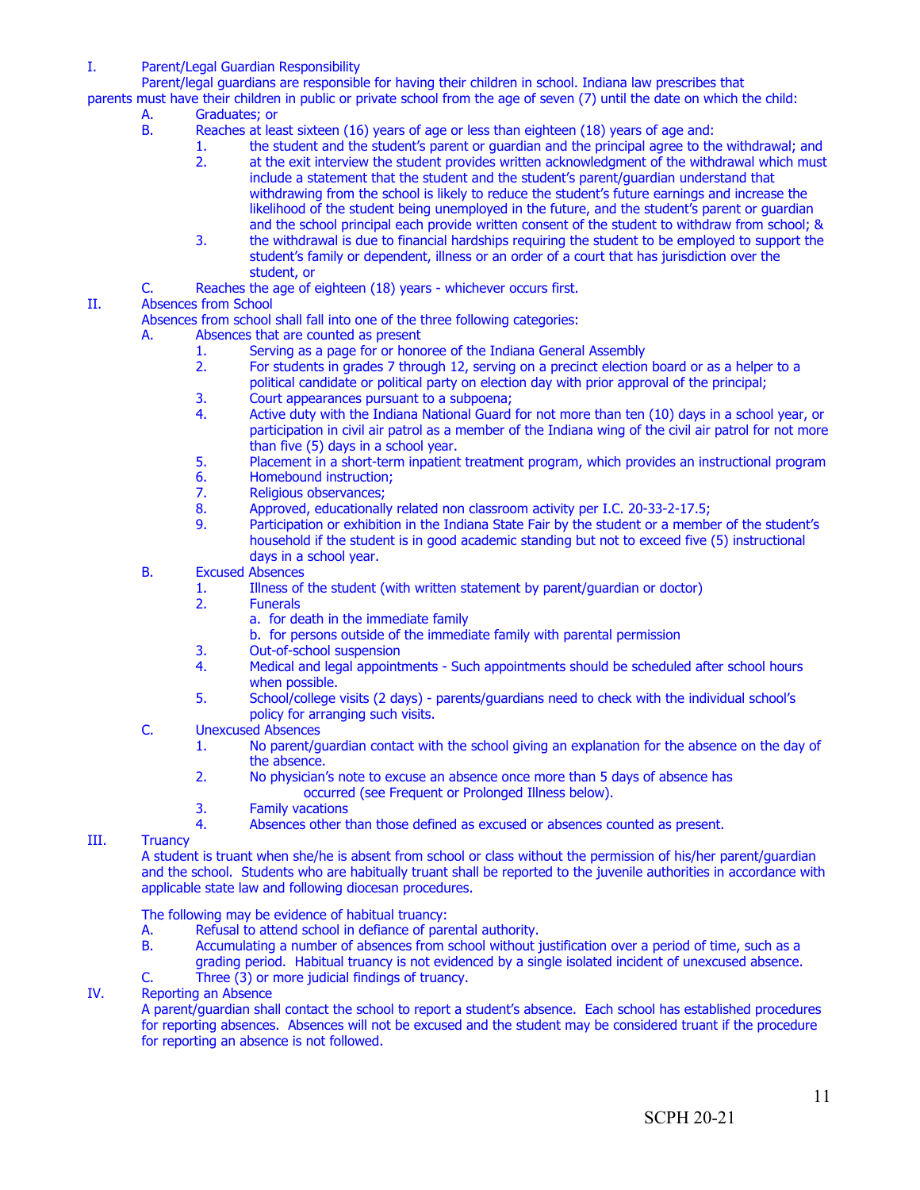## I. Parent/Legal Guardian Responsibility

Parent/legal guardians are responsible for having their children in school. Indiana law prescribes that parents must have their children in public or private school from the age of seven (7) until the date on which the child:

- A. Graduates; or
- B. Reaches at least sixteen (16) years of age or less than eighteen (18) years of age and:
  1. the student and the student's parent or guardian and the principal agree to the withdrawal; and
  2. at the exit interview the student provides written acknowledgment of the withdrawal which must include a statement that the student and the student's parent/guardian understand that withdrawing from the school is likely to reduce the student's future earnings and increase the likelihood of the student being unemployed in the future, and the student's parent or guardian and the school principal each provide written consent of the student to withdraw from school; &
  3. the withdrawal is due to financial hardships requiring the student to be employed to support the student's family or dependent, illness or an order of a court that has jurisdiction over the student, or
- C. Reaches the age of eighteen (18) years - whichever occurs first.

## II. Absences from School

Absences from school shall fall into one of the three following categories:

- A. Absences that are counted as present
  1. Serving as a page for or honoree of the Indiana General Assembly
  2. For students in grades 7 through 12, serving on a precinct election board or as a helper to a political candidate or political party on election day with prior approval of the principal;
  3. Court appearances pursuant to a subpoena;
  4. Active duty with the Indiana National Guard for not more than ten (10) days in a school year, or participation in civil air patrol as a member of the Indiana wing of the civil air patrol for not more than five (5) days in a school year.
  5. Placement in a short-term inpatient treatment program, which provides an instructional program
  6. Homebound instruction;
  7. Religious observances;
  8. Approved, educationally related non classroom activity per I.C. 20-33-2-17.5;
  9. Participation or exhibition in the Indiana State Fair by the student or a member of the student's household if the student is in good academic standing but not to exceed five (5) instructional days in a school year.
- B. Excused Absences
  1. Illness of the student (with written statement by parent/guardian or doctor)
  2. Funerals
     - a. for death in the immediate family
     - b. for persons outside of the immediate family with parental permission
  3. Out-of-school suspension
  4. Medical and legal appointments - Such appointments should be scheduled after school hours when possible.
  5. School/college visits (2 days) - parents/guardians need to check with the individual school's policy for arranging such visits.
- C. Unexcused Absences
  1. No parent/guardian contact with the school giving an explanation for the absence on the day of the absence.
  2. No physician's note to excuse an absence once more than 5 days of absence has occurred (see Frequent or Prolonged Illness below).
  3. Family vacations
  4. Absences other than those defined as excused or absences counted as present.

## III. Truancy

A student is truant when she/he is absent from school or class without the permission of his/her parent/guardian and the school. Students who are habitually truant shall be reported to the juvenile authorities in accordance with applicable state law and following diocesan procedures.

The following may be evidence of habitual truancy:

- A. Refusal to attend school in defiance of parental authority.
- B. Accumulating a number of absences from school without justification over a period of time, such as a grading period. Habitual truancy is not evidenced by a single isolated incident of unexcused absence.
- C. Three (3) or more judicial findings of truancy.

## IV. Reporting an Absence

A parent/guardian shall contact the school to report a student's absence. Each school has established procedures for reporting absences. Absences will not be excused and the student may be considered truant if the procedure for reporting an absence is not followed.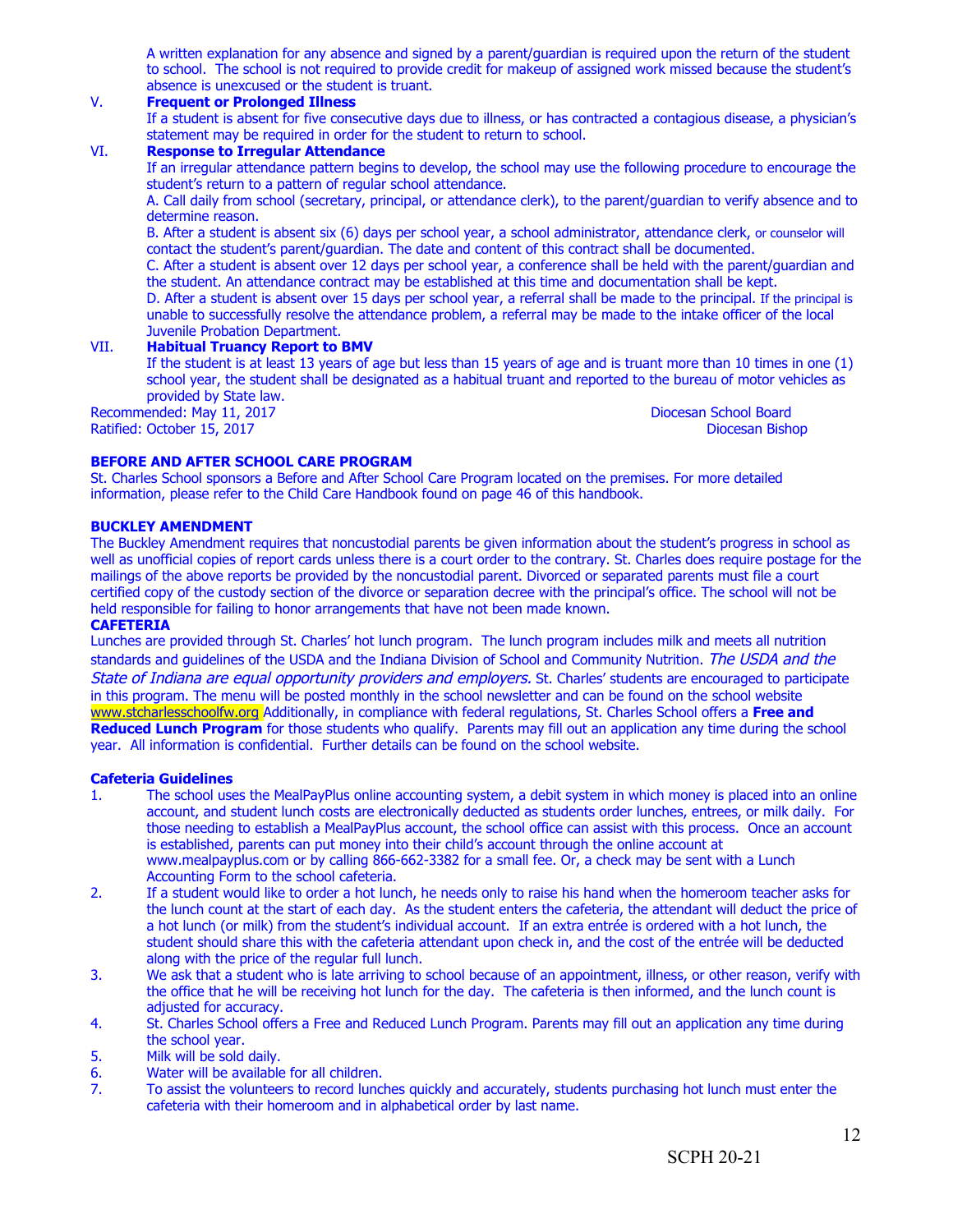A written explanation for any absence and signed by a parent/guardian is required upon the return of the student to school. The school is not required to provide credit for makeup of assigned work missed because the student's absence is unexcused or the student is truant.

V. **Frequent or Prolonged Illness**

If a student is absent for five consecutive days due to illness, or has contracted a contagious disease, a physician's statement may be required in order for the student to return to school.

VI. **Response to Irregular Attendance**

If an irregular attendance pattern begins to develop, the school may use the following procedure to encourage the student's return to a pattern of regular school attendance.

A. Call daily from school (secretary, principal, or attendance clerk), to the parent/guardian to verify absence and to determine reason.

B. After a student is absent six (6) days per school year, a school administrator, attendance clerk, or counselor will contact the student's parent/guardian. The date and content of this contract shall be documented.

C. After a student is absent over 12 days per school year, a conference shall be held with the parent/guardian and the student. An attendance contract may be established at this time and documentation shall be kept.

D. After a student is absent over 15 days per school year, a referral shall be made to the principal. If the principal is unable to successfully resolve the attendance problem, a referral may be made to the intake officer of the local Juvenile Probation Department.

VII. **Habitual Truancy Report to BMV**

If the student is at least 13 years of age but less than 15 years of age and is truant more than 10 times in one (1) school year, the student shall be designated as a habitual truant and reported to the bureau of motor vehicles as provided by State law.

Recommended: May 11, 2017 Diocesan School Board
Ratified: October 15, 2017 Diocesan Bishop

**BEFORE AND AFTER SCHOOL CARE PROGRAM**

St. Charles School sponsors a Before and After School Care Program located on the premises. For more detailed information, please refer to the Child Care Handbook found on page 46 of this handbook.

**BUCKLEY AMENDMENT**

The Buckley Amendment requires that noncustodial parents be given information about the student's progress in school as well as unofficial copies of report cards unless there is a court order to the contrary. St. Charles does require postage for the mailings of the above reports be provided by the noncustodial parent. Divorced or separated parents must file a court certified copy of the custody section of the divorce or separation decree with the principal's office. The school will not be held responsible for failing to honor arrangements that have not been made known.

**CAFETERIA**

Lunches are provided through St. Charles' hot lunch program. The lunch program includes milk and meets all nutrition standards and guidelines of the USDA and the Indiana Division of School and Community Nutrition. *The USDA and the State of Indiana are equal opportunity providers and employers.* St. Charles' students are encouraged to participate in this program. The menu will be posted monthly in the school newsletter and can be found on the school website www.stcharlesschoolfw.org Additionally, in compliance with federal regulations, St. Charles School offers a **Free and Reduced Lunch Program** for those students who qualify. Parents may fill out an application any time during the school year. All information is confidential. Further details can be found on the school website.

**Cafeteria Guidelines**

1. The school uses the MealPayPlus online accounting system, a debit system in which money is placed into an online account, and student lunch costs are electronically deducted as students order lunches, entrees, or milk daily. For those needing to establish a MealPayPlus account, the school office can assist with this process. Once an account is established, parents can put money into their child's account through the online account at www.mealpayplus.com or by calling 866-662-3382 for a small fee. Or, a check may be sent with a Lunch Accounting Form to the school cafeteria.
2. If a student would like to order a hot lunch, he needs only to raise his hand when the homeroom teacher asks for the lunch count at the start of each day. As the student enters the cafeteria, the attendant will deduct the price of a hot lunch (or milk) from the student's individual account. If an extra entrée is ordered with a hot lunch, the student should share this with the cafeteria attendant upon check in, and the cost of the entrée will be deducted along with the price of the regular full lunch.
3. We ask that a student who is late arriving to school because of an appointment, illness, or other reason, verify with the office that he will be receiving hot lunch for the day. The cafeteria is then informed, and the lunch count is adjusted for accuracy.
4. St. Charles School offers a Free and Reduced Lunch Program. Parents may fill out an application any time during the school year.
5. Milk will be sold daily.
6. Water will be available for all children.
7. To assist the volunteers to record lunches quickly and accurately, students purchasing hot lunch must enter the cafeteria with their homeroom and in alphabetical order by last name.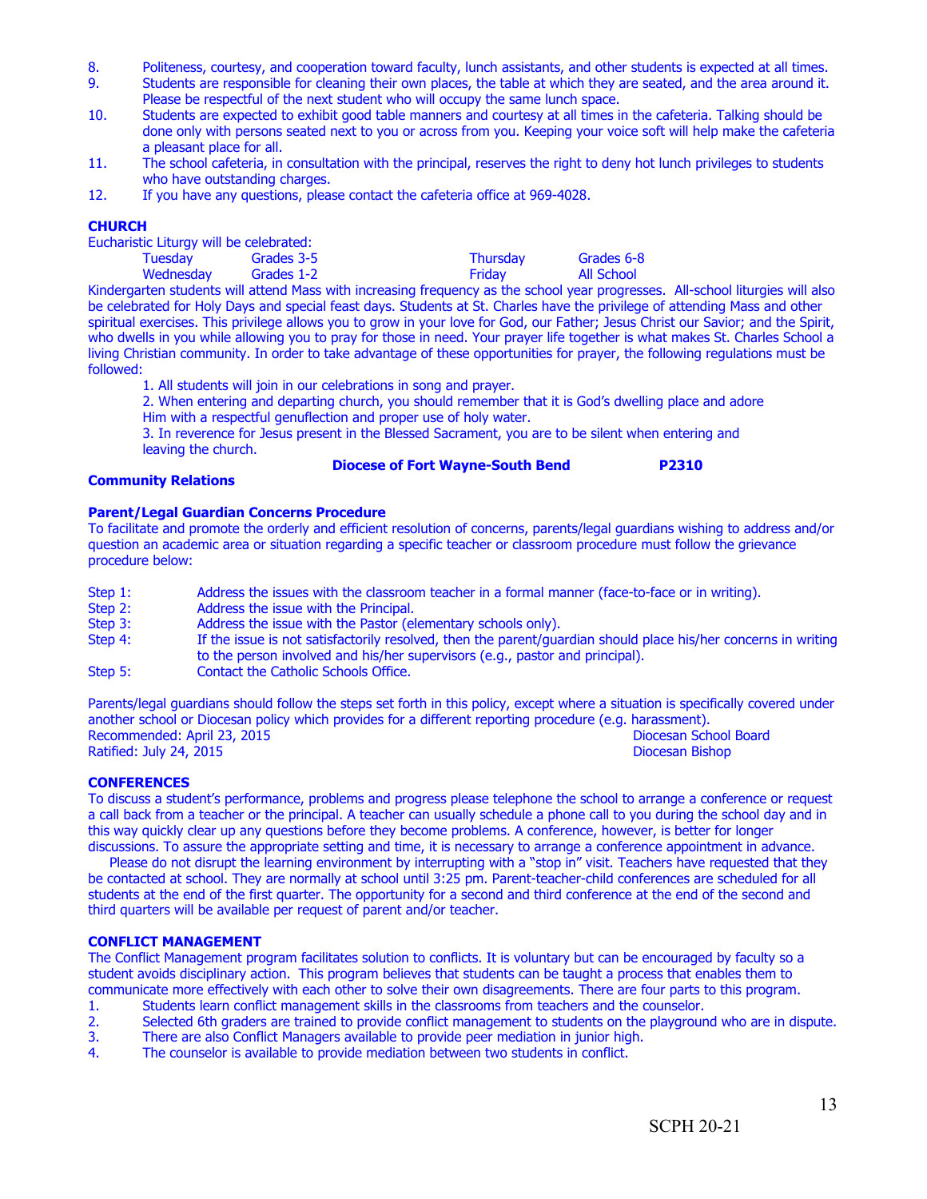8. Politeness, courtesy, and cooperation toward faculty, lunch assistants, and other students is expected at all times.
9. Students are responsible for cleaning their own places, the table at which they are seated, and the area around it. Please be respectful of the next student who will occupy the same lunch space.
10. Students are expected to exhibit good table manners and courtesy at all times in the cafeteria. Talking should be done only with persons seated next to you or across from you. Keeping your voice soft will help make the cafeteria a pleasant place for all.
11. The school cafeteria, in consultation with the principal, reserves the right to deny hot lunch privileges to students who have outstanding charges.
12. If you have any questions, please contact the cafeteria office at 969-4028.

**CHURCH**

Eucharistic Liturgy will be celebrated:

| | | | |
|---|---|---|---|
| Tuesday | Grades 3-5 | Thursday | Grades 6-8 |
| Wednesday | Grades 1-2 | Friday | All School |

Kindergarten students will attend Mass with increasing frequency as the school year progresses. All-school liturgies will also be celebrated for Holy Days and special feast days. Students at St. Charles have the privilege of attending Mass and other spiritual exercises. This privilege allows you to grow in your love for God, our Father; Jesus Christ our Savior; and the Spirit, who dwells in you while allowing you to pray for those in need. Your prayer life together is what makes St. Charles School a living Christian community. In order to take advantage of these opportunities for prayer, the following regulations must be followed:

1. All students will join in our celebrations in song and prayer.
2. When entering and departing church, you should remember that it is God's dwelling place and adore Him with a respectful genuflection and proper use of holy water.
3. In reverence for Jesus present in the Blessed Sacrament, you are to be silent when entering and leaving the church.

**Diocese of Fort Wayne-South Bend P2310**

**Community Relations**

**Parent/Legal Guardian Concerns Procedure**

To facilitate and promote the orderly and efficient resolution of concerns, parents/legal guardians wishing to address and/or question an academic area or situation regarding a specific teacher or classroom procedure must follow the grievance procedure below:

Step 1: Address the issues with the classroom teacher in a formal manner (face-to-face or in writing).
Step 2: Address the issue with the Principal.
Step 3: Address the issue with the Pastor (elementary schools only).
Step 4: If the issue is not satisfactorily resolved, then the parent/guardian should place his/her concerns in writing to the person involved and his/her supervisors (e.g., pastor and principal).
Step 5: Contact the Catholic Schools Office.

Parents/legal guardians should follow the steps set forth in this policy, except where a situation is specifically covered under another school or Diocesan policy which provides for a different reporting procedure (e.g. harassment).

Recommended: April 23, 2015 — Diocesan School Board
Ratified: July 24, 2015 — Diocesan Bishop

**CONFERENCES**

To discuss a student's performance, problems and progress please telephone the school to arrange a conference or request a call back from a teacher or the principal. A teacher can usually schedule a phone call to you during the school day and in this way quickly clear up any questions before they become problems. A conference, however, is better for longer discussions. To assure the appropriate setting and time, it is necessary to arrange a conference appointment in advance.

Please do not disrupt the learning environment by interrupting with a "stop in" visit. Teachers have requested that they be contacted at school. They are normally at school until 3:25 pm. Parent-teacher-child conferences are scheduled for all students at the end of the first quarter. The opportunity for a second and third conference at the end of the second and third quarters will be available per request of parent and/or teacher.

**CONFLICT MANAGEMENT**

The Conflict Management program facilitates solution to conflicts. It is voluntary but can be encouraged by faculty so a student avoids disciplinary action. This program believes that students can be taught a process that enables them to communicate more effectively with each other to solve their own disagreements. There are four parts to this program.

1. Students learn conflict management skills in the classrooms from teachers and the counselor.
2. Selected 6th graders are trained to provide conflict management to students on the playground who are in dispute.
3. There are also Conflict Managers available to provide peer mediation in junior high.
4. The counselor is available to provide mediation between two students in conflict.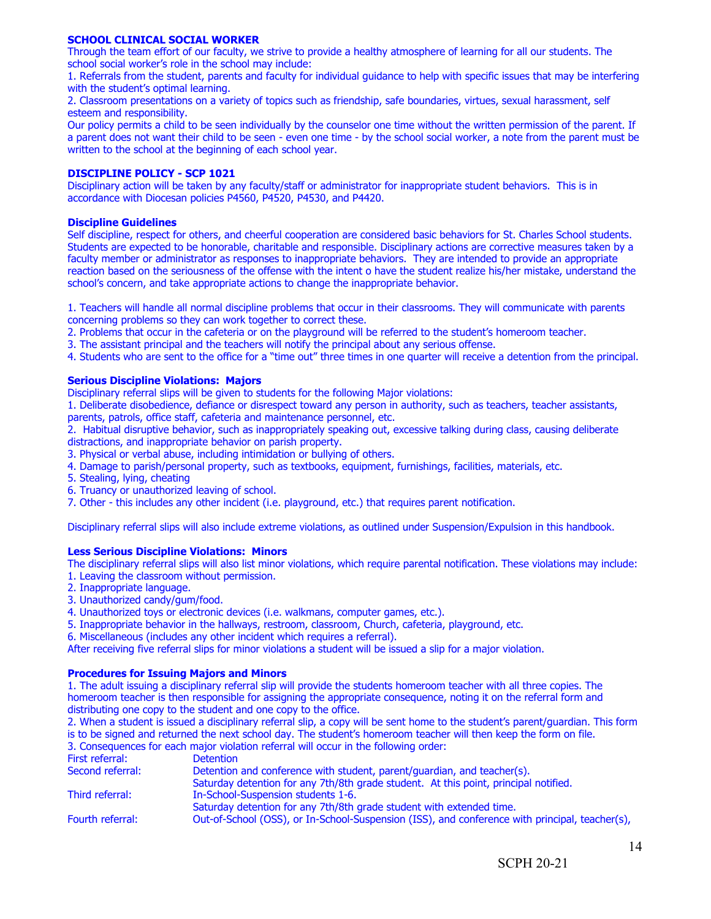**SCHOOL CLINICAL SOCIAL WORKER**

Through the team effort of our faculty, we strive to provide a healthy atmosphere of learning for all our students. The school social worker's role in the school may include:

1. Referrals from the student, parents and faculty for individual guidance to help with specific issues that may be interfering with the student's optimal learning.
2. Classroom presentations on a variety of topics such as friendship, safe boundaries, virtues, sexual harassment, self esteem and responsibility.

Our policy permits a child to be seen individually by the counselor one time without the written permission of the parent. If a parent does not want their child to be seen - even one time - by the school social worker, a note from the parent must be written to the school at the beginning of each school year.

**DISCIPLINE POLICY - SCP 1021**

Disciplinary action will be taken by any faculty/staff or administrator for inappropriate student behaviors. This is in accordance with Diocesan policies P4560, P4520, P4530, and P4420.

**Discipline Guidelines**

Self discipline, respect for others, and cheerful cooperation are considered basic behaviors for St. Charles School students. Students are expected to be honorable, charitable and responsible. Disciplinary actions are corrective measures taken by a faculty member or administrator as responses to inappropriate behaviors. They are intended to provide an appropriate reaction based on the seriousness of the offense with the intent o have the student realize his/her mistake, understand the school's concern, and take appropriate actions to change the inappropriate behavior.

1. Teachers will handle all normal discipline problems that occur in their classrooms. They will communicate with parents concerning problems so they can work together to correct these.
2. Problems that occur in the cafeteria or on the playground will be referred to the student's homeroom teacher.
3. The assistant principal and the teachers will notify the principal about any serious offense.
4. Students who are sent to the office for a "time out" three times in one quarter will receive a detention from the principal.

**Serious Discipline Violations: Majors**

Disciplinary referral slips will be given to students for the following Major violations:

1. Deliberate disobedience, defiance or disrespect toward any person in authority, such as teachers, teacher assistants, parents, patrols, office staff, cafeteria and maintenance personnel, etc.
2. Habitual disruptive behavior, such as inappropriately speaking out, excessive talking during class, causing deliberate distractions, and inappropriate behavior on parish property.
3. Physical or verbal abuse, including intimidation or bullying of others.
4. Damage to parish/personal property, such as textbooks, equipment, furnishings, facilities, materials, etc.
5. Stealing, lying, cheating
6. Truancy or unauthorized leaving of school.
7. Other - this includes any other incident (i.e. playground, etc.) that requires parent notification.

Disciplinary referral slips will also include extreme violations, as outlined under Suspension/Expulsion in this handbook.

**Less Serious Discipline Violations: Minors**

The disciplinary referral slips will also list minor violations, which require parental notification. These violations may include:

1. Leaving the classroom without permission.
2. Inappropriate language.
3. Unauthorized candy/gum/food.
4. Unauthorized toys or electronic devices (i.e. walkmans, computer games, etc.).
5. Inappropriate behavior in the hallways, restroom, classroom, Church, cafeteria, playground, etc.
6. Miscellaneous (includes any other incident which requires a referral).

After receiving five referral slips for minor violations a student will be issued a slip for a major violation.

**Procedures for Issuing Majors and Minors**

1. The adult issuing a disciplinary referral slip will provide the students homeroom teacher with all three copies. The homeroom teacher is then responsible for assigning the appropriate consequence, noting it on the referral form and distributing one copy to the student and one copy to the office.
2. When a student is issued a disciplinary referral slip, a copy will be sent home to the student's parent/guardian. This form is to be signed and returned the next school day. The student's homeroom teacher will then keep the form on file.
3. Consequences for each major violation referral will occur in the following order:

| | |
|---|---|
| First referral: | Detention |
| Second referral: | Detention and conference with student, parent/guardian, and teacher(s). Saturday detention for any 7th/8th grade student. At this point, principal notified. |
| Third referral: | In-School-Suspension students 1-6. Saturday detention for any 7th/8th grade student with extended time. |
| Fourth referral: | Out-of-School (OSS), or In-School-Suspension (ISS), and conference with principal, teacher(s), |

SCPH 20-21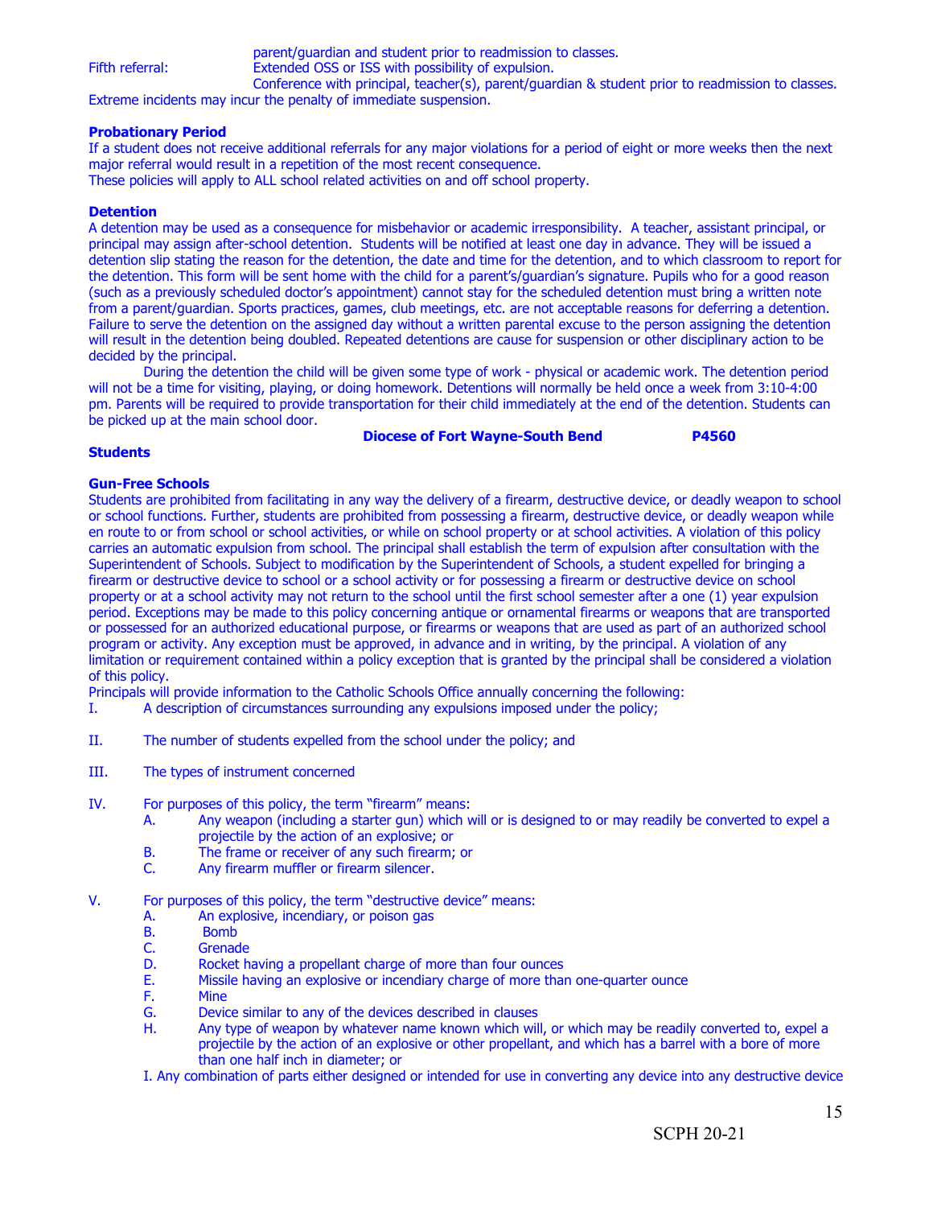parent/guardian and student prior to readmission to classes.

Fifth referral: Extended OSS or ISS with possibility of expulsion.
Conference with principal, teacher(s), parent/guardian & student prior to readmission to classes.

Extreme incidents may incur the penalty of immediate suspension.

**Probationary Period**

If a student does not receive additional referrals for any major violations for a period of eight or more weeks then the next major referral would result in a repetition of the most recent consequence.
These policies will apply to ALL school related activities on and off school property.

**Detention**

A detention may be used as a consequence for misbehavior or academic irresponsibility. A teacher, assistant principal, or principal may assign after-school detention. Students will be notified at least one day in advance. They will be issued a detention slip stating the reason for the detention, the date and time for the detention, and to which classroom to report for the detention. This form will be sent home with the child for a parent's/guardian's signature. Pupils who for a good reason (such as a previously scheduled doctor's appointment) cannot stay for the scheduled detention must bring a written note from a parent/guardian. Sports practices, games, club meetings, etc. are not acceptable reasons for deferring a detention. Failure to serve the detention on the assigned day without a written parental excuse to the person assigning the detention will result in the detention being doubled. Repeated detentions are cause for suspension or other disciplinary action to be decided by the principal.

During the detention the child will be given some type of work - physical or academic work. The detention period will not be a time for visiting, playing, or doing homework. Detentions will normally be held once a week from 3:10-4:00 pm. Parents will be required to provide transportation for their child immediately at the end of the detention. Students can be picked up at the main school door.

**Diocese of Fort Wayne-South Bend P4560**

**Students**

**Gun-Free Schools**

Students are prohibited from facilitating in any way the delivery of a firearm, destructive device, or deadly weapon to school or school functions. Further, students are prohibited from possessing a firearm, destructive device, or deadly weapon while en route to or from school or school activities, or while on school property or at school activities. A violation of this policy carries an automatic expulsion from school. The principal shall establish the term of expulsion after consultation with the Superintendent of Schools. Subject to modification by the Superintendent of Schools, a student expelled for bringing a firearm or destructive device to school or a school activity or for possessing a firearm or destructive device on school property or at a school activity may not return to the school until the first school semester after a one (1) year expulsion period. Exceptions may be made to this policy concerning antique or ornamental firearms or weapons that are transported or possessed for an authorized educational purpose, or firearms or weapons that are used as part of an authorized school program or activity. Any exception must be approved, in advance and in writing, by the principal. A violation of any limitation or requirement contained within a policy exception that is granted by the principal shall be considered a violation of this policy.

Principals will provide information to the Catholic Schools Office annually concerning the following:

I. A description of circumstances surrounding any expulsions imposed under the policy;

II. The number of students expelled from the school under the policy; and

III. The types of instrument concerned

IV. For purposes of this policy, the term "firearm" means:
   A. Any weapon (including a starter gun) which will or is designed to or may readily be converted to expel a projectile by the action of an explosive; or
   B. The frame or receiver of any such firearm; or
   C. Any firearm muffler or firearm silencer.

V. For purposes of this policy, the term "destructive device" means:
   A. An explosive, incendiary, or poison gas
   B. Bomb
   C. Grenade
   D. Rocket having a propellant charge of more than four ounces
   E. Missile having an explosive or incendiary charge of more than one-quarter ounce
   F. Mine
   G. Device similar to any of the devices described in clauses
   H. Any type of weapon by whatever name known which will, or which may be readily converted to, expel a projectile by the action of an explosive or other propellant, and which has a barrel with a bore of more than one half inch in diameter; or
   I. Any combination of parts either designed or intended for use in converting any device into any destructive device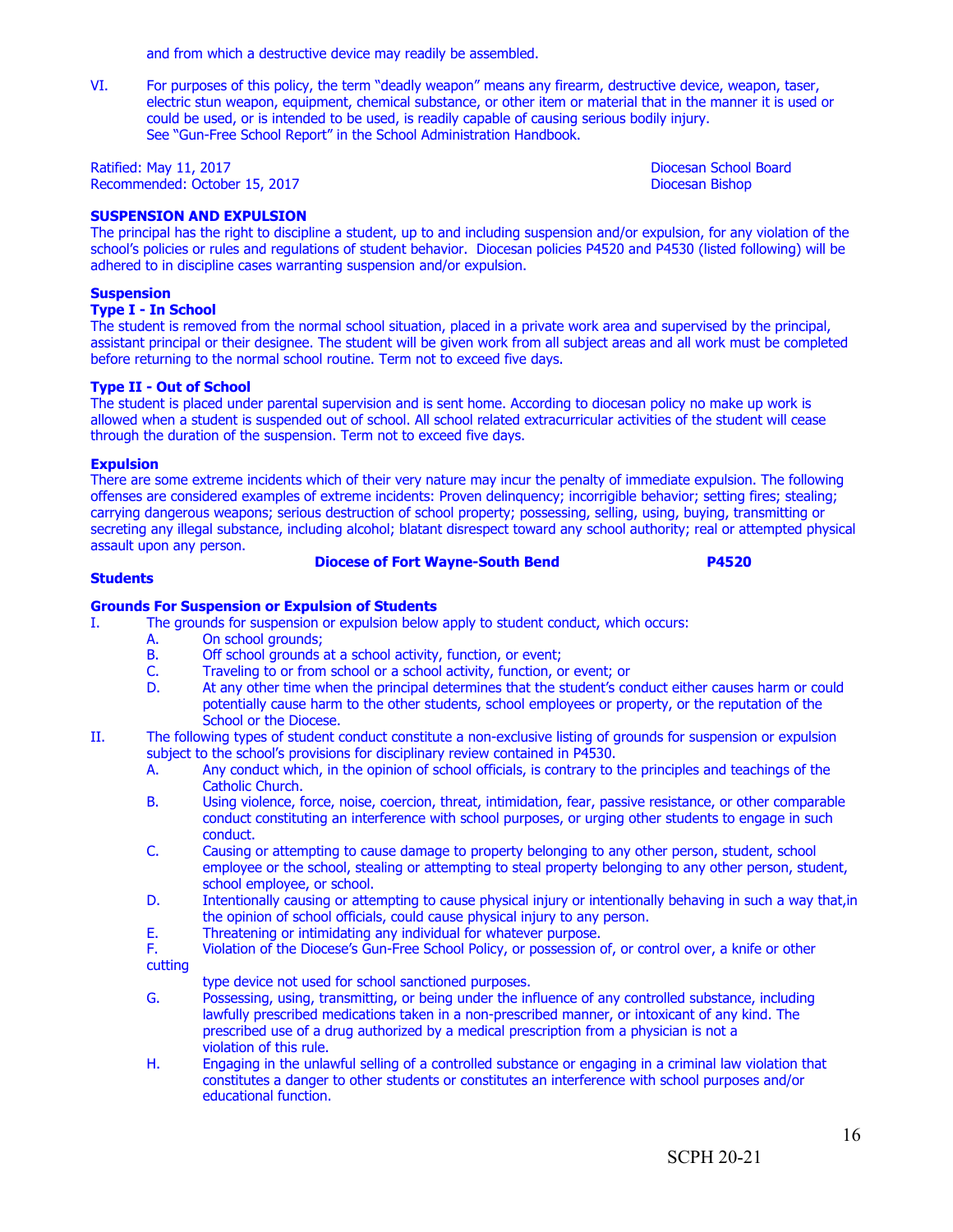and from which a destructive device may readily be assembled.

VI. For purposes of this policy, the term "deadly weapon" means any firearm, destructive device, weapon, taser, electric stun weapon, equipment, chemical substance, or other item or material that in the manner it is used or could be used, or is intended to be used, is readily capable of causing serious bodily injury. See "Gun-Free School Report" in the School Administration Handbook.

Ratified: May 11, 2017 — Diocesan School Board
Recommended: October 15, 2017 — Diocesan Bishop

**SUSPENSION AND EXPULSION**

The principal has the right to discipline a student, up to and including suspension and/or expulsion, for any violation of the school's policies or rules and regulations of student behavior. Diocesan policies P4520 and P4530 (listed following) will be adhered to in discipline cases warranting suspension and/or expulsion.

**Suspension**

**Type I - In School**

The student is removed from the normal school situation, placed in a private work area and supervised by the principal, assistant principal or their designee. The student will be given work from all subject areas and all work must be completed before returning to the normal school routine. Term not to exceed five days.

**Type II - Out of School**

The student is placed under parental supervision and is sent home. According to diocesan policy no make up work is allowed when a student is suspended out of school. All school related extracurricular activities of the student will cease through the duration of the suspension. Term not to exceed five days.

**Expulsion**

There are some extreme incidents which of their very nature may incur the penalty of immediate expulsion. The following offenses are considered examples of extreme incidents: Proven delinquency; incorrigible behavior; setting fires; stealing; carrying dangerous weapons; serious destruction of school property; possessing, selling, using, buying, transmitting or secreting any illegal substance, including alcohol; blatant disrespect toward any school authority; real or attempted physical assault upon any person.

**Diocese of Fort Wayne-South Bend** — **P4520**

**Students**

**Grounds For Suspension or Expulsion of Students**

I. The grounds for suspension or expulsion below apply to student conduct, which occurs:
   - A. On school grounds;
   - B. Off school grounds at a school activity, function, or event;
   - C. Traveling to or from school or a school activity, function, or event; or
   - D. At any other time when the principal determines that the student's conduct either causes harm or could potentially cause harm to the other students, school employees or property, or the reputation of the School or the Diocese.

II. The following types of student conduct constitute a non-exclusive listing of grounds for suspension or expulsion subject to the school's provisions for disciplinary review contained in P4530.
   - A. Any conduct which, in the opinion of school officials, is contrary to the principles and teachings of the Catholic Church.
   - B. Using violence, force, noise, coercion, threat, intimidation, fear, passive resistance, or other comparable conduct constituting an interference with school purposes, or urging other students to engage in such conduct.
   - C. Causing or attempting to cause damage to property belonging to any other person, student, school employee or the school, stealing or attempting to steal property belonging to any other person, student, school employee, or school.
   - D. Intentionally causing or attempting to cause physical injury or intentionally behaving in such a way that,in the opinion of school officials, could cause physical injury to any person.
   - E. Threatening or intimidating any individual for whatever purpose.
   - F. Violation of the Diocese's Gun-Free School Policy, or possession of, or control over, a knife or other cutting type device not used for school sanctioned purposes.
   - G. Possessing, using, transmitting, or being under the influence of any controlled substance, including lawfully prescribed medications taken in a non-prescribed manner, or intoxicant of any kind. The prescribed use of a drug authorized by a medical prescription from a physician is not a violation of this rule.
   - H. Engaging in the unlawful selling of a controlled substance or engaging in a criminal law violation that constitutes a danger to other students or constitutes an interference with school purposes and/or educational function.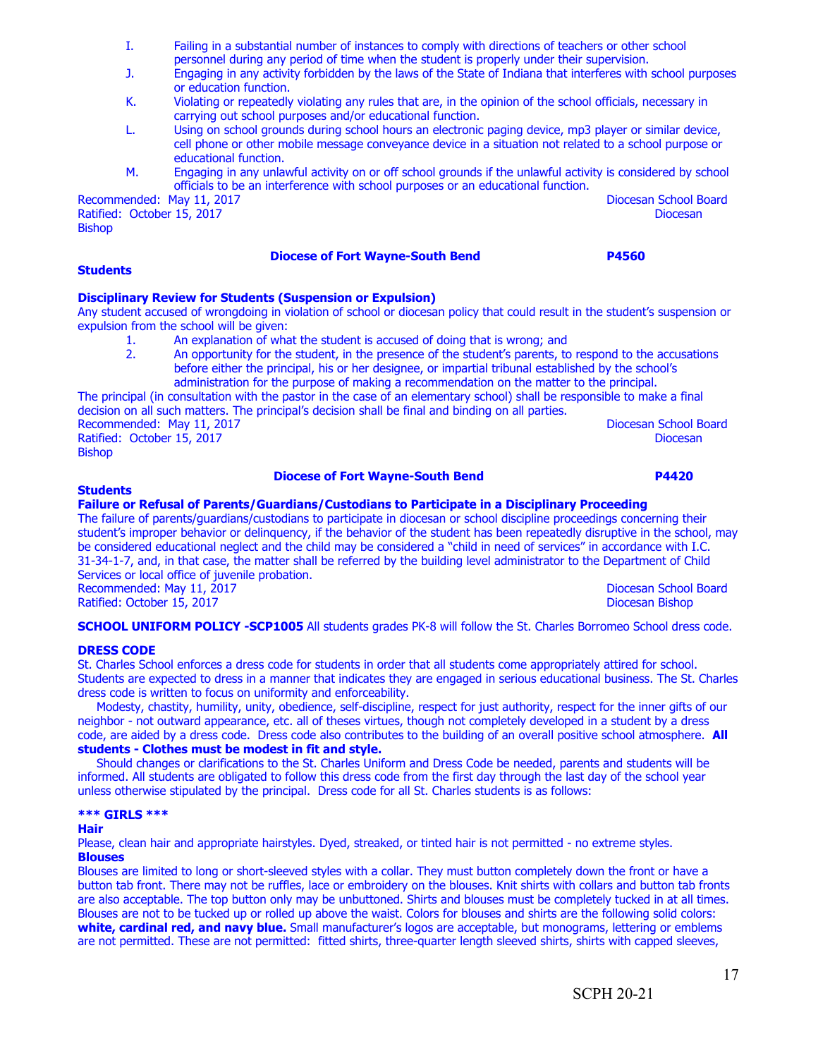I. Failing in a substantial number of instances to comply with directions of teachers or other school personnel during any period of time when the student is properly under their supervision.

J. Engaging in any activity forbidden by the laws of the State of Indiana that interferes with school purposes or education function.

K. Violating or repeatedly violating any rules that are, in the opinion of the school officials, necessary in carrying out school purposes and/or educational function.

L. Using on school grounds during school hours an electronic paging device, mp3 player or similar device, cell phone or other mobile message conveyance device in a situation not related to a school purpose or educational function.

M. Engaging in any unlawful activity on or off school grounds if the unlawful activity is considered by school officials to be an interference with school purposes or an educational function.

Recommended: May 11, 2017 Diocesan School Board
Ratified: October 15, 2017 Diocesan Bishop

**Diocese of Fort Wayne-South Bend P4560**

**Students**

**Disciplinary Review for Students (Suspension or Expulsion)**

Any student accused of wrongdoing in violation of school or diocesan policy that could result in the student's suspension or expulsion from the school will be given:

1. An explanation of what the student is accused of doing that is wrong; and
2. An opportunity for the student, in the presence of the student's parents, to respond to the accusations before either the principal, his or her designee, or impartial tribunal established by the school's administration for the purpose of making a recommendation on the matter to the principal.

The principal (in consultation with the pastor in the case of an elementary school) shall be responsible to make a final decision on all such matters. The principal's decision shall be final and binding on all parties.

Recommended: May 11, 2017 Diocesan School Board
Ratified: October 15, 2017 Diocesan Bishop

**Diocese of Fort Wayne-South Bend P4420**

**Students**

**Failure or Refusal of Parents/Guardians/Custodians to Participate in a Disciplinary Proceeding**

The failure of parents/guardians/custodians to participate in diocesan or school discipline proceedings concerning their student's improper behavior or delinquency, if the behavior of the student has been repeatedly disruptive in the school, may be considered educational neglect and the child may be considered a "child in need of services" in accordance with I.C. 31-34-1-7, and, in that case, the matter shall be referred by the building level administrator to the Department of Child Services or local office of juvenile probation.

Recommended: May 11, 2017 Diocesan School Board
Ratified: October 15, 2017 Diocesan Bishop

**SCHOOL UNIFORM POLICY -SCP1005** All students grades PK-8 will follow the St. Charles Borromeo School dress code.

**DRESS CODE**

St. Charles School enforces a dress code for students in order that all students come appropriately attired for school. Students are expected to dress in a manner that indicates they are engaged in serious educational business. The St. Charles dress code is written to focus on uniformity and enforceability.

Modesty, chastity, humility, unity, obedience, self-discipline, respect for just authority, respect for the inner gifts of our neighbor - not outward appearance, etc. all of theses virtues, though not completely developed in a student by a dress code, are aided by a dress code. Dress code also contributes to the building of an overall positive school atmosphere. **All students - Clothes must be modest in fit and style.**

Should changes or clarifications to the St. Charles Uniform and Dress Code be needed, parents and students will be informed. All students are obligated to follow this dress code from the first day through the last day of the school year unless otherwise stipulated by the principal. Dress code for all St. Charles students is as follows:

**\*\*\* GIRLS \*\*\***

**Hair**

Please, clean hair and appropriate hairstyles. Dyed, streaked, or tinted hair is not permitted - no extreme styles.

**Blouses**

Blouses are limited to long or short-sleeved styles with a collar. They must button completely down the front or have a button tab front. There may not be ruffles, lace or embroidery on the blouses. Knit shirts with collars and button tab fronts are also acceptable. The top button only may be unbuttoned. Shirts and blouses must be completely tucked in at all times. Blouses are not to be tucked up or rolled up above the waist. Colors for blouses and shirts are the following solid colors: **white, cardinal red, and navy blue.** Small manufacturer's logos are acceptable, but monograms, lettering or emblems are not permitted. These are not permitted: fitted shirts, three-quarter length sleeved shirts, shirts with capped sleeves,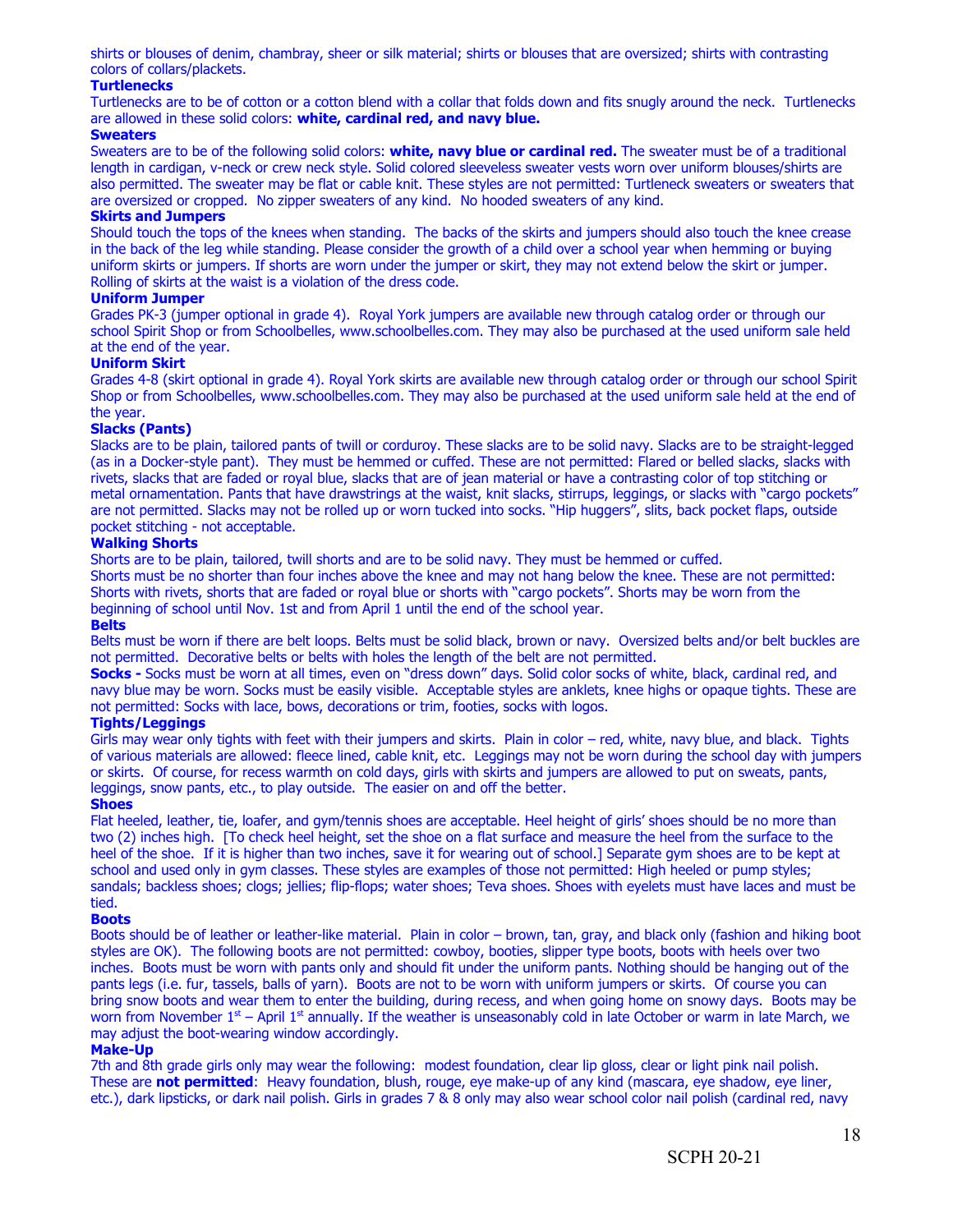shirts or blouses of denim, chambray, sheer or silk material; shirts or blouses that are oversized; shirts with contrasting colors of collars/plackets.

### Turtlenecks

Turtlenecks are to be of cotton or a cotton blend with a collar that folds down and fits snugly around the neck. Turtlenecks are allowed in these solid colors: **white, cardinal red, and navy blue.**

### Sweaters

Sweaters are to be of the following solid colors: **white, navy blue or cardinal red.** The sweater must be of a traditional length in cardigan, v-neck or crew neck style. Solid colored sleeveless sweater vests worn over uniform blouses/shirts are also permitted. The sweater may be flat or cable knit. These styles are not permitted: Turtleneck sweaters or sweaters that are oversized or cropped. No zipper sweaters of any kind. No hooded sweaters of any kind.

### Skirts and Jumpers

Should touch the tops of the knees when standing. The backs of the skirts and jumpers should also touch the knee crease in the back of the leg while standing. Please consider the growth of a child over a school year when hemming or buying uniform skirts or jumpers. If shorts are worn under the jumper or skirt, they may not extend below the skirt or jumper. Rolling of skirts at the waist is a violation of the dress code.

### Uniform Jumper

Grades PK-3 (jumper optional in grade 4). Royal York jumpers are available new through catalog order or through our school Spirit Shop or from Schoolbelles, www.schoolbelles.com. They may also be purchased at the used uniform sale held at the end of the year.

### Uniform Skirt

Grades 4-8 (skirt optional in grade 4). Royal York skirts are available new through catalog order or through our school Spirit Shop or from Schoolbelles, www.schoolbelles.com. They may also be purchased at the used uniform sale held at the end of the year.

### Slacks (Pants)

Slacks are to be plain, tailored pants of twill or corduroy. These slacks are to be solid navy. Slacks are to be straight-legged (as in a Docker-style pant). They must be hemmed or cuffed. These are not permitted: Flared or belled slacks, slacks with rivets, slacks that are faded or royal blue, slacks that are of jean material or have a contrasting color of top stitching or metal ornamentation. Pants that have drawstrings at the waist, knit slacks, stirrups, leggings, or slacks with "cargo pockets" are not permitted. Slacks may not be rolled up or worn tucked into socks. "Hip huggers", slits, back pocket flaps, outside pocket stitching - not acceptable.

### Walking Shorts

Shorts are to be plain, tailored, twill shorts and are to be solid navy. They must be hemmed or cuffed.
Shorts must be no shorter than four inches above the knee and may not hang below the knee. These are not permitted: Shorts with rivets, shorts that are faded or royal blue or shorts with "cargo pockets". Shorts may be worn from the beginning of school until Nov. 1st and from April 1 until the end of the school year.

### Belts

Belts must be worn if there are belt loops. Belts must be solid black, brown or navy. Oversized belts and/or belt buckles are not permitted. Decorative belts or belts with holes the length of the belt are not permitted.

**Socks -** Socks must be worn at all times, even on "dress down" days. Solid color socks of white, black, cardinal red, and navy blue may be worn. Socks must be easily visible. Acceptable styles are anklets, knee highs or opaque tights. These are not permitted: Socks with lace, bows, decorations or trim, footies, socks with logos.

### Tights/Leggings

Girls may wear only tights with feet with their jumpers and skirts. Plain in color – red, white, navy blue, and black. Tights of various materials are allowed: fleece lined, cable knit, etc. Leggings may not be worn during the school day with jumpers or skirts. Of course, for recess warmth on cold days, girls with skirts and jumpers are allowed to put on sweats, pants, leggings, snow pants, etc., to play outside. The easier on and off the better.

### Shoes

Flat heeled, leather, tie, loafer, and gym/tennis shoes are acceptable. Heel height of girls' shoes should be no more than two (2) inches high. [To check heel height, set the shoe on a flat surface and measure the heel from the surface to the heel of the shoe. If it is higher than two inches, save it for wearing out of school.] Separate gym shoes are to be kept at school and used only in gym classes. These styles are examples of those not permitted: High heeled or pump styles; sandals; backless shoes; clogs; jellies; flip-flops; water shoes; Teva shoes. Shoes with eyelets must have laces and must be tied.

### Boots

Boots should be of leather or leather-like material. Plain in color – brown, tan, gray, and black only (fashion and hiking boot styles are OK). The following boots are not permitted: cowboy, booties, slipper type boots, boots with heels over two inches. Boots must be worn with pants only and should fit under the uniform pants. Nothing should be hanging out of the pants legs (i.e. fur, tassels, balls of yarn). Boots are not to be worn with uniform jumpers or skirts. Of course you can bring snow boots and wear them to enter the building, during recess, and when going home on snowy days. Boots may be worn from November 1st – April 1st annually. If the weather is unseasonably cold in late October or warm in late March, we may adjust the boot-wearing window accordingly.

### Make-Up

7th and 8th grade girls only may wear the following: modest foundation, clear lip gloss, clear or light pink nail polish. These are **not permitted**: Heavy foundation, blush, rouge, eye make-up of any kind (mascara, eye shadow, eye liner, etc.), dark lipsticks, or dark nail polish. Girls in grades 7 & 8 only may also wear school color nail polish (cardinal red, navy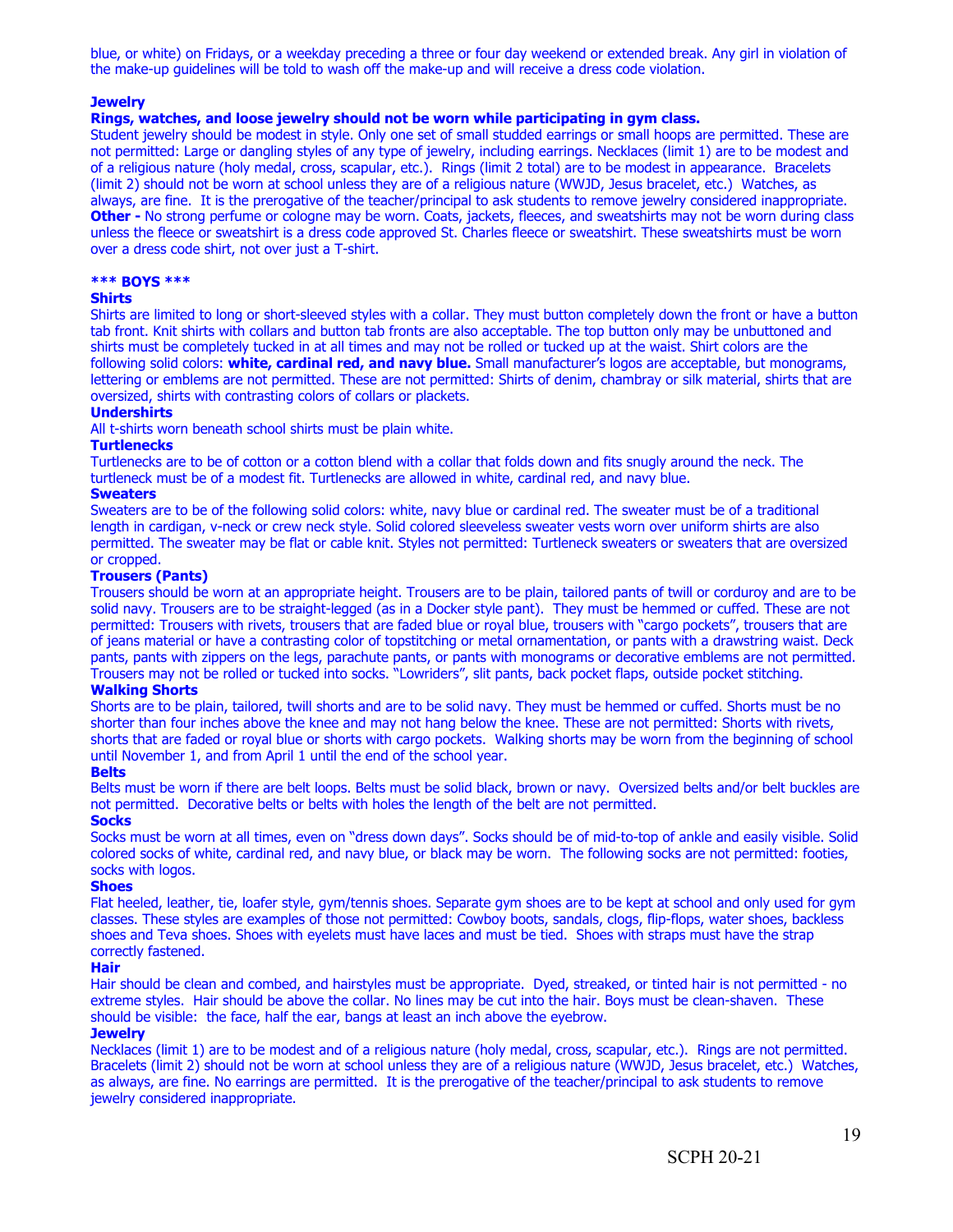blue, or white) on Fridays, or a weekday preceding a three or four day weekend or extended break. Any girl in violation of the make-up guidelines will be told to wash off the make-up and will receive a dress code violation.

**Jewelry**

**Rings, watches, and loose jewelry should not be worn while participating in gym class.**
Student jewelry should be modest in style. Only one set of small studded earrings or small hoops are permitted. These are not permitted: Large or dangling styles of any type of jewelry, including earrings. Necklaces (limit 1) are to be modest and of a religious nature (holy medal, cross, scapular, etc.). Rings (limit 2 total) are to be modest in appearance. Bracelets (limit 2) should not be worn at school unless they are of a religious nature (WWJD, Jesus bracelet, etc.) Watches, as always, are fine. It is the prerogative of the teacher/principal to ask students to remove jewelry considered inappropriate.
**Other -** No strong perfume or cologne may be worn. Coats, jackets, fleeces, and sweatshirts may not be worn during class unless the fleece or sweatshirt is a dress code approved St. Charles fleece or sweatshirt. These sweatshirts must be worn over a dress code shirt, not over just a T-shirt.

**\*\*\* BOYS \*\*\***

**Shirts**

Shirts are limited to long or short-sleeved styles with a collar. They must button completely down the front or have a button tab front. Knit shirts with collars and button tab fronts are also acceptable. The top button only may be unbuttoned and shirts must be completely tucked in at all times and may not be rolled or tucked up at the waist. Shirt colors are the following solid colors: **white, cardinal red, and navy blue.** Small manufacturer's logos are acceptable, but monograms, lettering or emblems are not permitted. These are not permitted: Shirts of denim, chambray or silk material, shirts that are oversized, shirts with contrasting colors of collars or plackets.

**Undershirts**

All t-shirts worn beneath school shirts must be plain white.

**Turtlenecks**

Turtlenecks are to be of cotton or a cotton blend with a collar that folds down and fits snugly around the neck. The turtleneck must be of a modest fit. Turtlenecks are allowed in white, cardinal red, and navy blue.

**Sweaters**

Sweaters are to be of the following solid colors: white, navy blue or cardinal red. The sweater must be of a traditional length in cardigan, v-neck or crew neck style. Solid colored sleeveless sweater vests worn over uniform shirts are also permitted. The sweater may be flat or cable knit. Styles not permitted: Turtleneck sweaters or sweaters that are oversized or cropped.

**Trousers (Pants)**

Trousers should be worn at an appropriate height. Trousers are to be plain, tailored pants of twill or corduroy and are to be solid navy. Trousers are to be straight-legged (as in a Docker style pant). They must be hemmed or cuffed. These are not permitted: Trousers with rivets, trousers that are faded blue or royal blue, trousers with "cargo pockets", trousers that are of jeans material or have a contrasting color of topstitching or metal ornamentation, or pants with a drawstring waist. Deck pants, pants with zippers on the legs, parachute pants, or pants with monograms or decorative emblems are not permitted. Trousers may not be rolled or tucked into socks. "Lowriders", slit pants, back pocket flaps, outside pocket stitching.

**Walking Shorts**

Shorts are to be plain, tailored, twill shorts and are to be solid navy. They must be hemmed or cuffed. Shorts must be no shorter than four inches above the knee and may not hang below the knee. These are not permitted: Shorts with rivets, shorts that are faded or royal blue or shorts with cargo pockets. Walking shorts may be worn from the beginning of school until November 1, and from April 1 until the end of the school year.

**Belts**

Belts must be worn if there are belt loops. Belts must be solid black, brown or navy. Oversized belts and/or belt buckles are not permitted. Decorative belts or belts with holes the length of the belt are not permitted.

**Socks**

Socks must be worn at all times, even on "dress down days". Socks should be of mid-to-top of ankle and easily visible. Solid colored socks of white, cardinal red, and navy blue, or black may be worn. The following socks are not permitted: footies, socks with logos.

**Shoes**

Flat heeled, leather, tie, loafer style, gym/tennis shoes. Separate gym shoes are to be kept at school and only used for gym classes. These styles are examples of those not permitted: Cowboy boots, sandals, clogs, flip-flops, water shoes, backless shoes and Teva shoes. Shoes with eyelets must have laces and must be tied. Shoes with straps must have the strap correctly fastened.

**Hair**

Hair should be clean and combed, and hairstyles must be appropriate. Dyed, streaked, or tinted hair is not permitted - no extreme styles. Hair should be above the collar. No lines may be cut into the hair. Boys must be clean-shaven. These should be visible: the face, half the ear, bangs at least an inch above the eyebrow.

**Jewelry**

Necklaces (limit 1) are to be modest and of a religious nature (holy medal, cross, scapular, etc.). Rings are not permitted. Bracelets (limit 2) should not be worn at school unless they are of a religious nature (WWJD, Jesus bracelet, etc.) Watches, as always, are fine. No earrings are permitted. It is the prerogative of the teacher/principal to ask students to remove jewelry considered inappropriate.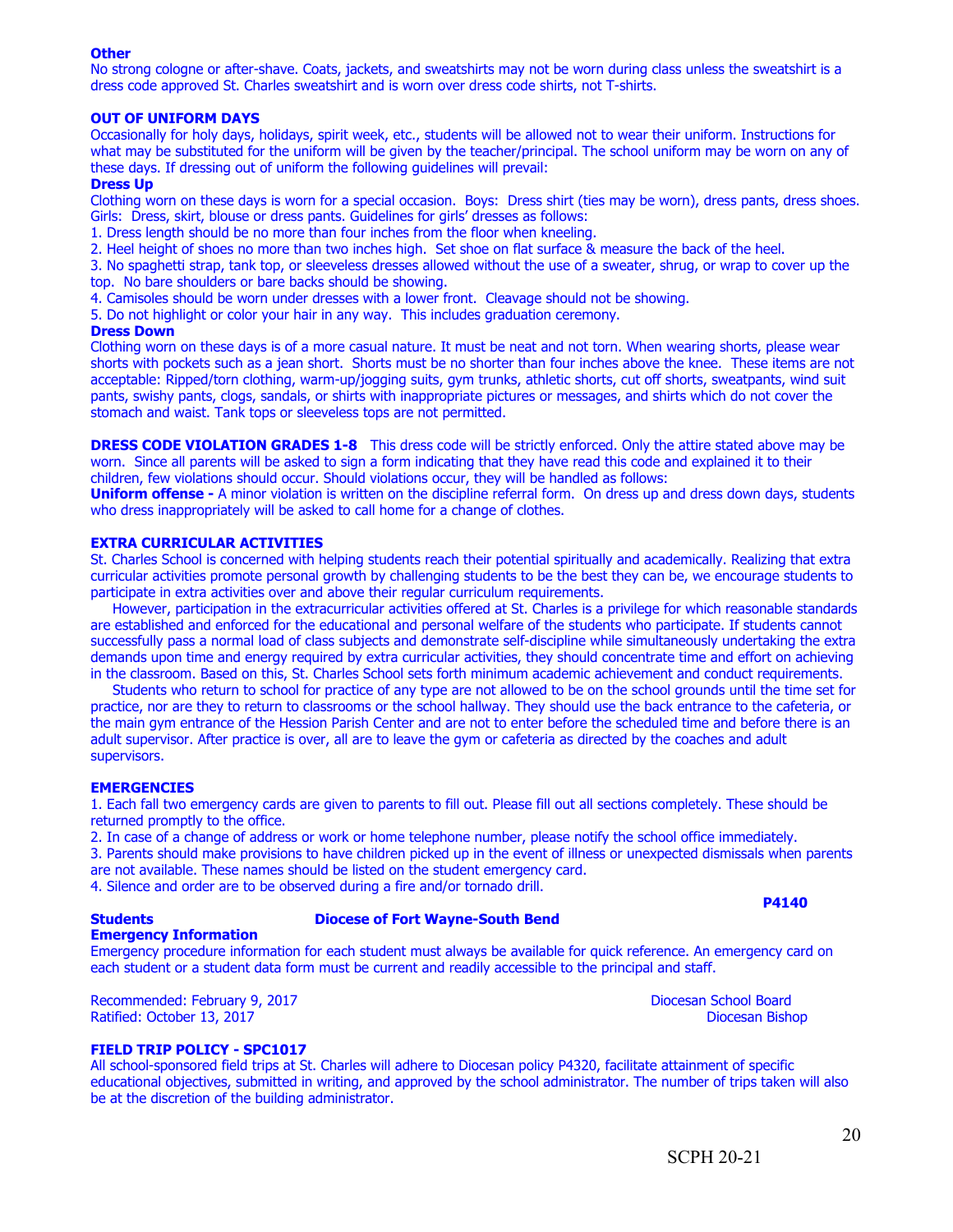**Other**

No strong cologne or after-shave. Coats, jackets, and sweatshirts may not be worn during class unless the sweatshirt is a dress code approved St. Charles sweatshirt and is worn over dress code shirts, not T-shirts.

## OUT OF UNIFORM DAYS

Occasionally for holy days, holidays, spirit week, etc., students will be allowed not to wear their uniform. Instructions for what may be substituted for the uniform will be given by the teacher/principal. The school uniform may be worn on any of these days. If dressing out of uniform the following guidelines will prevail:

**Dress Up**

Clothing worn on these days is worn for a special occasion. Boys: Dress shirt (ties may be worn), dress pants, dress shoes. Girls: Dress, skirt, blouse or dress pants. Guidelines for girls' dresses as follows:

1. Dress length should be no more than four inches from the floor when kneeling.
2. Heel height of shoes no more than two inches high. Set shoe on flat surface & measure the back of the heel.
3. No spaghetti strap, tank top, or sleeveless dresses allowed without the use of a sweater, shrug, or wrap to cover up the top. No bare shoulders or bare backs should be showing.
4. Camisoles should be worn under dresses with a lower front. Cleavage should not be showing.
5. Do not highlight or color your hair in any way. This includes graduation ceremony.

**Dress Down**

Clothing worn on these days is of a more casual nature. It must be neat and not torn. When wearing shorts, please wear shorts with pockets such as a jean short. Shorts must be no shorter than four inches above the knee. These items are not acceptable: Ripped/torn clothing, warm-up/jogging suits, gym trunks, athletic shorts, cut off shorts, sweatpants, wind suit pants, swishy pants, clogs, sandals, or shirts with inappropriate pictures or messages, and shirts which do not cover the stomach and waist. Tank tops or sleeveless tops are not permitted.

**DRESS CODE VIOLATION GRADES 1-8** This dress code will be strictly enforced. Only the attire stated above may be worn. Since all parents will be asked to sign a form indicating that they have read this code and explained it to their children, few violations should occur. Should violations occur, they will be handled as follows:

**Uniform offense -** A minor violation is written on the discipline referral form. On dress up and dress down days, students who dress inappropriately will be asked to call home for a change of clothes.

## EXTRA CURRICULAR ACTIVITIES

St. Charles School is concerned with helping students reach their potential spiritually and academically. Realizing that extra curricular activities promote personal growth by challenging students to be the best they can be, we encourage students to participate in extra activities over and above their regular curriculum requirements.

However, participation in the extracurricular activities offered at St. Charles is a privilege for which reasonable standards are established and enforced for the educational and personal welfare of the students who participate. If students cannot successfully pass a normal load of class subjects and demonstrate self-discipline while simultaneously undertaking the extra demands upon time and energy required by extra curricular activities, they should concentrate time and effort on achieving in the classroom. Based on this, St. Charles School sets forth minimum academic achievement and conduct requirements.

Students who return to school for practice of any type are not allowed to be on the school grounds until the time set for practice, nor are they to return to classrooms or the school hallway. They should use the back entrance to the cafeteria, or the main gym entrance of the Hession Parish Center and are not to enter before the scheduled time and before there is an adult supervisor. After practice is over, all are to leave the gym or cafeteria as directed by the coaches and adult supervisors.

## EMERGENCIES

1. Each fall two emergency cards are given to parents to fill out. Please fill out all sections completely. These should be returned promptly to the office.
2. In case of a change of address or work or home telephone number, please notify the school office immediately.
3. Parents should make provisions to have children picked up in the event of illness or unexpected dismissals when parents are not available. These names should be listed on the student emergency card.
4. Silence and order are to be observed during a fire and/or tornado drill.

**P4140**

**Students** **Diocese of Fort Wayne-South Bend**

**Emergency Information**

Emergency procedure information for each student must always be available for quick reference. An emergency card on each student or a student data form must be current and readily accessible to the principal and staff.

Recommended: February 9, 2017 Diocesan School Board
Ratified: October 13, 2017 Diocesan Bishop

## FIELD TRIP POLICY - SPC1017

All school-sponsored field trips at St. Charles will adhere to Diocesan policy P4320, facilitate attainment of specific educational objectives, submitted in writing, and approved by the school administrator. The number of trips taken will also be at the discretion of the building administrator.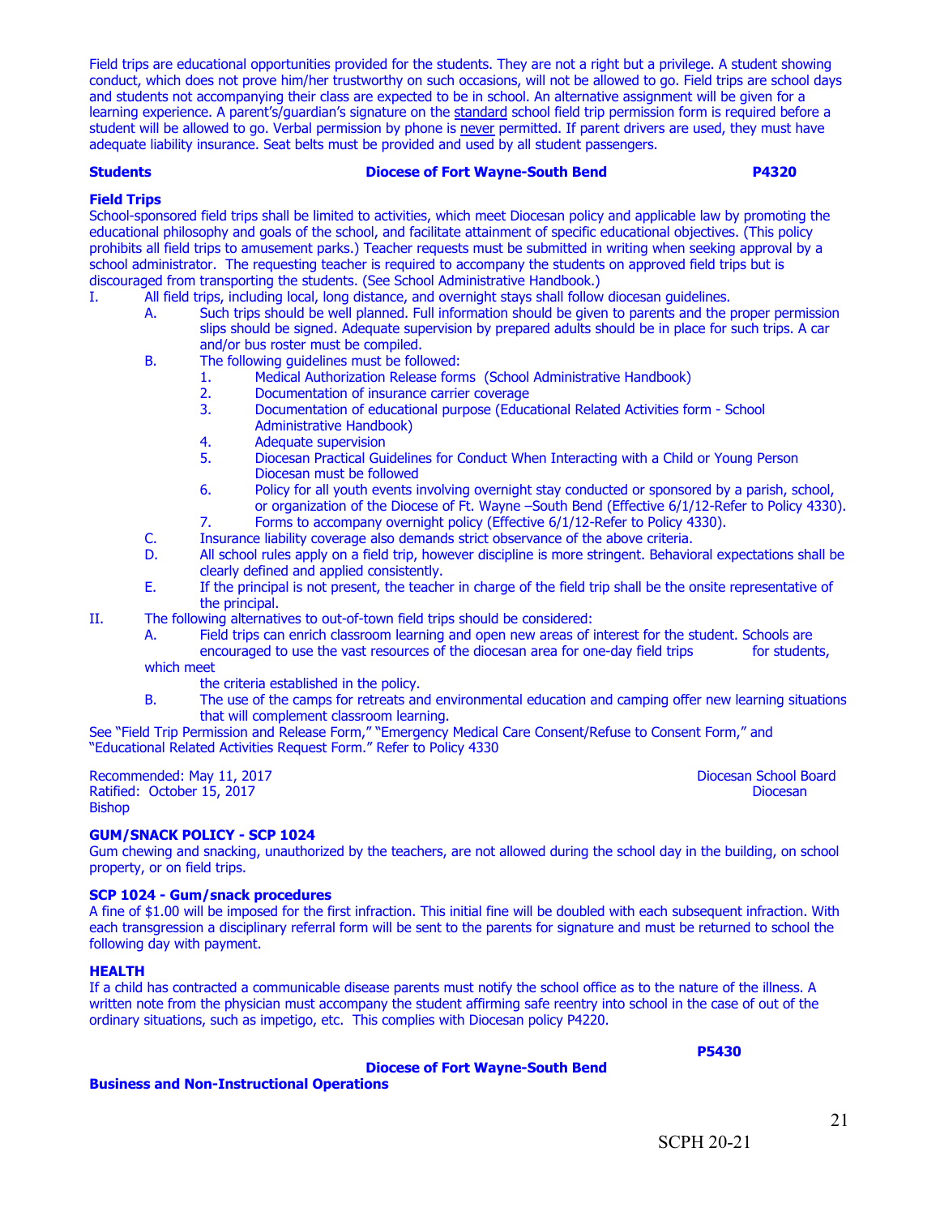Field trips are educational opportunities provided for the students. They are not a right but a privilege. A student showing conduct, which does not prove him/her trustworthy on such occasions, will not be allowed to go. Field trips are school days and students not accompanying their class are expected to be in school. An alternative assignment will be given for a learning experience. A parent's/guardian's signature on the standard school field trip permission form is required before a student will be allowed to go. Verbal permission by phone is never permitted. If parent drivers are used, they must have adequate liability insurance. Seat belts must be provided and used by all student passengers.

**Students** **Diocese of Fort Wayne-South Bend** **P4320**

**Field Trips**

School-sponsored field trips shall be limited to activities, which meet Diocesan policy and applicable law by promoting the educational philosophy and goals of the school, and facilitate attainment of specific educational objectives. (This policy prohibits all field trips to amusement parks.) Teacher requests must be submitted in writing when seeking approval by a school administrator. The requesting teacher is required to accompany the students on approved field trips but is discouraged from transporting the students. (See School Administrative Handbook.)

I. All field trips, including local, long distance, and overnight stays shall follow diocesan guidelines.
   A. Such trips should be well planned. Full information should be given to parents and the proper permission slips should be signed. Adequate supervision by prepared adults should be in place for such trips. A car and/or bus roster must be compiled.
   B. The following guidelines must be followed:
      1. Medical Authorization Release forms (School Administrative Handbook)
      2. Documentation of insurance carrier coverage
      3. Documentation of educational purpose (Educational Related Activities form - School Administrative Handbook)
      4. Adequate supervision
      5. Diocesan Practical Guidelines for Conduct When Interacting with a Child or Young Person Diocesan must be followed
      6. Policy for all youth events involving overnight stay conducted or sponsored by a parish, school, or organization of the Diocese of Ft. Wayne –South Bend (Effective 6/1/12-Refer to Policy 4330).
      7. Forms to accompany overnight policy (Effective 6/1/12-Refer to Policy 4330).
   C. Insurance liability coverage also demands strict observance of the above criteria.
   D. All school rules apply on a field trip, however discipline is more stringent. Behavioral expectations shall be clearly defined and applied consistently.
   E. If the principal is not present, the teacher in charge of the field trip shall be the onsite representative of the principal.

II. The following alternatives to out-of-town field trips should be considered:
   A. Field trips can enrich classroom learning and open new areas of interest for the student. Schools are encouraged to use the vast resources of the diocesan area for one-day field trips for students, which meet the criteria established in the policy.
   B. The use of the camps for retreats and environmental education and camping offer new learning situations that will complement classroom learning.

See "Field Trip Permission and Release Form," "Emergency Medical Care Consent/Refuse to Consent Form," and "Educational Related Activities Request Form." Refer to Policy 4330

Recommended: May 11, 2017 Diocesan School Board
Ratified: October 15, 2017 Diocesan Bishop

**GUM/SNACK POLICY - SCP 1024**

Gum chewing and snacking, unauthorized by the teachers, are not allowed during the school day in the building, on school property, or on field trips.

**SCP 1024 - Gum/snack procedures**

A fine of $1.00 will be imposed for the first infraction. This initial fine will be doubled with each subsequent infraction. With each transgression a disciplinary referral form will be sent to the parents for signature and must be returned to school the following day with payment.

**HEALTH**

If a child has contracted a communicable disease parents must notify the school office as to the nature of the illness. A written note from the physician must accompany the student affirming safe reentry into school in the case of out of the ordinary situations, such as impetigo, etc. This complies with Diocesan policy P4220.

**Business and Non-Instructional Operations** **Diocese of Fort Wayne-South Bend** **P5430**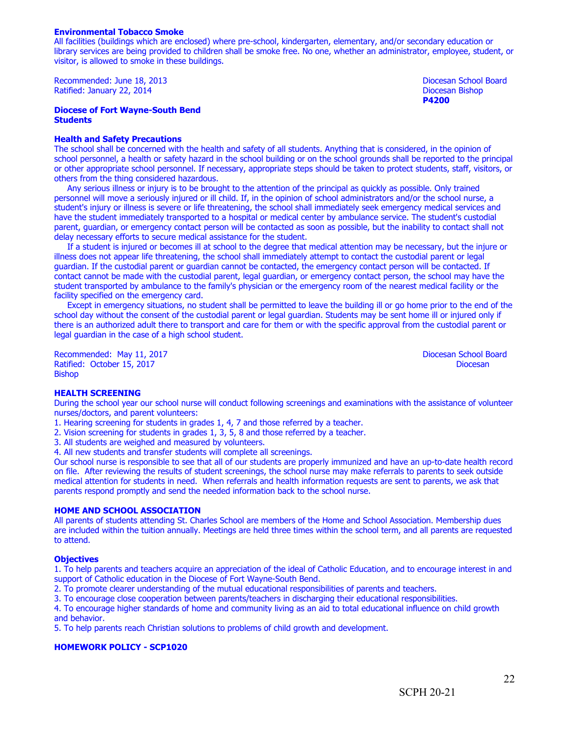**Environmental Tobacco Smoke**

All facilities (buildings which are enclosed) where pre-school, kindergarten, elementary, and/or secondary education or library services are being provided to children shall be smoke free. No one, whether an administrator, employee, student, or visitor, is allowed to smoke in these buildings.

Recommended: June 18, 2013 Diocesan School Board
Ratified: January 22, 2014 Diocesan Bishop
**P4200**

**Diocese of Fort Wayne-South Bend**
**Students**

**Health and Safety Precautions**

The school shall be concerned with the health and safety of all students. Anything that is considered, in the opinion of school personnel, a health or safety hazard in the school building or on the school grounds shall be reported to the principal or other appropriate school personnel. If necessary, appropriate steps should be taken to protect students, staff, visitors, or others from the thing considered hazardous.

Any serious illness or injury is to be brought to the attention of the principal as quickly as possible. Only trained personnel will move a seriously injured or ill child. If, in the opinion of school administrators and/or the school nurse, a student's injury or illness is severe or life threatening, the school shall immediately seek emergency medical services and have the student immediately transported to a hospital or medical center by ambulance service. The student's custodial parent, guardian, or emergency contact person will be contacted as soon as possible, but the inability to contact shall not delay necessary efforts to secure medical assistance for the student.

If a student is injured or becomes ill at school to the degree that medical attention may be necessary, but the injure or illness does not appear life threatening, the school shall immediately attempt to contact the custodial parent or legal guardian. If the custodial parent or guardian cannot be contacted, the emergency contact person will be contacted. If contact cannot be made with the custodial parent, legal guardian, or emergency contact person, the school may have the student transported by ambulance to the family's physician or the emergency room of the nearest medical facility or the facility specified on the emergency card.

Except in emergency situations, no student shall be permitted to leave the building ill or go home prior to the end of the school day without the consent of the custodial parent or legal guardian. Students may be sent home ill or injured only if there is an authorized adult there to transport and care for them or with the specific approval from the custodial parent or legal guardian in the case of a high school student.

Recommended: May 11, 2017 Diocesan School Board
Ratified: October 15, 2017 Diocesan Bishop

**HEALTH SCREENING**

During the school year our school nurse will conduct following screenings and examinations with the assistance of volunteer nurses/doctors, and parent volunteers:

1. Hearing screening for students in grades 1, 4, 7 and those referred by a teacher.
2. Vision screening for students in grades 1, 3, 5, 8 and those referred by a teacher.
3. All students are weighed and measured by volunteers.
4. All new students and transfer students will complete all screenings.

Our school nurse is responsible to see that all of our students are properly immunized and have an up-to-date health record on file. After reviewing the results of student screenings, the school nurse may make referrals to parents to seek outside medical attention for students in need. When referrals and health information requests are sent to parents, we ask that parents respond promptly and send the needed information back to the school nurse.

**HOME AND SCHOOL ASSOCIATION**

All parents of students attending St. Charles School are members of the Home and School Association. Membership dues are included within the tuition annually. Meetings are held three times within the school term, and all parents are requested to attend.

**Objectives**

1. To help parents and teachers acquire an appreciation of the ideal of Catholic Education, and to encourage interest in and support of Catholic education in the Diocese of Fort Wayne-South Bend.
2. To promote clearer understanding of the mutual educational responsibilities of parents and teachers.
3. To encourage close cooperation between parents/teachers in discharging their educational responsibilities.
4. To encourage higher standards of home and community living as an aid to total educational influence on child growth and behavior.
5. To help parents reach Christian solutions to problems of child growth and development.

**HOMEWORK POLICY - SCP1020**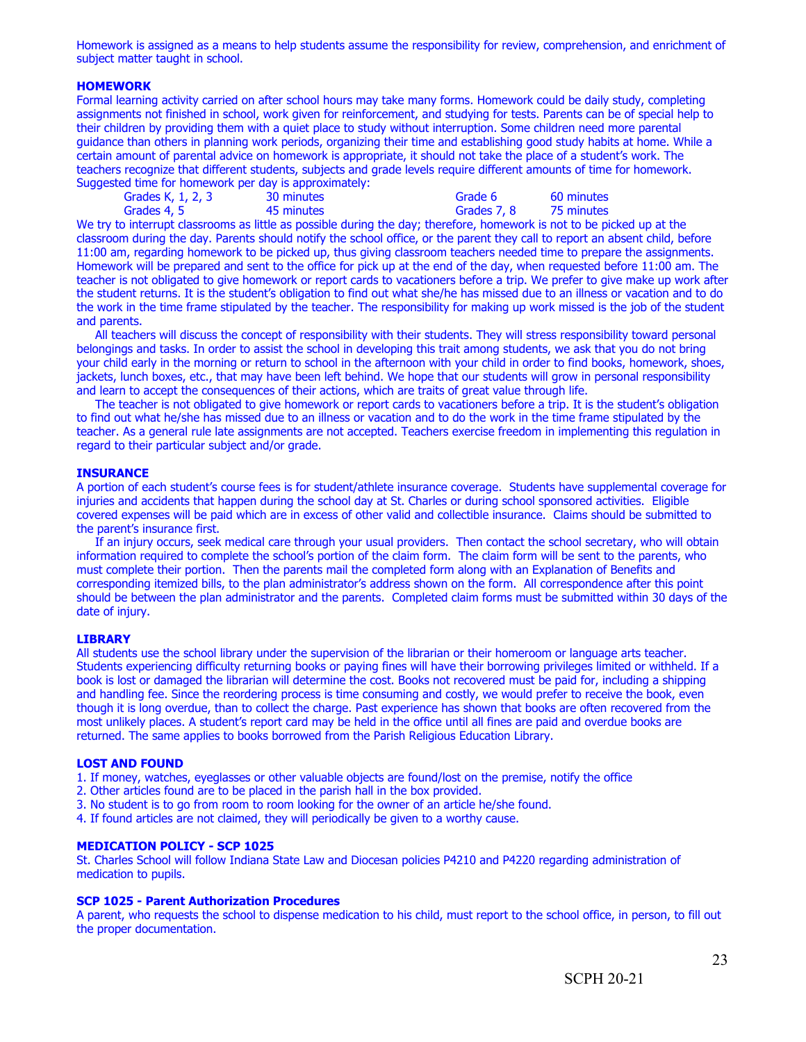Homework is assigned as a means to help students assume the responsibility for review, comprehension, and enrichment of subject matter taught in school.

### HOMEWORK

Formal learning activity carried on after school hours may take many forms. Homework could be daily study, completing assignments not finished in school, work given for reinforcement, and studying for tests. Parents can be of special help to their children by providing them with a quiet place to study without interruption. Some children need more parental guidance than others in planning work periods, organizing their time and establishing good study habits at home. While a certain amount of parental advice on homework is appropriate, it should not take the place of a student's work. The teachers recognize that different students, subjects and grade levels require different amounts of time for homework. Suggested time for homework per day is approximately:

| Grades | Time | Grades | Time |
|---|---|---|---|
| Grades K, 1, 2, 3 | 30 minutes | Grade 6 | 60 minutes |
| Grades 4, 5 | 45 minutes | Grades 7, 8 | 75 minutes |

We try to interrupt classrooms as little as possible during the day; therefore, homework is not to be picked up at the classroom during the day. Parents should notify the school office, or the parent they call to report an absent child, before 11:00 am, regarding homework to be picked up, thus giving classroom teachers needed time to prepare the assignments. Homework will be prepared and sent to the office for pick up at the end of the day, when requested before 11:00 am. The teacher is not obligated to give homework or report cards to vacationers before a trip. We prefer to give make up work after the student returns. It is the student's obligation to find out what she/he has missed due to an illness or vacation and to do the work in the time frame stipulated by the teacher. The responsibility for making up work missed is the job of the student and parents.

All teachers will discuss the concept of responsibility with their students. They will stress responsibility toward personal belongings and tasks. In order to assist the school in developing this trait among students, we ask that you do not bring your child early in the morning or return to school in the afternoon with your child in order to find books, homework, shoes, jackets, lunch boxes, etc., that may have been left behind. We hope that our students will grow in personal responsibility and learn to accept the consequences of their actions, which are traits of great value through life.

The teacher is not obligated to give homework or report cards to vacationers before a trip. It is the student's obligation to find out what he/she has missed due to an illness or vacation and to do the work in the time frame stipulated by the teacher. As a general rule late assignments are not accepted. Teachers exercise freedom in implementing this regulation in regard to their particular subject and/or grade.

### INSURANCE

A portion of each student's course fees is for student/athlete insurance coverage. Students have supplemental coverage for injuries and accidents that happen during the school day at St. Charles or during school sponsored activities. Eligible covered expenses will be paid which are in excess of other valid and collectible insurance. Claims should be submitted to the parent's insurance first.

If an injury occurs, seek medical care through your usual providers. Then contact the school secretary, who will obtain information required to complete the school's portion of the claim form. The claim form will be sent to the parents, who must complete their portion. Then the parents mail the completed form along with an Explanation of Benefits and corresponding itemized bills, to the plan administrator's address shown on the form. All correspondence after this point should be between the plan administrator and the parents. Completed claim forms must be submitted within 30 days of the date of injury.

### LIBRARY

All students use the school library under the supervision of the librarian or their homeroom or language arts teacher. Students experiencing difficulty returning books or paying fines will have their borrowing privileges limited or withheld. If a book is lost or damaged the librarian will determine the cost. Books not recovered must be paid for, including a shipping and handling fee. Since the reordering process is time consuming and costly, we would prefer to receive the book, even though it is long overdue, than to collect the charge. Past experience has shown that books are often recovered from the most unlikely places. A student's report card may be held in the office until all fines are paid and overdue books are returned. The same applies to books borrowed from the Parish Religious Education Library.

### LOST AND FOUND

1. If money, watches, eyeglasses or other valuable objects are found/lost on the premise, notify the office
2. Other articles found are to be placed in the parish hall in the box provided.
3. No student is to go from room to room looking for the owner of an article he/she found.
4. If found articles are not claimed, they will periodically be given to a worthy cause.

### MEDICATION POLICY - SCP 1025

St. Charles School will follow Indiana State Law and Diocesan policies P4210 and P4220 regarding administration of medication to pupils.

### SCP 1025 - Parent Authorization Procedures

A parent, who requests the school to dispense medication to his child, must report to the school office, in person, to fill out the proper documentation.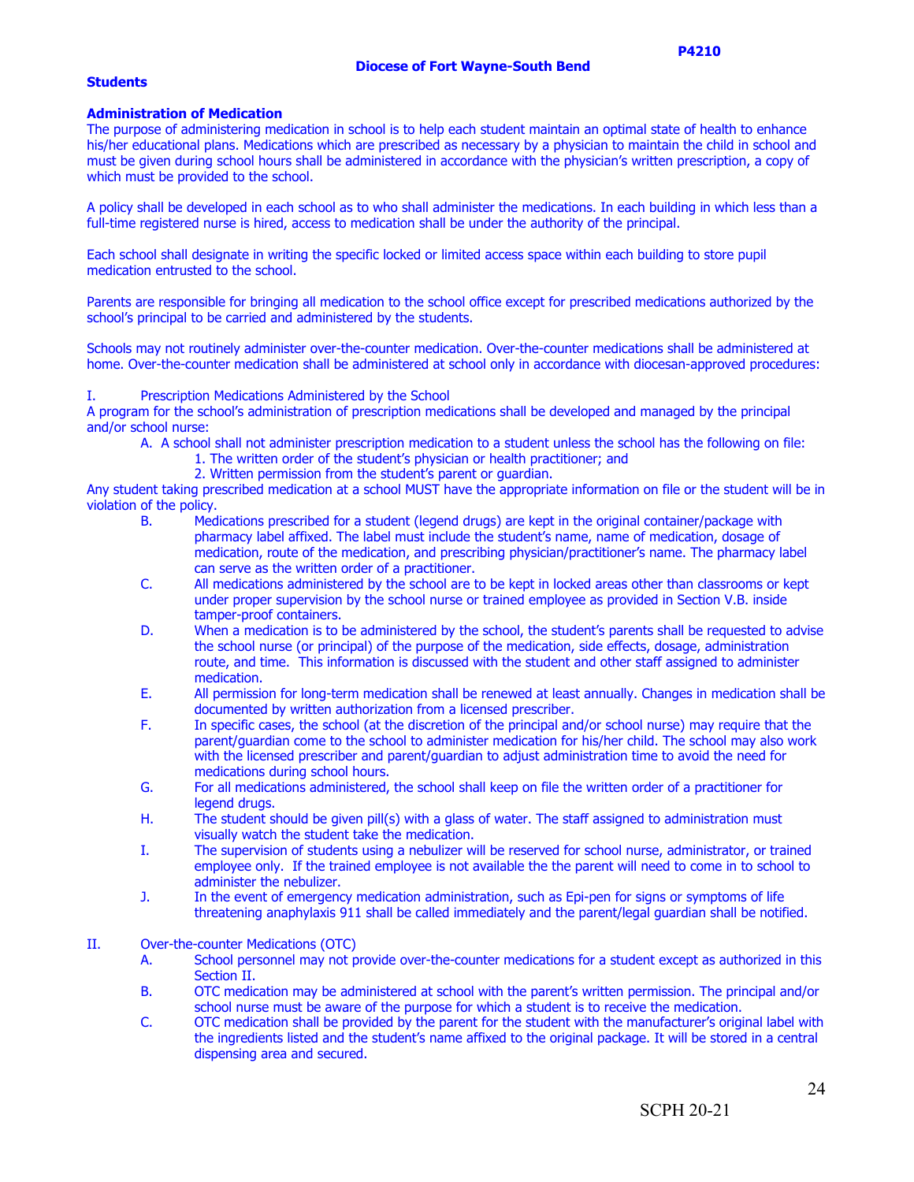**Diocese of Fort Wayne-South Bend**

**P4210**

**Students**

**Administration of Medication**

The purpose of administering medication in school is to help each student maintain an optimal state of health to enhance his/her educational plans. Medications which are prescribed as necessary by a physician to maintain the child in school and must be given during school hours shall be administered in accordance with the physician's written prescription, a copy of which must be provided to the school.

A policy shall be developed in each school as to who shall administer the medications. In each building in which less than a full-time registered nurse is hired, access to medication shall be under the authority of the principal.

Each school shall designate in writing the specific locked or limited access space within each building to store pupil medication entrusted to the school.

Parents are responsible for bringing all medication to the school office except for prescribed medications authorized by the school's principal to be carried and administered by the students.

Schools may not routinely administer over-the-counter medication. Over-the-counter medications shall be administered at home. Over-the-counter medication shall be administered at school only in accordance with diocesan-approved procedures:

I. Prescription Medications Administered by the School

A program for the school's administration of prescription medications shall be developed and managed by the principal and/or school nurse:

A. A school shall not administer prescription medication to a student unless the school has the following on file:
   1. The written order of the student's physician or health practitioner; and
   2. Written permission from the student's parent or guardian.

Any student taking prescribed medication at a school MUST have the appropriate information on file or the student will be in violation of the policy.

B. Medications prescribed for a student (legend drugs) are kept in the original container/package with pharmacy label affixed. The label must include the student's name, name of medication, dosage of medication, route of the medication, and prescribing physician/practitioner's name. The pharmacy label can serve as the written order of a practitioner.

C. All medications administered by the school are to be kept in locked areas other than classrooms or kept under proper supervision by the school nurse or trained employee as provided in Section V.B. inside tamper-proof containers.

D. When a medication is to be administered by the school, the student's parents shall be requested to advise the school nurse (or principal) of the purpose of the medication, side effects, dosage, administration route, and time. This information is discussed with the student and other staff assigned to administer medication.

E. All permission for long-term medication shall be renewed at least annually. Changes in medication shall be documented by written authorization from a licensed prescriber.

F. In specific cases, the school (at the discretion of the principal and/or school nurse) may require that the parent/guardian come to the school to administer medication for his/her child. The school may also work with the licensed prescriber and parent/guardian to adjust administration time to avoid the need for medications during school hours.

G. For all medications administered, the school shall keep on file the written order of a practitioner for legend drugs.

H. The student should be given pill(s) with a glass of water. The staff assigned to administration must visually watch the student take the medication.

I. The supervision of students using a nebulizer will be reserved for school nurse, administrator, or trained employee only. If the trained employee is not available the the parent will need to come in to school to administer the nebulizer.

J. In the event of emergency medication administration, such as Epi-pen for signs or symptoms of life threatening anaphylaxis 911 shall be called immediately and the parent/legal guardian shall be notified.

II. Over-the-counter Medications (OTC)

A. School personnel may not provide over-the-counter medications for a student except as authorized in this Section II.

B. OTC medication may be administered at school with the parent's written permission. The principal and/or school nurse must be aware of the purpose for which a student is to receive the medication.

C. OTC medication shall be provided by the parent for the student with the manufacturer's original label with the ingredients listed and the student's name affixed to the original package. It will be stored in a central dispensing area and secured.

SCPH 20-21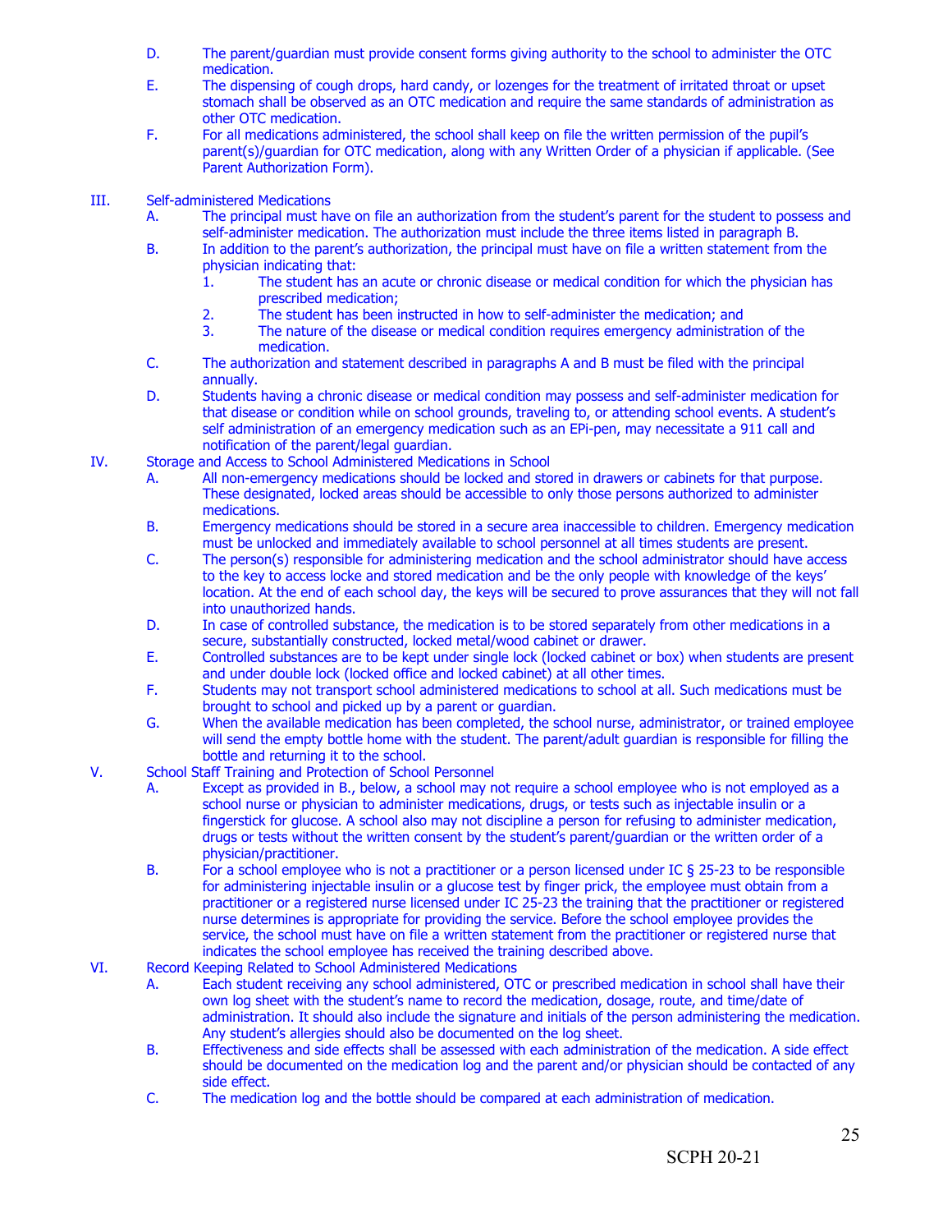D. The parent/guardian must provide consent forms giving authority to the school to administer the OTC medication.

E. The dispensing of cough drops, hard candy, or lozenges for the treatment of irritated throat or upset stomach shall be observed as an OTC medication and require the same standards of administration as other OTC medication.

F. For all medications administered, the school shall keep on file the written permission of the pupil's parent(s)/guardian for OTC medication, along with any Written Order of a physician if applicable. (See Parent Authorization Form).

III. Self-administered Medications

A. The principal must have on file an authorization from the student's parent for the student to possess and self-administer medication. The authorization must include the three items listed in paragraph B.

B. In addition to the parent's authorization, the principal must have on file a written statement from the physician indicating that:

1. The student has an acute or chronic disease or medical condition for which the physician has prescribed medication;
2. The student has been instructed in how to self-administer the medication; and
3. The nature of the disease or medical condition requires emergency administration of the medication.

C. The authorization and statement described in paragraphs A and B must be filed with the principal annually.

D. Students having a chronic disease or medical condition may possess and self-administer medication for that disease or condition while on school grounds, traveling to, or attending school events. A student's self administration of an emergency medication such as an EPi-pen, may necessitate a 911 call and notification of the parent/legal guardian.

IV. Storage and Access to School Administered Medications in School

A. All non-emergency medications should be locked and stored in drawers or cabinets for that purpose. These designated, locked areas should be accessible to only those persons authorized to administer medications.

B. Emergency medications should be stored in a secure area inaccessible to children. Emergency medication must be unlocked and immediately available to school personnel at all times students are present.

C. The person(s) responsible for administering medication and the school administrator should have access to the key to access locke and stored medication and be the only people with knowledge of the keys' location. At the end of each school day, the keys will be secured to prove assurances that they will not fall into unauthorized hands.

D. In case of controlled substance, the medication is to be stored separately from other medications in a secure, substantially constructed, locked metal/wood cabinet or drawer.

E. Controlled substances are to be kept under single lock (locked cabinet or box) when students are present and under double lock (locked office and locked cabinet) at all other times.

F. Students may not transport school administered medications to school at all. Such medications must be brought to school and picked up by a parent or guardian.

G. When the available medication has been completed, the school nurse, administrator, or trained employee will send the empty bottle home with the student. The parent/adult guardian is responsible for filling the bottle and returning it to the school.

V. School Staff Training and Protection of School Personnel

A. Except as provided in B., below, a school may not require a school employee who is not employed as a school nurse or physician to administer medications, drugs, or tests such as injectable insulin or a fingerstick for glucose. A school also may not discipline a person for refusing to administer medication, drugs or tests without the written consent by the student's parent/guardian or the written order of a physician/practitioner.

B. For a school employee who is not a practitioner or a person licensed under IC § 25-23 to be responsible for administering injectable insulin or a glucose test by finger prick, the employee must obtain from a practitioner or a registered nurse licensed under IC 25-23 the training that the practitioner or registered nurse determines is appropriate for providing the service. Before the school employee provides the service, the school must have on file a written statement from the practitioner or registered nurse that indicates the school employee has received the training described above.

VI. Record Keeping Related to School Administered Medications

A. Each student receiving any school administered, OTC or prescribed medication in school shall have their own log sheet with the student's name to record the medication, dosage, route, and time/date of administration. It should also include the signature and initials of the person administering the medication. Any student's allergies should also be documented on the log sheet.

B. Effectiveness and side effects shall be assessed with each administration of the medication. A side effect should be documented on the medication log and the parent and/or physician should be contacted of any side effect.

C. The medication log and the bottle should be compared at each administration of medication.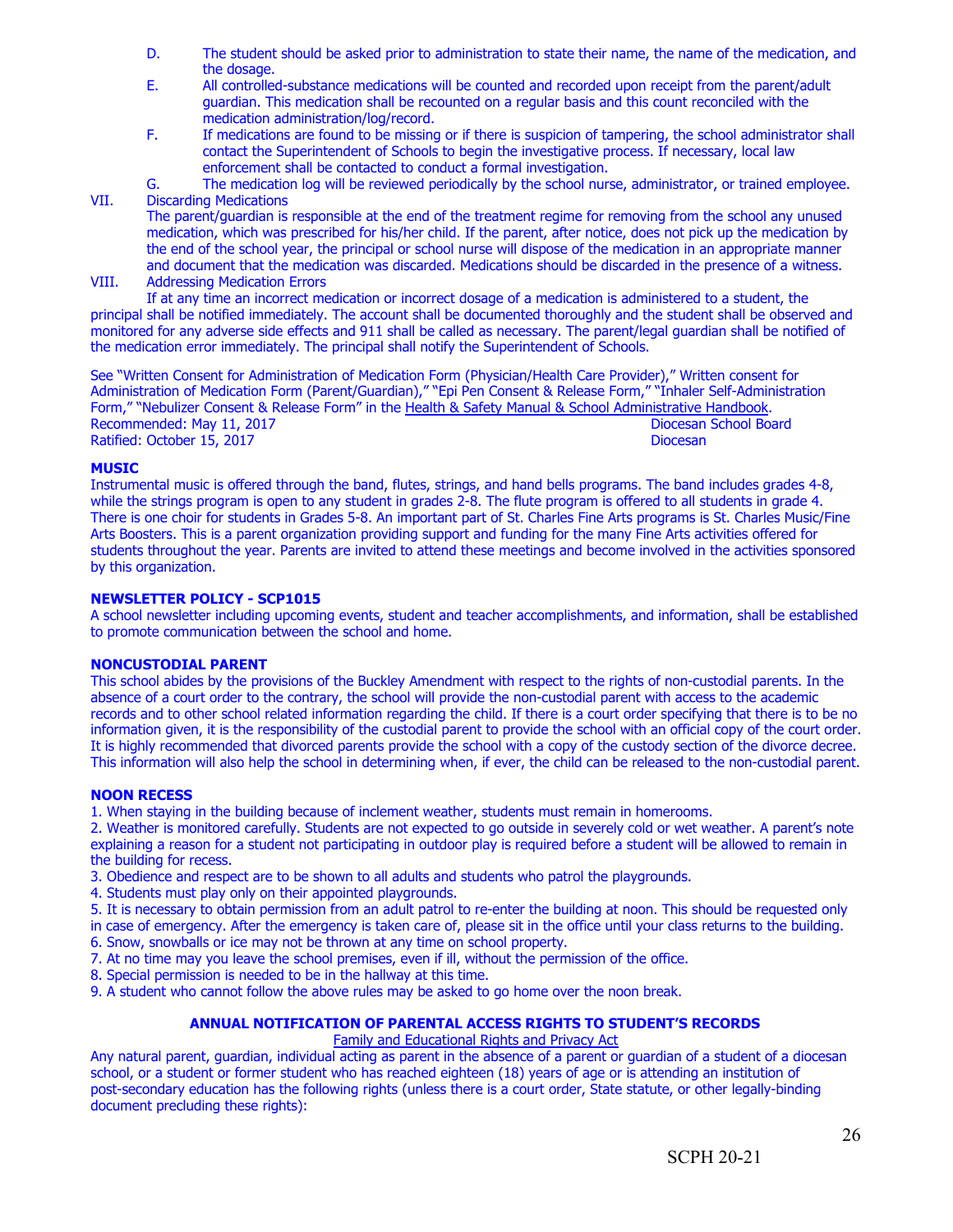D. The student should be asked prior to administration to state their name, the name of the medication, and the dosage.

E. All controlled-substance medications will be counted and recorded upon receipt from the parent/adult guardian. This medication shall be recounted on a regular basis and this count reconciled with the medication administration/log/record.

F. If medications are found to be missing or if there is suspicion of tampering, the school administrator shall contact the Superintendent of Schools to begin the investigative process. If necessary, local law enforcement shall be contacted to conduct a formal investigation.

G. The medication log will be reviewed periodically by the school nurse, administrator, or trained employee.

VII. Discarding Medications

The parent/guardian is responsible at the end of the treatment regime for removing from the school any unused medication, which was prescribed for his/her child. If the parent, after notice, does not pick up the medication by the end of the school year, the principal or school nurse will dispose of the medication in an appropriate manner and document that the medication was discarded. Medications should be discarded in the presence of a witness.

VIII. Addressing Medication Errors

If at any time an incorrect medication or incorrect dosage of a medication is administered to a student, the principal shall be notified immediately. The account shall be documented thoroughly and the student shall be observed and monitored for any adverse side effects and 911 shall be called as necessary. The parent/legal guardian shall be notified of the medication error immediately. The principal shall notify the Superintendent of Schools.

See "Written Consent for Administration of Medication Form (Physician/Health Care Provider)," Written consent for Administration of Medication Form (Parent/Guardian)," "Epi Pen Consent & Release Form," "Inhaler Self-Administration Form," "Nebulizer Consent & Release Form" in the Health & Safety Manual & School Administrative Handbook.

Recommended: May 11, 2017 Diocesan School Board
Ratified: October 15, 2017 Diocesan

**MUSIC**

Instrumental music is offered through the band, flutes, strings, and hand bells programs. The band includes grades 4-8, while the strings program is open to any student in grades 2-8. The flute program is offered to all students in grade 4. There is one choir for students in Grades 5-8. An important part of St. Charles Fine Arts programs is St. Charles Music/Fine Arts Boosters. This is a parent organization providing support and funding for the many Fine Arts activities offered for students throughout the year. Parents are invited to attend these meetings and become involved in the activities sponsored by this organization.

**NEWSLETTER POLICY - SCP1015**

A school newsletter including upcoming events, student and teacher accomplishments, and information, shall be established to promote communication between the school and home.

**NONCUSTODIAL PARENT**

This school abides by the provisions of the Buckley Amendment with respect to the rights of non-custodial parents. In the absence of a court order to the contrary, the school will provide the non-custodial parent with access to the academic records and to other school related information regarding the child. If there is a court order specifying that there is to be no information given, it is the responsibility of the custodial parent to provide the school with an official copy of the court order. It is highly recommended that divorced parents provide the school with a copy of the custody section of the divorce decree. This information will also help the school in determining when, if ever, the child can be released to the non-custodial parent.

**NOON RECESS**

1. When staying in the building because of inclement weather, students must remain in homerooms.
2. Weather is monitored carefully. Students are not expected to go outside in severely cold or wet weather. A parent's note explaining a reason for a student not participating in outdoor play is required before a student will be allowed to remain in the building for recess.
3. Obedience and respect are to be shown to all adults and students who patrol the playgrounds.
4. Students must play only on their appointed playgrounds.
5. It is necessary to obtain permission from an adult patrol to re-enter the building at noon. This should be requested only in case of emergency. After the emergency is taken care of, please sit in the office until your class returns to the building.
6. Snow, snowballs or ice may not be thrown at any time on school property.
7. At no time may you leave the school premises, even if ill, without the permission of the office.
8. Special permission is needed to be in the hallway at this time.
9. A student who cannot follow the above rules may be asked to go home over the noon break.

**ANNUAL NOTIFICATION OF PARENTAL ACCESS RIGHTS TO STUDENT'S RECORDS**

Family and Educational Rights and Privacy Act

Any natural parent, guardian, individual acting as parent in the absence of a parent or guardian of a student of a diocesan school, or a student or former student who has reached eighteen (18) years of age or is attending an institution of post-secondary education has the following rights (unless there is a court order, State statute, or other legally-binding document precluding these rights):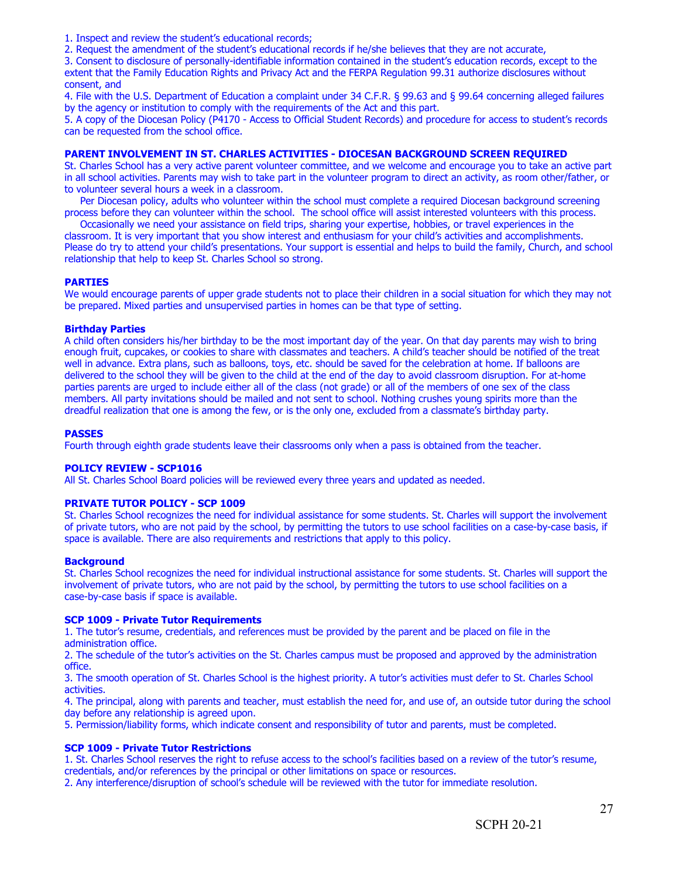1. Inspect and review the student's educational records;
2. Request the amendment of the student's educational records if he/she believes that they are not accurate,
3. Consent to disclosure of personally-identifiable information contained in the student's education records, except to the extent that the Family Education Rights and Privacy Act and the FERPA Regulation 99.31 authorize disclosures without consent, and
4. File with the U.S. Department of Education a complaint under 34 C.F.R. § 99.63 and § 99.64 concerning alleged failures by the agency or institution to comply with the requirements of the Act and this part.
5. A copy of the Diocesan Policy (P4170 - Access to Official Student Records) and procedure for access to student's records can be requested from the school office.

**PARENT INVOLVEMENT IN ST. CHARLES ACTIVITIES - DIOCESAN BACKGROUND SCREEN REQUIRED**

St. Charles School has a very active parent volunteer committee, and we welcome and encourage you to take an active part in all school activities. Parents may wish to take part in the volunteer program to direct an activity, as room other/father, or to volunteer several hours a week in a classroom.

Per Diocesan policy, adults who volunteer within the school must complete a required Diocesan background screening process before they can volunteer within the school. The school office will assist interested volunteers with this process.

Occasionally we need your assistance on field trips, sharing your expertise, hobbies, or travel experiences in the classroom. It is very important that you show interest and enthusiasm for your child's activities and accomplishments. Please do try to attend your child's presentations. Your support is essential and helps to build the family, Church, and school relationship that help to keep St. Charles School so strong.

**PARTIES**

We would encourage parents of upper grade students not to place their children in a social situation for which they may not be prepared. Mixed parties and unsupervised parties in homes can be that type of setting.

**Birthday Parties**

A child often considers his/her birthday to be the most important day of the year. On that day parents may wish to bring enough fruit, cupcakes, or cookies to share with classmates and teachers. A child's teacher should be notified of the treat well in advance. Extra plans, such as balloons, toys, etc. should be saved for the celebration at home. If balloons are delivered to the school they will be given to the child at the end of the day to avoid classroom disruption. For at-home parties parents are urged to include either all of the class (not grade) or all of the members of one sex of the class members. All party invitations should be mailed and not sent to school. Nothing crushes young spirits more than the dreadful realization that one is among the few, or is the only one, excluded from a classmate's birthday party.

**PASSES**

Fourth through eighth grade students leave their classrooms only when a pass is obtained from the teacher.

**POLICY REVIEW - SCP1016**

All St. Charles School Board policies will be reviewed every three years and updated as needed.

**PRIVATE TUTOR POLICY - SCP 1009**

St. Charles School recognizes the need for individual assistance for some students. St. Charles will support the involvement of private tutors, who are not paid by the school, by permitting the tutors to use school facilities on a case-by-case basis, if space is available. There are also requirements and restrictions that apply to this policy.

**Background**

St. Charles School recognizes the need for individual instructional assistance for some students. St. Charles will support the involvement of private tutors, who are not paid by the school, by permitting the tutors to use school facilities on a case-by-case basis if space is available.

**SCP 1009 - Private Tutor Requirements**

1. The tutor's resume, credentials, and references must be provided by the parent and be placed on file in the administration office.
2. The schedule of the tutor's activities on the St. Charles campus must be proposed and approved by the administration office.
3. The smooth operation of St. Charles School is the highest priority. A tutor's activities must defer to St. Charles School activities.
4. The principal, along with parents and teacher, must establish the need for, and use of, an outside tutor during the school day before any relationship is agreed upon.
5. Permission/liability forms, which indicate consent and responsibility of tutor and parents, must be completed.

**SCP 1009 - Private Tutor Restrictions**

1. St. Charles School reserves the right to refuse access to the school's facilities based on a review of the tutor's resume, credentials, and/or references by the principal or other limitations on space or resources.
2. Any interference/disruption of school's schedule will be reviewed with the tutor for immediate resolution.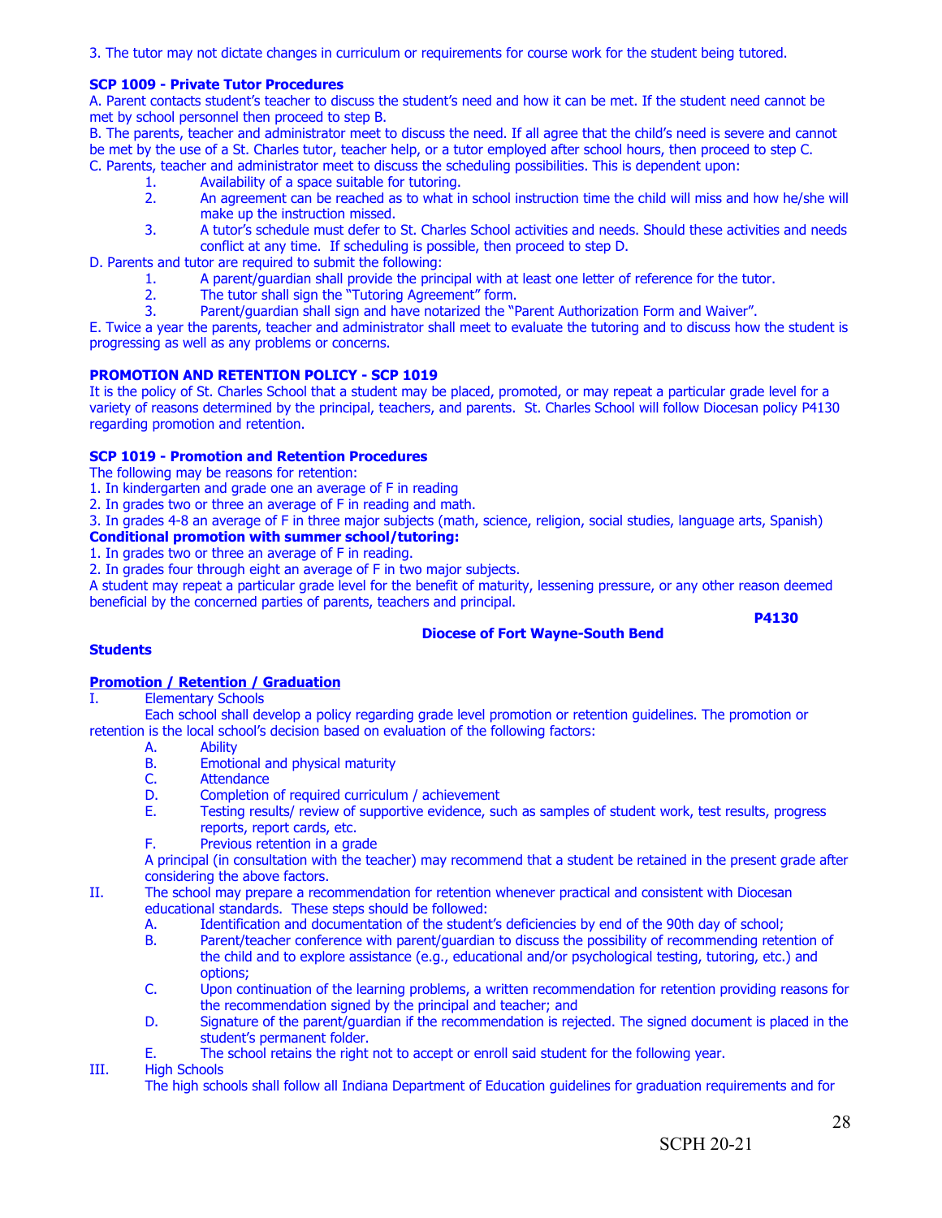3. The tutor may not dictate changes in curriculum or requirements for course work for the student being tutored.

**SCP 1009 - Private Tutor Procedures**

A. Parent contacts student's teacher to discuss the student's need and how it can be met. If the student need cannot be met by school personnel then proceed to step B.

B. The parents, teacher and administrator meet to discuss the need. If all agree that the child's need is severe and cannot be met by the use of a St. Charles tutor, teacher help, or a tutor employed after school hours, then proceed to step C.

C. Parents, teacher and administrator meet to discuss the scheduling possibilities. This is dependent upon:

1. Availability of a space suitable for tutoring.
2. An agreement can be reached as to what in school instruction time the child will miss and how he/she will make up the instruction missed.
3. A tutor's schedule must defer to St. Charles School activities and needs. Should these activities and needs conflict at any time. If scheduling is possible, then proceed to step D.

D. Parents and tutor are required to submit the following:

1. A parent/guardian shall provide the principal with at least one letter of reference for the tutor.
2. The tutor shall sign the "Tutoring Agreement" form.
3. Parent/guardian shall sign and have notarized the "Parent Authorization Form and Waiver".

E. Twice a year the parents, teacher and administrator shall meet to evaluate the tutoring and to discuss how the student is progressing as well as any problems or concerns.

**PROMOTION AND RETENTION POLICY - SCP 1019**

It is the policy of St. Charles School that a student may be placed, promoted, or may repeat a particular grade level for a variety of reasons determined by the principal, teachers, and parents. St. Charles School will follow Diocesan policy P4130 regarding promotion and retention.

**SCP 1019 - Promotion and Retention Procedures**

The following may be reasons for retention:

1. In kindergarten and grade one an average of F in reading
2. In grades two or three an average of F in reading and math.
3. In grades 4-8 an average of F in three major subjects (math, science, religion, social studies, language arts, Spanish)

**Conditional promotion with summer school/tutoring:**

1. In grades two or three an average of F in reading.
2. In grades four through eight an average of F in two major subjects.

A student may repeat a particular grade level for the benefit of maturity, lessening pressure, or any other reason deemed beneficial by the concerned parties of parents, teachers and principal.

**P4130**

**Diocese of Fort Wayne-South Bend**

**Students**

**Promotion / Retention / Graduation**

I. Elementary Schools

Each school shall develop a policy regarding grade level promotion or retention guidelines. The promotion or retention is the local school's decision based on evaluation of the following factors:

- A. Ability
- B. Emotional and physical maturity
- C. Attendance
- D. Completion of required curriculum / achievement
- E. Testing results/ review of supportive evidence, such as samples of student work, test results, progress reports, report cards, etc.
- F. Previous retention in a grade

A principal (in consultation with the teacher) may recommend that a student be retained in the present grade after considering the above factors.

II. The school may prepare a recommendation for retention whenever practical and consistent with Diocesan educational standards. These steps should be followed:

- A. Identification and documentation of the student's deficiencies by end of the 90th day of school;
- B. Parent/teacher conference with parent/guardian to discuss the possibility of recommending retention of the child and to explore assistance (e.g., educational and/or psychological testing, tutoring, etc.) and options;
- C. Upon continuation of the learning problems, a written recommendation for retention providing reasons for the recommendation signed by the principal and teacher; and
- D. Signature of the parent/guardian if the recommendation is rejected. The signed document is placed in the student's permanent folder.
- E. The school retains the right not to accept or enroll said student for the following year.

III. High Schools

The high schools shall follow all Indiana Department of Education guidelines for graduation requirements and for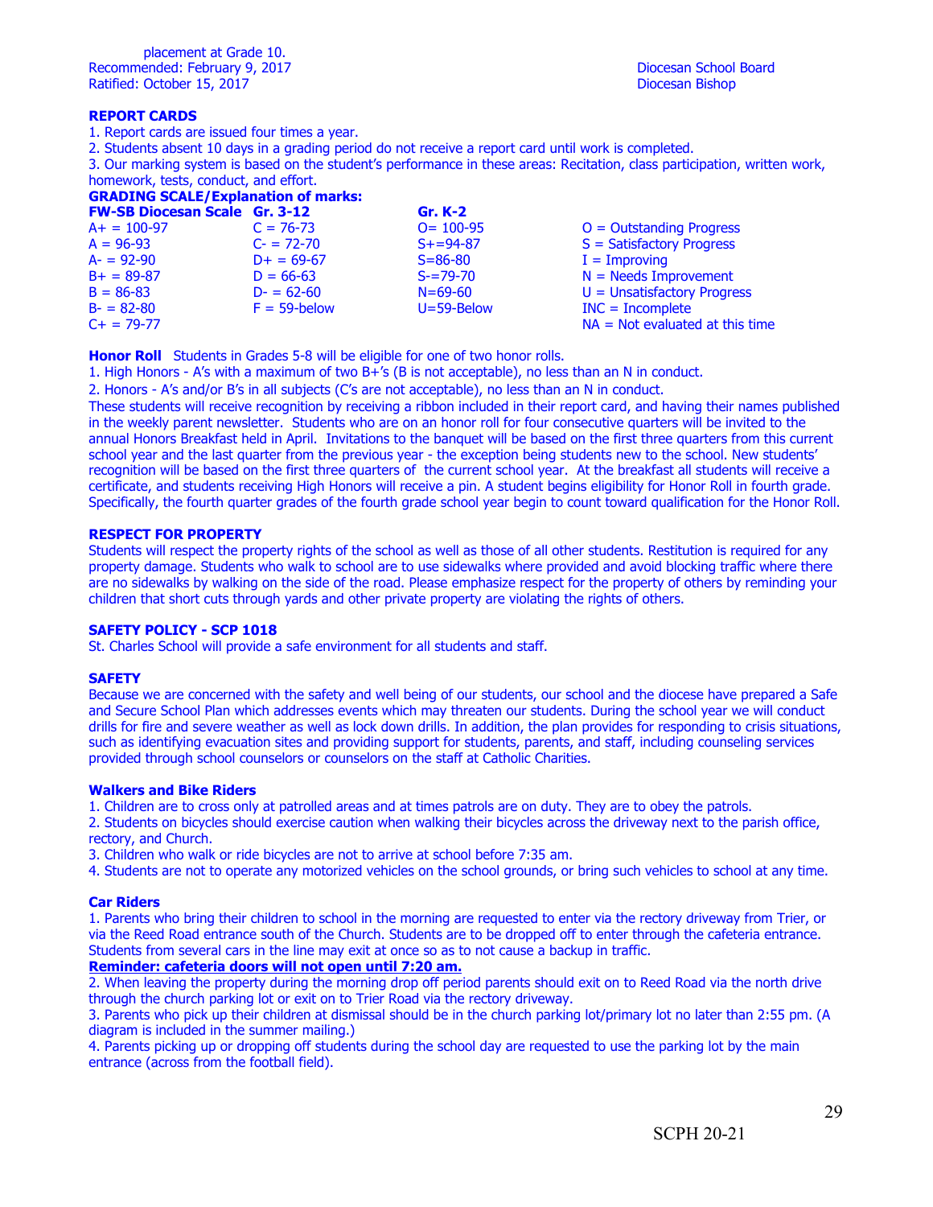placement at Grade 10.

Recommended: February 9, 2017 Diocesan School Board
Ratified: October 15, 2017 Diocesan Bishop

## REPORT CARDS

1. Report cards are issued four times a year.
2. Students absent 10 days in a grading period do not receive a report card until work is completed.
3. Our marking system is based on the student's performance in these areas: Recitation, class participation, written work, homework, tests, conduct, and effort.

**GRADING SCALE/Explanation of marks:**

| FW-SB Diocesan Scale | Gr. 3-12 | Gr. K-2 | |
|---|---|---|---|
| A+ = 100-97 | C = 76-73 | O= 100-95 | O = Outstanding Progress |
| A = 96-93 | C- = 72-70 | S+=94-87 | S = Satisfactory Progress |
| A- = 92-90 | D+ = 69-67 | S=86-80 | I = Improving |
| B+ = 89-87 | D = 66-63 | S-=79-70 | N = Needs Improvement |
| B = 86-83 | D- = 62-60 | N=69-60 | U = Unsatisfactory Progress |
| B- = 82-80 | F = 59-below | U=59-Below | INC = Incomplete |
| C+ = 79-77 | | | NA = Not evaluated at this time |

**Honor Roll** Students in Grades 5-8 will be eligible for one of two honor rolls.

1. High Honors - A's with a maximum of two B+'s (B is not acceptable), no less than an N in conduct.
2. Honors - A's and/or B's in all subjects (C's are not acceptable), no less than an N in conduct.

These students will receive recognition by receiving a ribbon included in their report card, and having their names published in the weekly parent newsletter. Students who are on an honor roll for four consecutive quarters will be invited to the annual Honors Breakfast held in April. Invitations to the banquet will be based on the first three quarters from this current school year and the last quarter from the previous year - the exception being students new to the school. New students' recognition will be based on the first three quarters of the current school year. At the breakfast all students will receive a certificate, and students receiving High Honors will receive a pin. A student begins eligibility for Honor Roll in fourth grade. Specifically, the fourth quarter grades of the fourth grade school year begin to count toward qualification for the Honor Roll.

## RESPECT FOR PROPERTY

Students will respect the property rights of the school as well as those of all other students. Restitution is required for any property damage. Students who walk to school are to use sidewalks where provided and avoid blocking traffic where there are no sidewalks by walking on the side of the road. Please emphasize respect for the property of others by reminding your children that short cuts through yards and other private property are violating the rights of others.

## SAFETY POLICY - SCP 1018

St. Charles School will provide a safe environment for all students and staff.

## SAFETY

Because we are concerned with the safety and well being of our students, our school and the diocese have prepared a Safe and Secure School Plan which addresses events which may threaten our students. During the school year we will conduct drills for fire and severe weather as well as lock down drills. In addition, the plan provides for responding to crisis situations, such as identifying evacuation sites and providing support for students, parents, and staff, including counseling services provided through school counselors or counselors on the staff at Catholic Charities.

### Walkers and Bike Riders

1. Children are to cross only at patrolled areas and at times patrols are on duty. They are to obey the patrols.
2. Students on bicycles should exercise caution when walking their bicycles across the driveway next to the parish office, rectory, and Church.
3. Children who walk or ride bicycles are not to arrive at school before 7:35 am.
4. Students are not to operate any motorized vehicles on the school grounds, or bring such vehicles to school at any time.

### Car Riders

1. Parents who bring their children to school in the morning are requested to enter via the rectory driveway from Trier, or via the Reed Road entrance south of the Church. Students are to be dropped off to enter through the cafeteria entrance. Students from several cars in the line may exit at once so as to not cause a backup in traffic.
**Reminder: cafeteria doors will not open until 7:20 am.**
2. When leaving the property during the morning drop off period parents should exit on to Reed Road via the north drive through the church parking lot or exit on to Trier Road via the rectory driveway.
3. Parents who pick up their children at dismissal should be in the church parking lot/primary lot no later than 2:55 pm. (A diagram is included in the summer mailing.)
4. Parents picking up or dropping off students during the school day are requested to use the parking lot by the main entrance (across from the football field).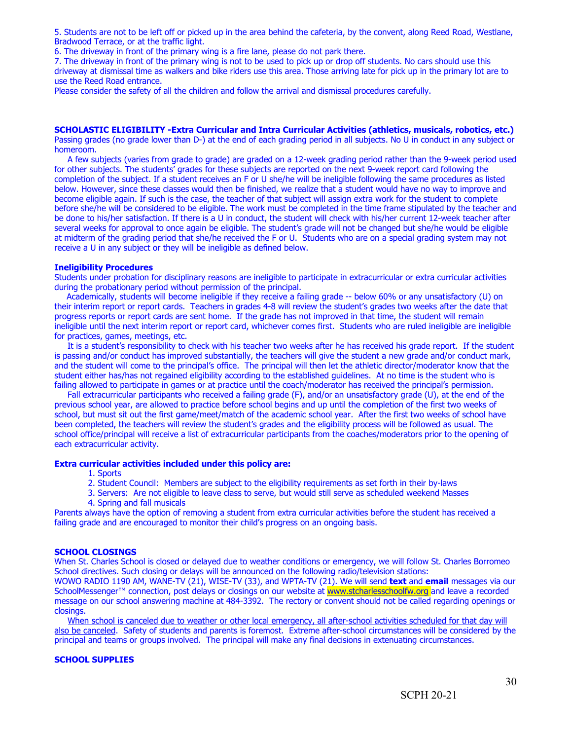5. Students are not to be left off or picked up in the area behind the cafeteria, by the convent, along Reed Road, Westlane, Bradwood Terrace, or at the traffic light.
6. The driveway in front of the primary wing is a fire lane, please do not park there.
7. The driveway in front of the primary wing is not to be used to pick up or drop off students. No cars should use this driveway at dismissal time as walkers and bike riders use this area. Those arriving late for pick up in the primary lot are to use the Reed Road entrance.
Please consider the safety of all the children and follow the arrival and dismissal procedures carefully.

**SCHOLASTIC ELIGIBILITY -Extra Curricular and Intra Curricular Activities (athletics, musicals, robotics, etc.)**
Passing grades (no grade lower than D-) at the end of each grading period in all subjects. No U in conduct in any subject or homeroom.

A few subjects (varies from grade to grade) are graded on a 12-week grading period rather than the 9-week period used for other subjects. The students' grades for these subjects are reported on the next 9-week report card following the completion of the subject. If a student receives an F or U she/he will be ineligible following the same procedures as listed below. However, since these classes would then be finished, we realize that a student would have no way to improve and become eligible again. If such is the case, the teacher of that subject will assign extra work for the student to complete before she/he will be considered to be eligible. The work must be completed in the time frame stipulated by the teacher and be done to his/her satisfaction. If there is a U in conduct, the student will check with his/her current 12-week teacher after several weeks for approval to once again be eligible. The student's grade will not be changed but she/he would be eligible at midterm of the grading period that she/he received the F or U. Students who are on a special grading system may not receive a U in any subject or they will be ineligible as defined below.

**Ineligibility Procedures**
Students under probation for disciplinary reasons are ineligible to participate in extracurricular or extra curricular activities during the probationary period without permission of the principal.

Academically, students will become ineligible if they receive a failing grade -- below 60% or any unsatisfactory (U) on their interim report or report cards. Teachers in grades 4-8 will review the student's grades two weeks after the date that progress reports or report cards are sent home. If the grade has not improved in that time, the student will remain ineligible until the next interim report or report card, whichever comes first. Students who are ruled ineligible are ineligible for practices, games, meetings, etc.

It is a student's responsibility to check with his teacher two weeks after he has received his grade report. If the student is passing and/or conduct has improved substantially, the teachers will give the student a new grade and/or conduct mark, and the student will come to the principal's office. The principal will then let the athletic director/moderator know that the student either has/has not regained eligibility according to the established guidelines. At no time is the student who is failing allowed to participate in games or at practice until the coach/moderator has received the principal's permission.

Fall extracurricular participants who received a failing grade (F), and/or an unsatisfactory grade (U), at the end of the previous school year, are allowed to practice before school begins and up until the completion of the first two weeks of school, but must sit out the first game/meet/match of the academic school year. After the first two weeks of school have been completed, the teachers will review the student's grades and the eligibility process will be followed as usual. The school office/principal will receive a list of extracurricular participants from the coaches/moderators prior to the opening of each extracurricular activity.

**Extra curricular activities included under this policy are:**

1. Sports
2. Student Council: Members are subject to the eligibility requirements as set forth in their by-laws
3. Servers: Are not eligible to leave class to serve, but would still serve as scheduled weekend Masses
4. Spring and fall musicals

Parents always have the option of removing a student from extra curricular activities before the student has received a failing grade and are encouraged to monitor their child's progress on an ongoing basis.

**SCHOOL CLOSINGS**
When St. Charles School is closed or delayed due to weather conditions or emergency, we will follow St. Charles Borromeo School directives. Such closing or delays will be announced on the following radio/television stations:
WOWO RADIO 1190 AM, WANE-TV (21), WISE-TV (33), and WPTA-TV (21). We will send **text** and **email** messages via our SchoolMessenger™ connection, post delays or closings on our website at www.stcharlesschoolfw.org and leave a recorded message on our school answering machine at 484-3392. The rectory or convent should not be called regarding openings or closings.

When school is canceled due to weather or other local emergency, all after-school activities scheduled for that day will also be canceled. Safety of students and parents is foremost. Extreme after-school circumstances will be considered by the principal and teams or groups involved. The principal will make any final decisions in extenuating circumstances.

**SCHOOL SUPPLIES**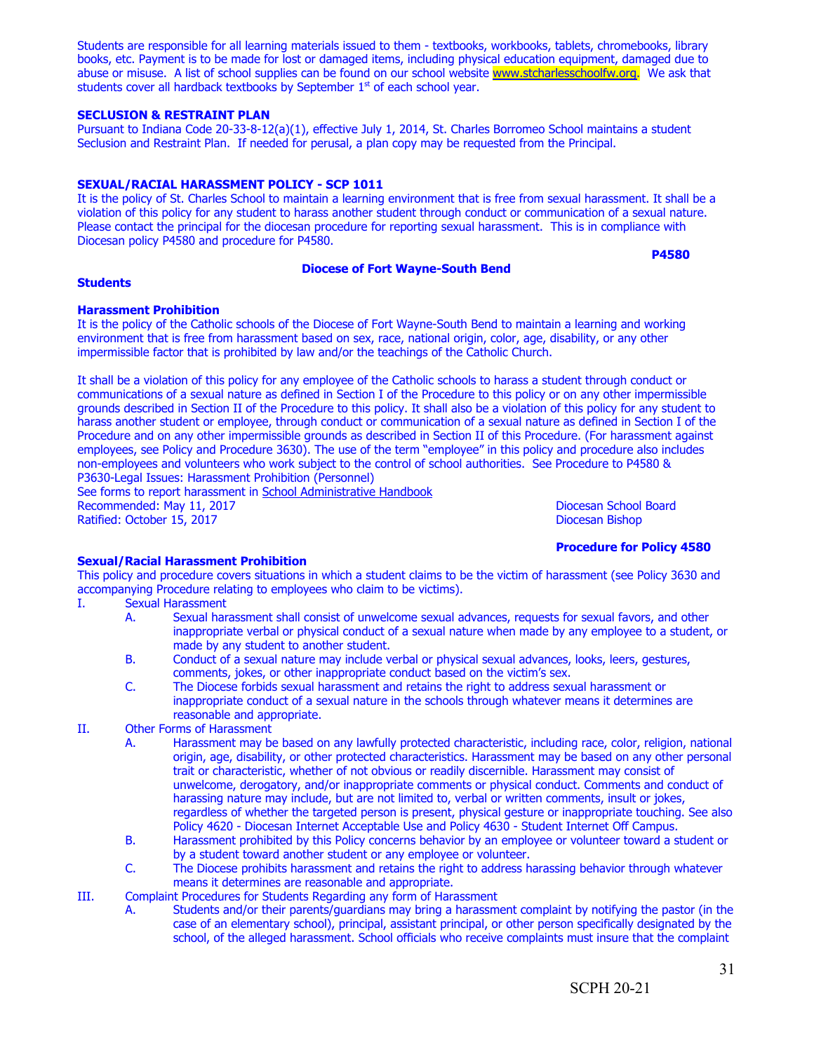Students are responsible for all learning materials issued to them - textbooks, workbooks, tablets, chromebooks, library books, etc. Payment is to be made for lost or damaged items, including physical education equipment, damaged due to abuse or misuse. A list of school supplies can be found on our school website www.stcharlesschoolfw.org. We ask that students cover all hardback textbooks by September 1st of each school year.

**SECLUSION & RESTRAINT PLAN**

Pursuant to Indiana Code 20-33-8-12(a)(1), effective July 1, 2014, St. Charles Borromeo School maintains a student Seclusion and Restraint Plan. If needed for perusal, a plan copy may be requested from the Principal.

**SEXUAL/RACIAL HARASSMENT POLICY - SCP 1011**

It is the policy of St. Charles School to maintain a learning environment that is free from sexual harassment. It shall be a violation of this policy for any student to harass another student through conduct or communication of a sexual nature. Please contact the principal for the diocesan procedure for reporting sexual harassment. This is in compliance with Diocesan policy P4580 and procedure for P4580.

**P4580**

**Diocese of Fort Wayne-South Bend**

**Students**

**Harassment Prohibition**

It is the policy of the Catholic schools of the Diocese of Fort Wayne-South Bend to maintain a learning and working environment that is free from harassment based on sex, race, national origin, color, age, disability, or any other impermissible factor that is prohibited by law and/or the teachings of the Catholic Church.

It shall be a violation of this policy for any employee of the Catholic schools to harass a student through conduct or communications of a sexual nature as defined in Section I of the Procedure to this policy or on any other impermissible grounds described in Section II of the Procedure to this policy. It shall also be a violation of this policy for any student to harass another student or employee, through conduct or communication of a sexual nature as defined in Section I of the Procedure and on any other impermissible grounds as described in Section II of this Procedure. (For harassment against employees, see Policy and Procedure 3630). The use of the term "employee" in this policy and procedure also includes non-employees and volunteers who work subject to the control of school authorities. See Procedure to P4580 & P3630-Legal Issues: Harassment Prohibition (Personnel)

See forms to report harassment in School Administrative Handbook

Recommended: May 11, 2017 — Diocesan School Board
Ratified: October 15, 2017 — Diocesan Bishop

**Procedure for Policy 4580**

**Sexual/Racial Harassment Prohibition**

This policy and procedure covers situations in which a student claims to be the victim of harassment (see Policy 3630 and accompanying Procedure relating to employees who claim to be victims).

I. Sexual Harassment
   A. Sexual harassment shall consist of unwelcome sexual advances, requests for sexual favors, and other inappropriate verbal or physical conduct of a sexual nature when made by any employee to a student, or made by any student to another student.
   B. Conduct of a sexual nature may include verbal or physical sexual advances, looks, leers, gestures, comments, jokes, or other inappropriate conduct based on the victim's sex.
   C. The Diocese forbids sexual harassment and retains the right to address sexual harassment or inappropriate conduct of a sexual nature in the schools through whatever means it determines are reasonable and appropriate.

II. Other Forms of Harassment
   A. Harassment may be based on any lawfully protected characteristic, including race, color, religion, national origin, age, disability, or other protected characteristics. Harassment may be based on any other personal trait or characteristic, whether of not obvious or readily discernible. Harassment may consist of unwelcome, derogatory, and/or inappropriate comments or physical conduct. Comments and conduct of harassing nature may include, but are not limited to, verbal or written comments, insult or jokes, regardless of whether the targeted person is present, physical gesture or inappropriate touching. See also Policy 4620 - Diocesan Internet Acceptable Use and Policy 4630 - Student Internet Off Campus.
   B. Harassment prohibited by this Policy concerns behavior by an employee or volunteer toward a student or by a student toward another student or any employee or volunteer.
   C. The Diocese prohibits harassment and retains the right to address harassing behavior through whatever means it determines are reasonable and appropriate.

III. Complaint Procedures for Students Regarding any form of Harassment
   A. Students and/or their parents/guardians may bring a harassment complaint by notifying the pastor (in the case of an elementary school), principal, assistant principal, or other person specifically designated by the school, of the alleged harassment. School officials who receive complaints must insure that the complaint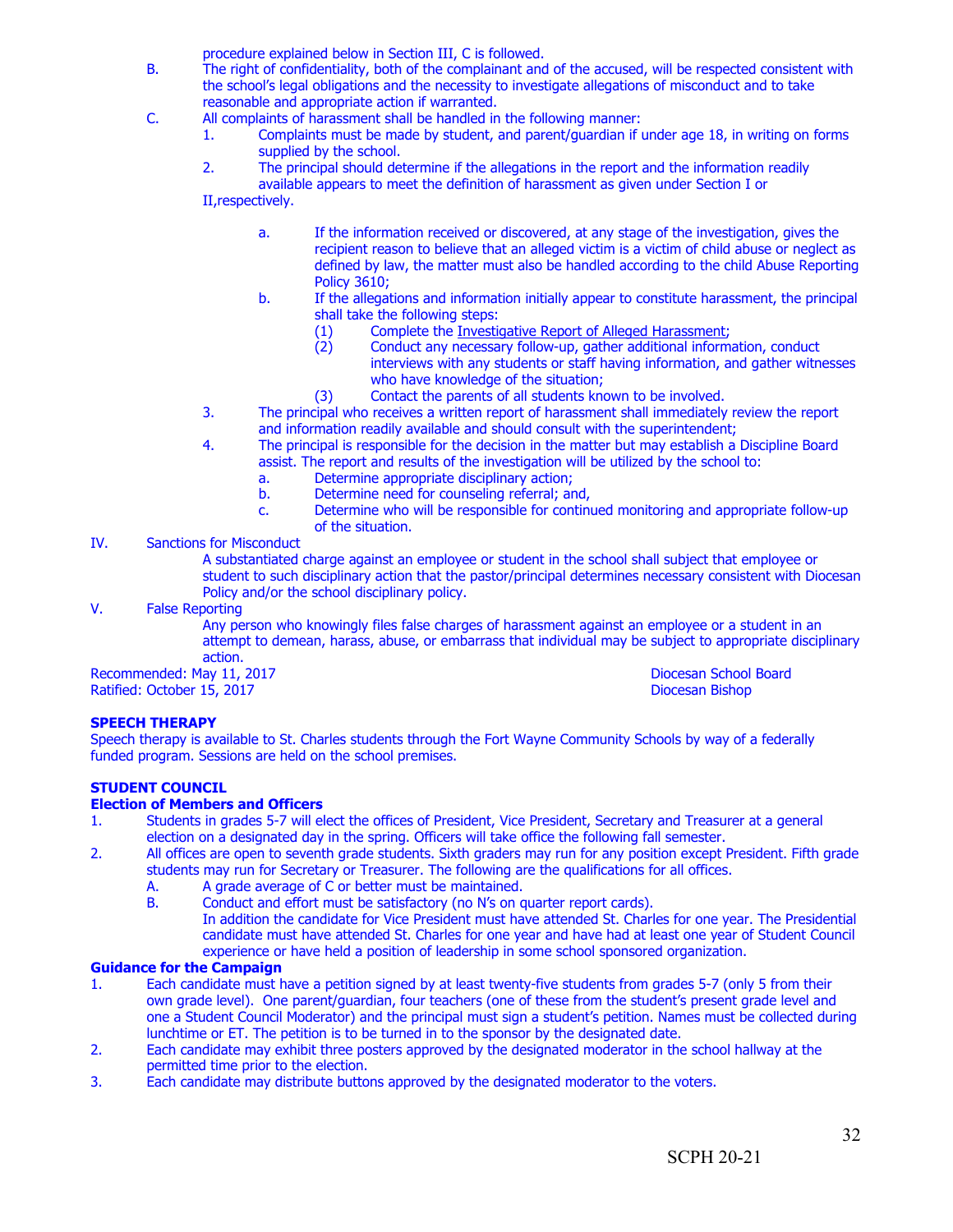procedure explained below in Section III, C is followed.

B. The right of confidentiality, both of the complainant and of the accused, will be respected consistent with the school's legal obligations and the necessity to investigate allegations of misconduct and to take reasonable and appropriate action if warranted.

C. All complaints of harassment shall be handled in the following manner:

1. Complaints must be made by student, and parent/guardian if under age 18, in writing on forms supplied by the school.
2. The principal should determine if the allegations in the report and the information readily available appears to meet the definition of harassment as given under Section I or II,respectively.
   - a. If the information received or discovered, at any stage of the investigation, gives the recipient reason to believe that an alleged victim is a victim of child abuse or neglect as defined by law, the matter must also be handled according to the child Abuse Reporting Policy 3610;
   - b. If the allegations and information initially appear to constitute harassment, the principal shall take the following steps:
     - (1) Complete the Investigative Report of Alleged Harassment;
     - (2) Conduct any necessary follow-up, gather additional information, conduct interviews with any students or staff having information, and gather witnesses who have knowledge of the situation;
     - (3) Contact the parents of all students known to be involved.
3. The principal who receives a written report of harassment shall immediately review the report and information readily available and should consult with the superintendent;
4. The principal is responsible for the decision in the matter but may establish a Discipline Board assist. The report and results of the investigation will be utilized by the school to:
   - a. Determine appropriate disciplinary action;
   - b. Determine need for counseling referral; and,
   - c. Determine who will be responsible for continued monitoring and appropriate follow-up of the situation.

IV. Sanctions for Misconduct

A substantiated charge against an employee or student in the school shall subject that employee or student to such disciplinary action that the pastor/principal determines necessary consistent with Diocesan Policy and/or the school disciplinary policy.

V. False Reporting

Any person who knowingly files false charges of harassment against an employee or a student in an attempt to demean, harass, abuse, or embarrass that individual may be subject to appropriate disciplinary action.

Recommended: May 11, 2017 — Diocesan School Board
Ratified: October 15, 2017 — Diocesan Bishop

**SPEECH THERAPY**

Speech therapy is available to St. Charles students through the Fort Wayne Community Schools by way of a federally funded program. Sessions are held on the school premises.

**STUDENT COUNCIL**

**Election of Members and Officers**

1. Students in grades 5-7 will elect the offices of President, Vice President, Secretary and Treasurer at a general election on a designated day in the spring. Officers will take office the following fall semester.
2. All offices are open to seventh grade students. Sixth graders may run for any position except President. Fifth grade students may run for Secretary or Treasurer. The following are the qualifications for all offices.
   - A. A grade average of C or better must be maintained.
   - B. Conduct and effort must be satisfactory (no N's on quarter report cards).

   In addition the candidate for Vice President must have attended St. Charles for one year. The Presidential candidate must have attended St. Charles for one year and have had at least one year of Student Council experience or have held a position of leadership in some school sponsored organization.

**Guidance for the Campaign**

1. Each candidate must have a petition signed by at least twenty-five students from grades 5-7 (only 5 from their own grade level). One parent/guardian, four teachers (one of these from the student's present grade level and one a Student Council Moderator) and the principal must sign a student's petition. Names must be collected during lunchtime or ET. The petition is to be turned in to the sponsor by the designated date.
2. Each candidate may exhibit three posters approved by the designated moderator in the school hallway at the permitted time prior to the election.
3. Each candidate may distribute buttons approved by the designated moderator to the voters.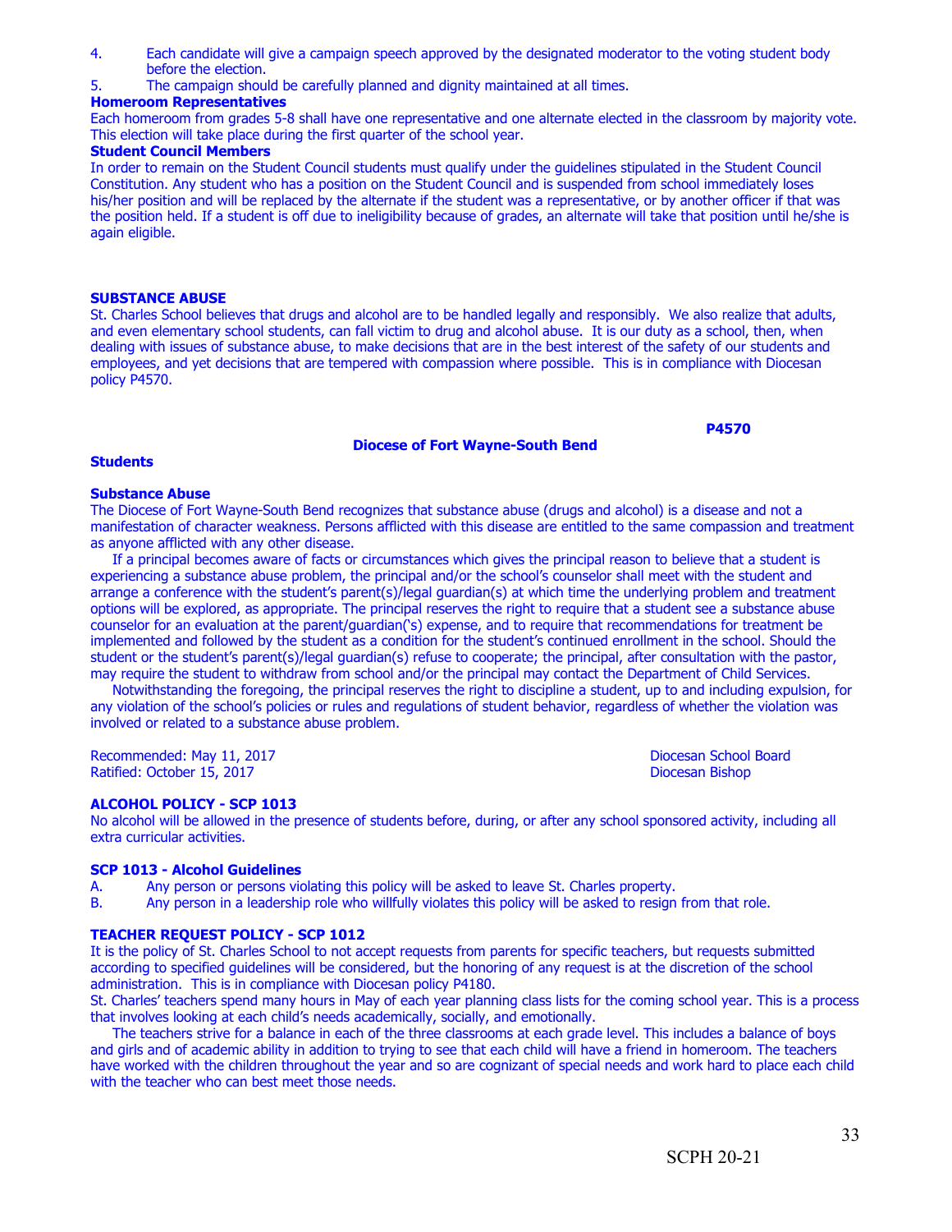4. Each candidate will give a campaign speech approved by the designated moderator to the voting student body before the election.
5. The campaign should be carefully planned and dignity maintained at all times.

**Homeroom Representatives**

Each homeroom from grades 5-8 shall have one representative and one alternate elected in the classroom by majority vote. This election will take place during the first quarter of the school year.

**Student Council Members**

In order to remain on the Student Council students must qualify under the guidelines stipulated in the Student Council Constitution. Any student who has a position on the Student Council and is suspended from school immediately loses his/her position and will be replaced by the alternate if the student was a representative, or by another officer if that was the position held. If a student is off due to ineligibility because of grades, an alternate will take that position until he/she is again eligible.

## SUBSTANCE ABUSE

St. Charles School believes that drugs and alcohol are to be handled legally and responsibly. We also realize that adults, and even elementary school students, can fall victim to drug and alcohol abuse. It is our duty as a school, then, when dealing with issues of substance abuse, to make decisions that are in the best interest of the safety of our students and employees, and yet decisions that are tempered with compassion where possible. This is in compliance with Diocesan policy P4570.

**P4570**

**Diocese of Fort Wayne-South Bend**

**Students**

**Substance Abuse**

The Diocese of Fort Wayne-South Bend recognizes that substance abuse (drugs and alcohol) is a disease and not a manifestation of character weakness. Persons afflicted with this disease are entitled to the same compassion and treatment as anyone afflicted with any other disease.

If a principal becomes aware of facts or circumstances which gives the principal reason to believe that a student is experiencing a substance abuse problem, the principal and/or the school's counselor shall meet with the student and arrange a conference with the student's parent(s)/legal guardian(s) at which time the underlying problem and treatment options will be explored, as appropriate. The principal reserves the right to require that a student see a substance abuse counselor for an evaluation at the parent/guardian('s) expense, and to require that recommendations for treatment be implemented and followed by the student as a condition for the student's continued enrollment in the school. Should the student or the student's parent(s)/legal guardian(s) refuse to cooperate; the principal, after consultation with the pastor, may require the student to withdraw from school and/or the principal may contact the Department of Child Services.

Notwithstanding the foregoing, the principal reserves the right to discipline a student, up to and including expulsion, for any violation of the school's policies or rules and regulations of student behavior, regardless of whether the violation was involved or related to a substance abuse problem.

Recommended: May 11, 2017 — Diocesan School Board
Ratified: October 15, 2017 — Diocesan Bishop

## ALCOHOL POLICY - SCP 1013

No alcohol will be allowed in the presence of students before, during, or after any school sponsored activity, including all extra curricular activities.

**SCP 1013 - Alcohol Guidelines**

A. Any person or persons violating this policy will be asked to leave St. Charles property.
B. Any person in a leadership role who willfully violates this policy will be asked to resign from that role.

## TEACHER REQUEST POLICY - SCP 1012

It is the policy of St. Charles School to not accept requests from parents for specific teachers, but requests submitted according to specified guidelines will be considered, but the honoring of any request is at the discretion of the school administration. This is in compliance with Diocesan policy P4180.

St. Charles' teachers spend many hours in May of each year planning class lists for the coming school year. This is a process that involves looking at each child's needs academically, socially, and emotionally.

The teachers strive for a balance in each of the three classrooms at each grade level. This includes a balance of boys and girls and of academic ability in addition to trying to see that each child will have a friend in homeroom. The teachers have worked with the children throughout the year and so are cognizant of special needs and work hard to place each child with the teacher who can best meet those needs.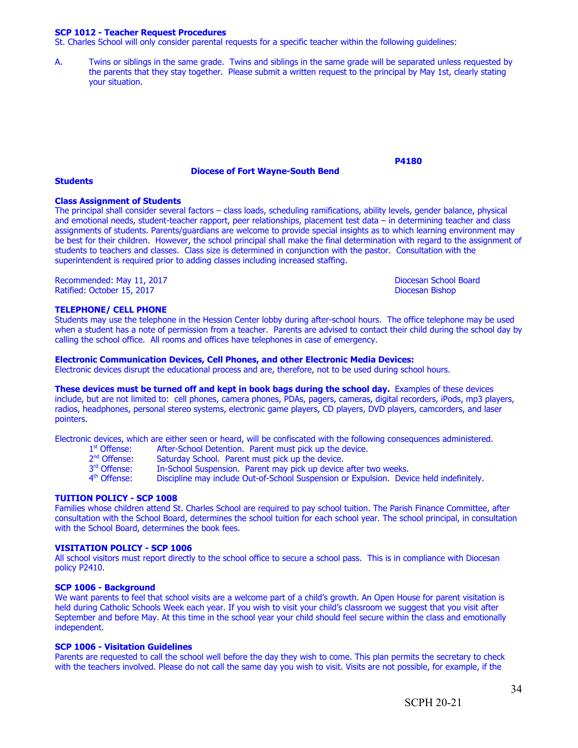### SCP 1012 - Teacher Request Procedures

St. Charles School will only consider parental requests for a specific teacher within the following guidelines:

A. Twins or siblings in the same grade. Twins and siblings in the same grade will be separated unless requested by the parents that they stay together. Please submit a written request to the principal by May 1st, clearly stating your situation.

**P4180**

**Diocese of Fort Wayne-South Bend**

**Students**

### Class Assignment of Students

The principal shall consider several factors – class loads, scheduling ramifications, ability levels, gender balance, physical and emotional needs, student-teacher rapport, peer relationships, placement test data – in determining teacher and class assignments of students. Parents/guardians are welcome to provide special insights as to which learning environment may be best for their children. However, the school principal shall make the final determination with regard to the assignment of students to teachers and classes. Class size is determined in conjunction with the pastor. Consultation with the superintendent is required prior to adding classes including increased staffing.

Recommended: May 11, 2017 — Diocesan School Board
Ratified: October 15, 2017 — Diocesan Bishop

### TELEPHONE/ CELL PHONE

Students may use the telephone in the Hession Center lobby during after-school hours. The office telephone may be used when a student has a note of permission from a teacher. Parents are advised to contact their child during the school day by calling the school office. All rooms and offices have telephones in case of emergency.

### Electronic Communication Devices, Cell Phones, and other Electronic Media Devices:

Electronic devices disrupt the educational process and are, therefore, not to be used during school hours.

**These devices must be turned off and kept in book bags during the school day.** Examples of these devices include, but are not limited to: cell phones, camera phones, PDAs, pagers, cameras, digital recorders, iPods, mp3 players, radios, headphones, personal stereo systems, electronic game players, CD players, DVD players, camcorders, and laser pointers.

Electronic devices, which are either seen or heard, will be confiscated with the following consequences administered.

- 1st Offense: After-School Detention. Parent must pick up the device.
- 2nd Offense: Saturday School. Parent must pick up the device.
- 3rd Offense: In-School Suspension. Parent may pick up device after two weeks.
- 4th Offense: Discipline may include Out-of-School Suspension or Expulsion. Device held indefinitely.

### TUITION POLICY - SCP 1008

Families whose children attend St. Charles School are required to pay school tuition. The Parish Finance Committee, after consultation with the School Board, determines the school tuition for each school year. The school principal, in consultation with the School Board, determines the book fees.

### VISITATION POLICY - SCP 1006

All school visitors must report directly to the school office to secure a school pass. This is in compliance with Diocesan policy P2410.

### SCP 1006 - Background

We want parents to feel that school visits are a welcome part of a child's growth. An Open House for parent visitation is held during Catholic Schools Week each year. If you wish to visit your child's classroom we suggest that you visit after September and before May. At this time in the school year your child should feel secure within the class and emotionally independent.

### SCP 1006 - Visitation Guidelines

Parents are requested to call the school well before the day they wish to come. This plan permits the secretary to check with the teachers involved. Please do not call the same day you wish to visit. Visits are not possible, for example, if the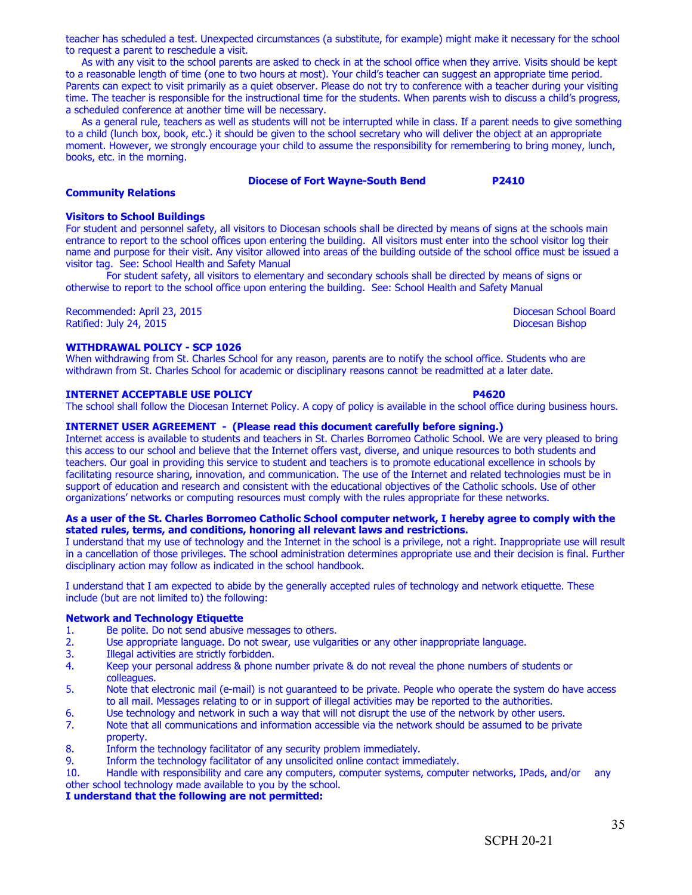teacher has scheduled a test. Unexpected circumstances (a substitute, for example) might make it necessary for the school to request a parent to reschedule a visit.

As with any visit to the school parents are asked to check in at the school office when they arrive. Visits should be kept to a reasonable length of time (one to two hours at most). Your child's teacher can suggest an appropriate time period. Parents can expect to visit primarily as a quiet observer. Please do not try to conference with a teacher during your visiting time. The teacher is responsible for the instructional time for the students. When parents wish to discuss a child's progress, a scheduled conference at another time will be necessary.

As a general rule, teachers as well as students will not be interrupted while in class. If a parent needs to give something to a child (lunch box, book, etc.) it should be given to the school secretary who will deliver the object at an appropriate moment. However, we strongly encourage your child to assume the responsibility for remembering to bring money, lunch, books, etc. in the morning.

**Diocese of Fort Wayne-South Bend P2410**

**Community Relations**

**Visitors to School Buildings**

For student and personnel safety, all visitors to Diocesan schools shall be directed by means of signs at the schools main entrance to report to the school offices upon entering the building. All visitors must enter into the school visitor log their name and purpose for their visit. Any visitor allowed into areas of the building outside of the school office must be issued a visitor tag. See: School Health and Safety Manual

For student safety, all visitors to elementary and secondary schools shall be directed by means of signs or otherwise to report to the school office upon entering the building. See: School Health and Safety Manual

Recommended: April 23, 2015 Diocesan School Board
Ratified: July 24, 2015 Diocesan Bishop

**WITHDRAWAL POLICY - SCP 1026**

When withdrawing from St. Charles School for any reason, parents are to notify the school office. Students who are withdrawn from St. Charles School for academic or disciplinary reasons cannot be readmitted at a later date.

**INTERNET ACCEPTABLE USE POLICY P4620**

The school shall follow the Diocesan Internet Policy. A copy of policy is available in the school office during business hours.

**INTERNET USER AGREEMENT - (Please read this document carefully before signing.)**

Internet access is available to students and teachers in St. Charles Borromeo Catholic School. We are very pleased to bring this access to our school and believe that the Internet offers vast, diverse, and unique resources to both students and teachers. Our goal in providing this service to student and teachers is to promote educational excellence in schools by facilitating resource sharing, innovation, and communication. The use of the Internet and related technologies must be in support of education and research and consistent with the educational objectives of the Catholic schools. Use of other organizations' networks or computing resources must comply with the rules appropriate for these networks.

**As a user of the St. Charles Borromeo Catholic School computer network, I hereby agree to comply with the stated rules, terms, and conditions, honoring all relevant laws and restrictions.**

I understand that my use of technology and the Internet in the school is a privilege, not a right. Inappropriate use will result in a cancellation of those privileges. The school administration determines appropriate use and their decision is final. Further disciplinary action may follow as indicated in the school handbook.

I understand that I am expected to abide by the generally accepted rules of technology and network etiquette. These include (but are not limited to) the following:

**Network and Technology Etiquette**

1. Be polite. Do not send abusive messages to others.
2. Use appropriate language. Do not swear, use vulgarities or any other inappropriate language.
3. Illegal activities are strictly forbidden.
4. Keep your personal address & phone number private & do not reveal the phone numbers of students or colleagues.
5. Note that electronic mail (e-mail) is not guaranteed to be private. People who operate the system do have access to all mail. Messages relating to or in support of illegal activities may be reported to the authorities.
6. Use technology and network in such a way that will not disrupt the use of the network by other users.
7. Note that all communications and information accessible via the network should be assumed to be private property.
8. Inform the technology facilitator of any security problem immediately.
9. Inform the technology facilitator of any unsolicited online contact immediately.
10. Handle with responsibility and care any computers, computer systems, computer networks, IPads, and/or any other school technology made available to you by the school.

**I understand that the following are not permitted:**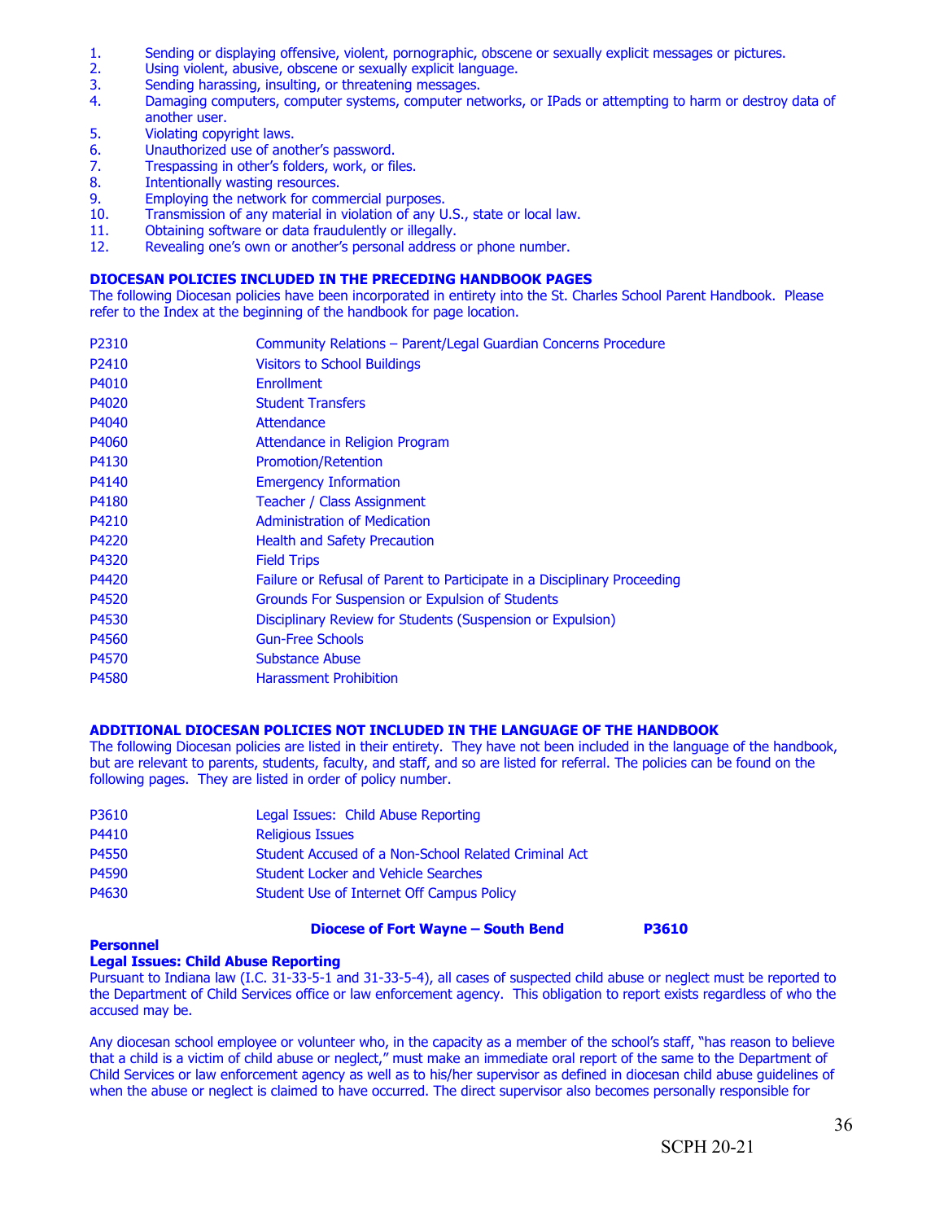1. Sending or displaying offensive, violent, pornographic, obscene or sexually explicit messages or pictures.
2. Using violent, abusive, obscene or sexually explicit language.
3. Sending harassing, insulting, or threatening messages.
4. Damaging computers, computer systems, computer networks, or IPads or attempting to harm or destroy data of another user.
5. Violating copyright laws.
6. Unauthorized use of another's password.
7. Trespassing in other's folders, work, or files.
8. Intentionally wasting resources.
9. Employing the network for commercial purposes.
10. Transmission of any material in violation of any U.S., state or local law.
11. Obtaining software or data fraudulently or illegally.
12. Revealing one's own or another's personal address or phone number.

**DIOCESAN POLICIES INCLUDED IN THE PRECEDING HANDBOOK PAGES**
The following Diocesan policies have been incorporated in entirety into the St. Charles School Parent Handbook. Please refer to the Index at the beginning of the handbook for page location.

| | |
|---|---|
| P2310 | Community Relations – Parent/Legal Guardian Concerns Procedure |
| P2410 | Visitors to School Buildings |
| P4010 | Enrollment |
| P4020 | Student Transfers |
| P4040 | Attendance |
| P4060 | Attendance in Religion Program |
| P4130 | Promotion/Retention |
| P4140 | Emergency Information |
| P4180 | Teacher / Class Assignment |
| P4210 | Administration of Medication |
| P4220 | Health and Safety Precaution |
| P4320 | Field Trips |
| P4420 | Failure or Refusal of Parent to Participate in a Disciplinary Proceeding |
| P4520 | Grounds For Suspension or Expulsion of Students |
| P4530 | Disciplinary Review for Students (Suspension or Expulsion) |
| P4560 | Gun-Free Schools |
| P4570 | Substance Abuse |
| P4580 | Harassment Prohibition |

**ADDITIONAL DIOCESAN POLICIES NOT INCLUDED IN THE LANGUAGE OF THE HANDBOOK**
The following Diocesan policies are listed in their entirety. They have not been included in the language of the handbook, but are relevant to parents, students, faculty, and staff, and so are listed for referral. The policies can be found on the following pages. They are listed in order of policy number.

| | |
|---|---|
| P3610 | Legal Issues: Child Abuse Reporting |
| P4410 | Religious Issues |
| P4550 | Student Accused of a Non-School Related Criminal Act |
| P4590 | Student Locker and Vehicle Searches |
| P4630 | Student Use of Internet Off Campus Policy |

**Diocese of Fort Wayne – South Bend P3610**

**Personnel**
**Legal Issues: Child Abuse Reporting**
Pursuant to Indiana law (I.C. 31-33-5-1 and 31-33-5-4), all cases of suspected child abuse or neglect must be reported to the Department of Child Services office or law enforcement agency. This obligation to report exists regardless of who the accused may be.

Any diocesan school employee or volunteer who, in the capacity as a member of the school's staff, "has reason to believe that a child is a victim of child abuse or neglect," must make an immediate oral report of the same to the Department of Child Services or law enforcement agency as well as to his/her supervisor as defined in diocesan child abuse guidelines of when the abuse or neglect is claimed to have occurred. The direct supervisor also becomes personally responsible for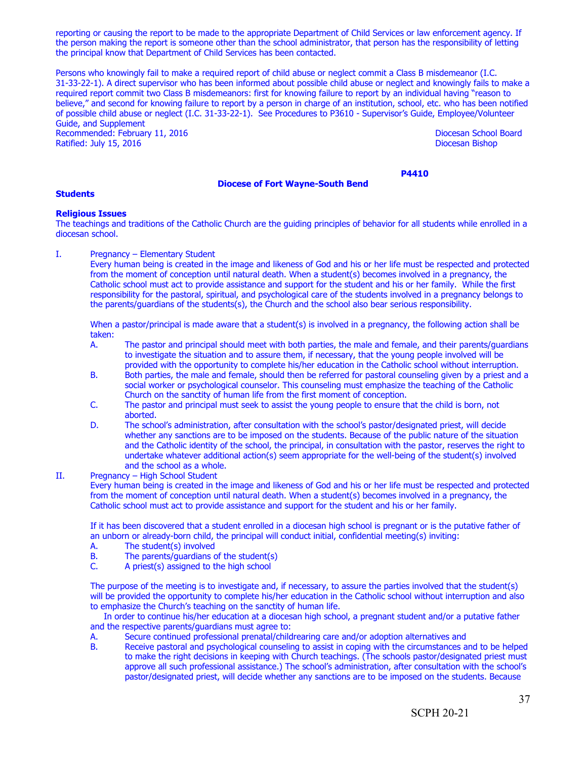reporting or causing the report to be made to the appropriate Department of Child Services or law enforcement agency. If the person making the report is someone other than the school administrator, that person has the responsibility of letting the principal know that Department of Child Services has been contacted.

Persons who knowingly fail to make a required report of child abuse or neglect commit a Class B misdemeanor (I.C. 31-33-22-1). A direct supervisor who has been informed about possible child abuse or neglect and knowingly fails to make a required report commit two Class B misdemeanors: first for knowing failure to report by an individual having "reason to believe," and second for knowing failure to report by a person in charge of an institution, school, etc. who has been notified of possible child abuse or neglect (I.C. 31-33-22-1). See Procedures to P3610 - Supervisor's Guide, Employee/Volunteer Guide, and Supplement

Recommended: February 11, 2016 Diocesan School Board
Ratified: July 15, 2016 Diocesan Bishop

**P4410**

**Diocese of Fort Wayne-South Bend**

**Students**

**Religious Issues**

The teachings and traditions of the Catholic Church are the guiding principles of behavior for all students while enrolled in a diocesan school.

I. Pregnancy – Elementary Student

Every human being is created in the image and likeness of God and his or her life must be respected and protected from the moment of conception until natural death. When a student(s) becomes involved in a pregnancy, the Catholic school must act to provide assistance and support for the student and his or her family. While the first responsibility for the pastoral, spiritual, and psychological care of the students involved in a pregnancy belongs to the parents/guardians of the students(s), the Church and the school also bear serious responsibility.

When a pastor/principal is made aware that a student(s) is involved in a pregnancy, the following action shall be taken:

A. The pastor and principal should meet with both parties, the male and female, and their parents/guardians to investigate the situation and to assure them, if necessary, that the young people involved will be provided with the opportunity to complete his/her education in the Catholic school without interruption.

B. Both parties, the male and female, should then be referred for pastoral counseling given by a priest and a social worker or psychological counselor. This counseling must emphasize the teaching of the Catholic Church on the sanctity of human life from the first moment of conception.

C. The pastor and principal must seek to assist the young people to ensure that the child is born, not aborted.

D. The school's administration, after consultation with the school's pastor/designated priest, will decide whether any sanctions are to be imposed on the students. Because of the public nature of the situation and the Catholic identity of the school, the principal, in consultation with the pastor, reserves the right to undertake whatever additional action(s) seem appropriate for the well-being of the student(s) involved and the school as a whole.

II. Pregnancy – High School Student

Every human being is created in the image and likeness of God and his or her life must be respected and protected from the moment of conception until natural death. When a student(s) becomes involved in a pregnancy, the Catholic school must act to provide assistance and support for the student and his or her family.

If it has been discovered that a student enrolled in a diocesan high school is pregnant or is the putative father of an unborn or already-born child, the principal will conduct initial, confidential meeting(s) inviting:

A. The student(s) involved
B. The parents/guardians of the student(s)
C. A priest(s) assigned to the high school

The purpose of the meeting is to investigate and, if necessary, to assure the parties involved that the student(s) will be provided the opportunity to complete his/her education in the Catholic school without interruption and also to emphasize the Church's teaching on the sanctity of human life.

In order to continue his/her education at a diocesan high school, a pregnant student and/or a putative father and the respective parents/guardians must agree to:

A. Secure continued professional prenatal/childrearing care and/or adoption alternatives and
B. Receive pastoral and psychological counseling to assist in coping with the circumstances and to be helped to make the right decisions in keeping with Church teachings. (The schools pastor/designated priest must approve all such professional assistance.) The school's administration, after consultation with the school's pastor/designated priest, will decide whether any sanctions are to be imposed on the students. Because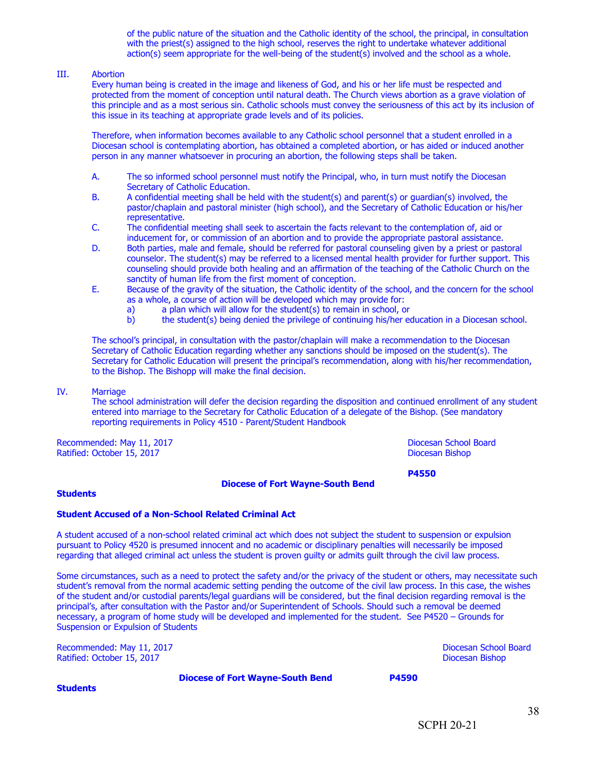of the public nature of the situation and the Catholic identity of the school, the principal, in consultation with the priest(s) assigned to the high school, reserves the right to undertake whatever additional action(s) seem appropriate for the well-being of the student(s) involved and the school as a whole.

III. Abortion

Every human being is created in the image and likeness of God, and his or her life must be respected and protected from the moment of conception until natural death. The Church views abortion as a grave violation of this principle and as a most serious sin. Catholic schools must convey the seriousness of this act by its inclusion of this issue in its teaching at appropriate grade levels and of its policies.

Therefore, when information becomes available to any Catholic school personnel that a student enrolled in a Diocesan school is contemplating abortion, has obtained a completed abortion, or has aided or induced another person in any manner whatsoever in procuring an abortion, the following steps shall be taken.

A. The so informed school personnel must notify the Principal, who, in turn must notify the Diocesan Secretary of Catholic Education.
B. A confidential meeting shall be held with the student(s) and parent(s) or guardian(s) involved, the pastor/chaplain and pastoral minister (high school), and the Secretary of Catholic Education or his/her representative.
C. The confidential meeting shall seek to ascertain the facts relevant to the contemplation of, aid or inducement for, or commission of an abortion and to provide the appropriate pastoral assistance.
D. Both parties, male and female, should be referred for pastoral counseling given by a priest or pastoral counselor. The student(s) may be referred to a licensed mental health provider for further support. This counseling should provide both healing and an affirmation of the teaching of the Catholic Church on the sanctity of human life from the first moment of conception.
E. Because of the gravity of the situation, the Catholic identity of the school, and the concern for the school as a whole, a course of action will be developed which may provide for:
   a) a plan which will allow for the student(s) to remain in school, or
   b) the student(s) being denied the privilege of continuing his/her education in a Diocesan school.

The school's principal, in consultation with the pastor/chaplain will make a recommendation to the Diocesan Secretary of Catholic Education regarding whether any sanctions should be imposed on the student(s). The Secretary for Catholic Education will present the principal's recommendation, along with his/her recommendation, to the Bishop. The Bishopp will make the final decision.

IV. Marriage

The school administration will defer the decision regarding the disposition and continued enrollment of any student entered into marriage to the Secretary for Catholic Education of a delegate of the Bishop. (See mandatory reporting requirements in Policy 4510 - Parent/Student Handbook

Recommended: May 11, 2017 — Diocesan School Board
Ratified: October 15, 2017 — Diocesan Bishop

**Diocese of Fort Wayne-South Bend** **P4550**

**Students**

**Student Accused of a Non-School Related Criminal Act**

A student accused of a non-school related criminal act which does not subject the student to suspension or expulsion pursuant to Policy 4520 is presumed innocent and no academic or disciplinary penalties will necessarily be imposed regarding that alleged criminal act unless the student is proven guilty or admits guilt through the civil law process.

Some circumstances, such as a need to protect the safety and/or the privacy of the student or others, may necessitate such student's removal from the normal academic setting pending the outcome of the civil law process. In this case, the wishes of the student and/or custodial parents/legal guardians will be considered, but the final decision regarding removal is the principal's, after consultation with the Pastor and/or Superintendent of Schools. Should such a removal be deemed necessary, a program of home study will be developed and implemented for the student. See P4520 – Grounds for Suspension or Expulsion of Students

Recommended: May 11, 2017 — Diocesan School Board
Ratified: October 15, 2017 — Diocesan Bishop

**Diocese of Fort Wayne-South Bend** **P4590**

**Students**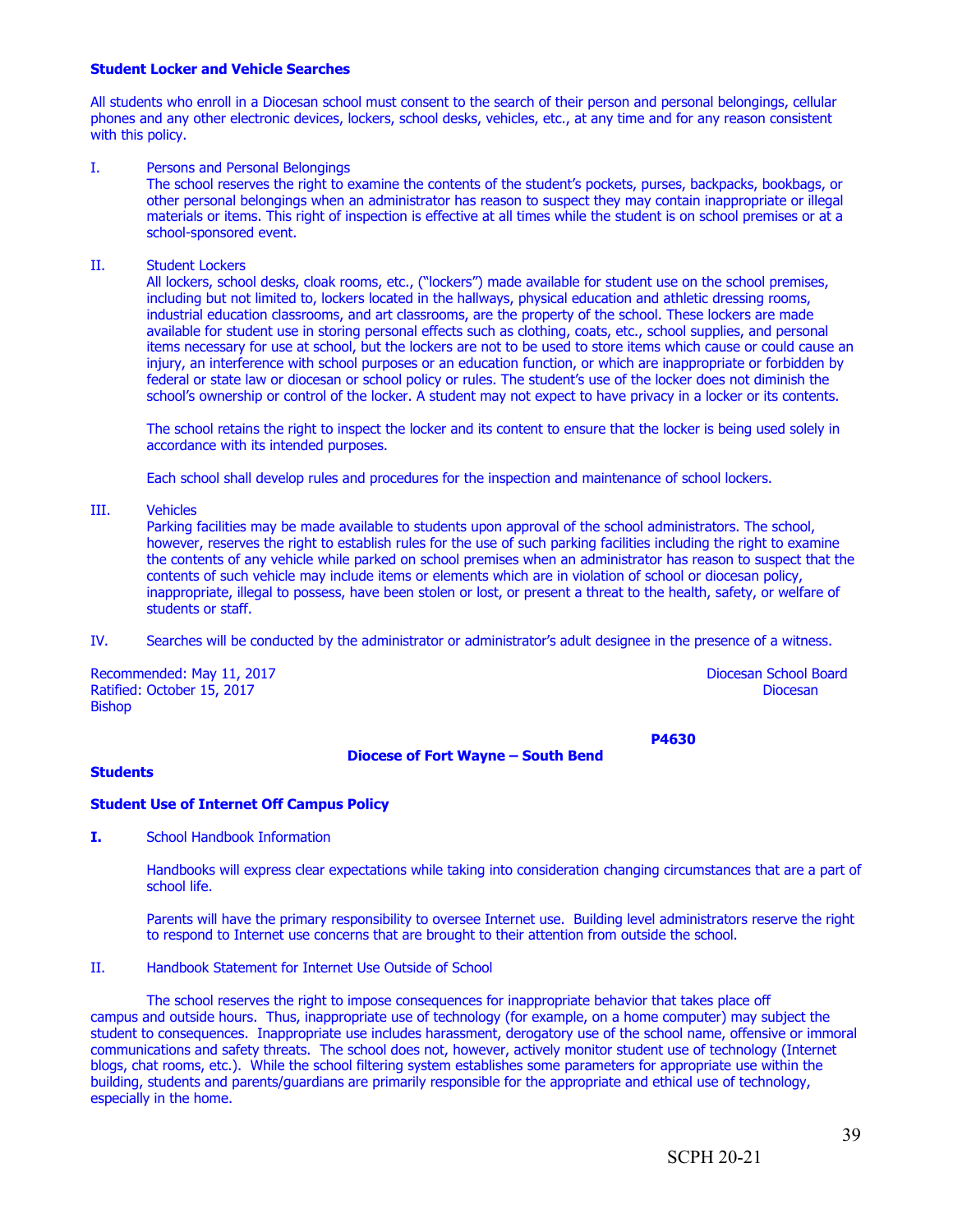**Student Locker and Vehicle Searches**

All students who enroll in a Diocesan school must consent to the search of their person and personal belongings, cellular phones and any other electronic devices, lockers, school desks, vehicles, etc., at any time and for any reason consistent with this policy.

I. Persons and Personal Belongings
The school reserves the right to examine the contents of the student's pockets, purses, backpacks, bookbags, or other personal belongings when an administrator has reason to suspect they may contain inappropriate or illegal materials or items. This right of inspection is effective at all times while the student is on school premises or at a school-sponsored event.

II. Student Lockers
All lockers, school desks, cloak rooms, etc., ("lockers") made available for student use on the school premises, including but not limited to, lockers located in the hallways, physical education and athletic dressing rooms, industrial education classrooms, and art classrooms, are the property of the school. These lockers are made available for student use in storing personal effects such as clothing, coats, etc., school supplies, and personal items necessary for use at school, but the lockers are not to be used to store items which cause or could cause an injury, an interference with school purposes or an education function, or which are inappropriate or forbidden by federal or state law or diocesan or school policy or rules. The student's use of the locker does not diminish the school's ownership or control of the locker. A student may not expect to have privacy in a locker or its contents.

The school retains the right to inspect the locker and its content to ensure that the locker is being used solely in accordance with its intended purposes.

Each school shall develop rules and procedures for the inspection and maintenance of school lockers.

III. Vehicles
Parking facilities may be made available to students upon approval of the school administrators. The school, however, reserves the right to establish rules for the use of such parking facilities including the right to examine the contents of any vehicle while parked on school premises when an administrator has reason to suspect that the contents of such vehicle may include items or elements which are in violation of school or diocesan policy, inappropriate, illegal to possess, have been stolen or lost, or present a threat to the health, safety, or welfare of students or staff.

IV. Searches will be conducted by the administrator or administrator's adult designee in the presence of a witness.

Recommended: May 11, 2017 — Diocesan School Board
Ratified: October 15, 2017 — Diocesan Bishop

**P4630**

**Diocese of Fort Wayne – South Bend**

**Students**

**Student Use of Internet Off Campus Policy**

**I.** School Handbook Information

Handbooks will express clear expectations while taking into consideration changing circumstances that are a part of school life.

Parents will have the primary responsibility to oversee Internet use. Building level administrators reserve the right to respond to Internet use concerns that are brought to their attention from outside the school.

II. Handbook Statement for Internet Use Outside of School

The school reserves the right to impose consequences for inappropriate behavior that takes place off campus and outside hours. Thus, inappropriate use of technology (for example, on a home computer) may subject the student to consequences. Inappropriate use includes harassment, derogatory use of the school name, offensive or immoral communications and safety threats. The school does not, however, actively monitor student use of technology (Internet blogs, chat rooms, etc.). While the school filtering system establishes some parameters for appropriate use within the building, students and parents/guardians are primarily responsible for the appropriate and ethical use of technology, especially in the home.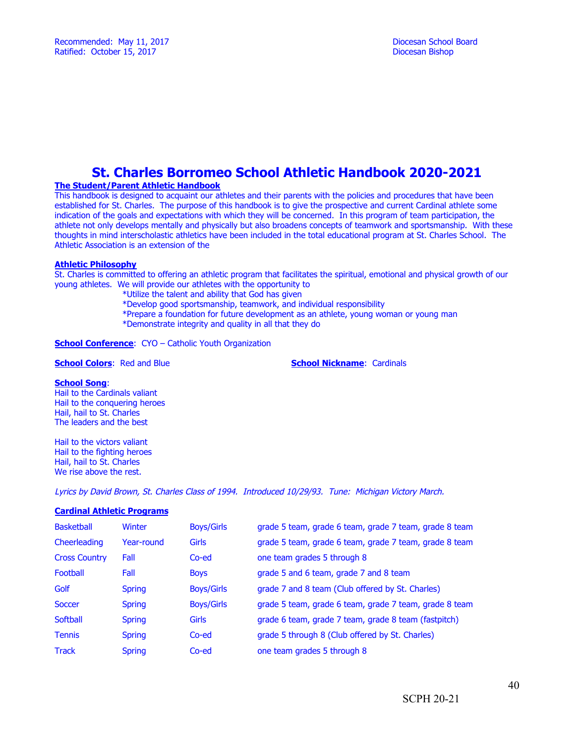Recommended: May 11, 2017 Diocesan School Board
Ratified: October 15, 2017 Diocesan Bishop

# St. Charles Borromeo School Athletic Handbook 2020-2021

**The Student/Parent Athletic Handbook**

This handbook is designed to acquaint our athletes and their parents with the policies and procedures that have been established for St. Charles. The purpose of this handbook is to give the prospective and current Cardinal athlete some indication of the goals and expectations with which they will be concerned. In this program of team participation, the athlete not only develops mentally and physically but also broadens concepts of teamwork and sportsmanship. With these thoughts in mind interscholastic athletics have been included in the total educational program at St. Charles School. The Athletic Association is an extension of the

**Athletic Philosophy**

St. Charles is committed to offering an athletic program that facilitates the spiritual, emotional and physical growth of our young athletes. We will provide our athletes with the opportunity to

*Utilize the talent and ability that God has given
*Develop good sportsmanship, teamwork, and individual responsibility
*Prepare a foundation for future development as an athlete, young woman or young man
*Demonstrate integrity and quality in all that they do

**School Conference**: CYO – Catholic Youth Organization

**School Colors**: Red and Blue

**School Nickname**: Cardinals

**School Song**:

Hail to the Cardinals valiant
Hail to the conquering heroes
Hail, hail to St. Charles
The leaders and the best

Hail to the victors valiant
Hail to the fighting heroes
Hail, hail to St. Charles
We rise above the rest.

*Lyrics by David Brown, St. Charles Class of 1994. Introduced 10/29/93. Tune: Michigan Victory March.*

**Cardinal Athletic Programs**

| | | | |
|---|---|---|---|
| Basketball | Winter | Boys/Girls | grade 5 team, grade 6 team, grade 7 team, grade 8 team |
| Cheerleading | Year-round | Girls | grade 5 team, grade 6 team, grade 7 team, grade 8 team |
| Cross Country | Fall | Co-ed | one team grades 5 through 8 |
| Football | Fall | Boys | grade 5 and 6 team, grade 7 and 8 team |
| Golf | Spring | Boys/Girls | grade 7 and 8 team (Club offered by St. Charles) |
| Soccer | Spring | Boys/Girls | grade 5 team, grade 6 team, grade 7 team, grade 8 team |
| Softball | Spring | Girls | grade 6 team, grade 7 team, grade 8 team (fastpitch) |
| Tennis | Spring | Co-ed | grade 5 through 8 (Club offered by St. Charles) |
| Track | Spring | Co-ed | one team grades 5 through 8 |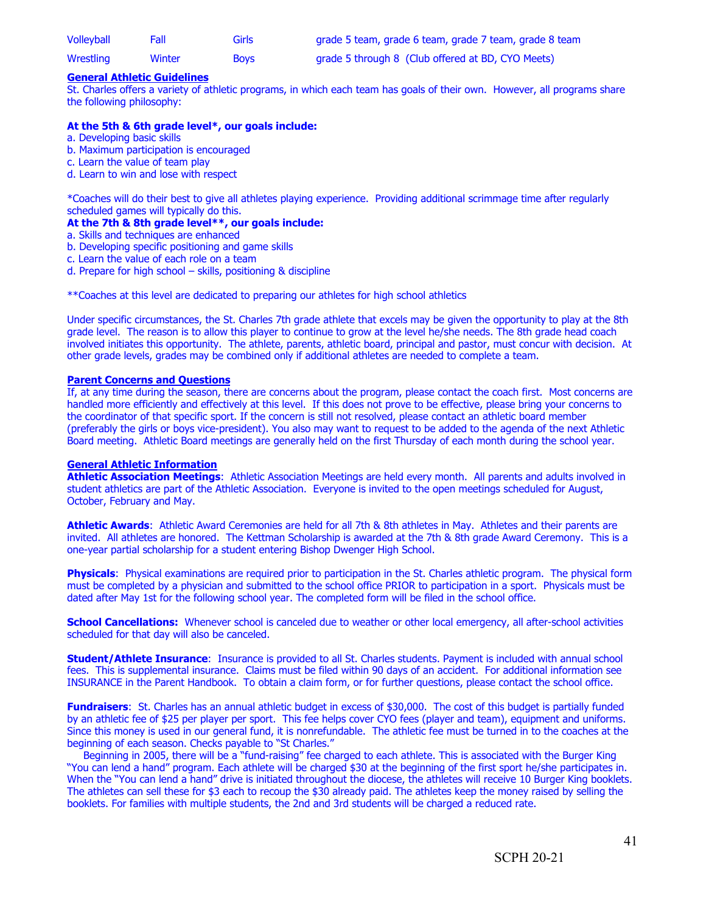| Volleyball | Fall | Girls | grade 5 team, grade 6 team, grade 7 team, grade 8 team |
|---|---|---|---|
| Wrestling | Winter | Boys | grade 5 through 8 (Club offered at BD, CYO Meets) |

## General Athletic Guidelines

St. Charles offers a variety of athletic programs, in which each team has goals of their own. However, all programs share the following philosophy:

**At the 5th & 6th grade level*, our goals include:**

a. Developing basic skills
b. Maximum participation is encouraged
c. Learn the value of team play
d. Learn to win and lose with respect

*Coaches will do their best to give all athletes playing experience. Providing additional scrimmage time after regularly scheduled games will typically do this.

**At the 7th & 8th grade level**, our goals include:**

a. Skills and techniques are enhanced
b. Developing specific positioning and game skills
c. Learn the value of each role on a team
d. Prepare for high school – skills, positioning & discipline

**Coaches at this level are dedicated to preparing our athletes for high school athletics

Under specific circumstances, the St. Charles 7th grade athlete that excels may be given the opportunity to play at the 8th grade level. The reason is to allow this player to continue to grow at the level he/she needs. The 8th grade head coach involved initiates this opportunity. The athlete, parents, athletic board, principal and pastor, must concur with decision. At other grade levels, grades may be combined only if additional athletes are needed to complete a team.

## Parent Concerns and Questions

If, at any time during the season, there are concerns about the program, please contact the coach first. Most concerns are handled more efficiently and effectively at this level. If this does not prove to be effective, please bring your concerns to the coordinator of that specific sport. If the concern is still not resolved, please contact an athletic board member (preferably the girls or boys vice-president). You also may want to request to be added to the agenda of the next Athletic Board meeting. Athletic Board meetings are generally held on the first Thursday of each month during the school year.

## General Athletic Information

**Athletic Association Meetings**: Athletic Association Meetings are held every month. All parents and adults involved in student athletics are part of the Athletic Association. Everyone is invited to the open meetings scheduled for August, October, February and May.

**Athletic Awards**: Athletic Award Ceremonies are held for all 7th & 8th athletes in May. Athletes and their parents are invited. All athletes are honored. The Kettman Scholarship is awarded at the 7th & 8th grade Award Ceremony. This is a one-year partial scholarship for a student entering Bishop Dwenger High School.

**Physicals**: Physical examinations are required prior to participation in the St. Charles athletic program. The physical form must be completed by a physician and submitted to the school office PRIOR to participation in a sport. Physicals must be dated after May 1st for the following school year. The completed form will be filed in the school office.

**School Cancellations:** Whenever school is canceled due to weather or other local emergency, all after-school activities scheduled for that day will also be canceled.

**Student/Athlete Insurance**: Insurance is provided to all St. Charles students. Payment is included with annual school fees. This is supplemental insurance. Claims must be filed within 90 days of an accident. For additional information see INSURANCE in the Parent Handbook. To obtain a claim form, or for further questions, please contact the school office.

**Fundraisers**: St. Charles has an annual athletic budget in excess of $30,000. The cost of this budget is partially funded by an athletic fee of $25 per player per sport. This fee helps cover CYO fees (player and team), equipment and uniforms. Since this money is used in our general fund, it is nonrefundable. The athletic fee must be turned in to the coaches at the beginning of each season. Checks payable to "St Charles."

Beginning in 2005, there will be a "fund-raising" fee charged to each athlete. This is associated with the Burger King "You can lend a hand" program. Each athlete will be charged $30 at the beginning of the first sport he/she participates in. When the "You can lend a hand" drive is initiated throughout the diocese, the athletes will receive 10 Burger King booklets. The athletes can sell these for $3 each to recoup the $30 already paid. The athletes keep the money raised by selling the booklets. For families with multiple students, the 2nd and 3rd students will be charged a reduced rate.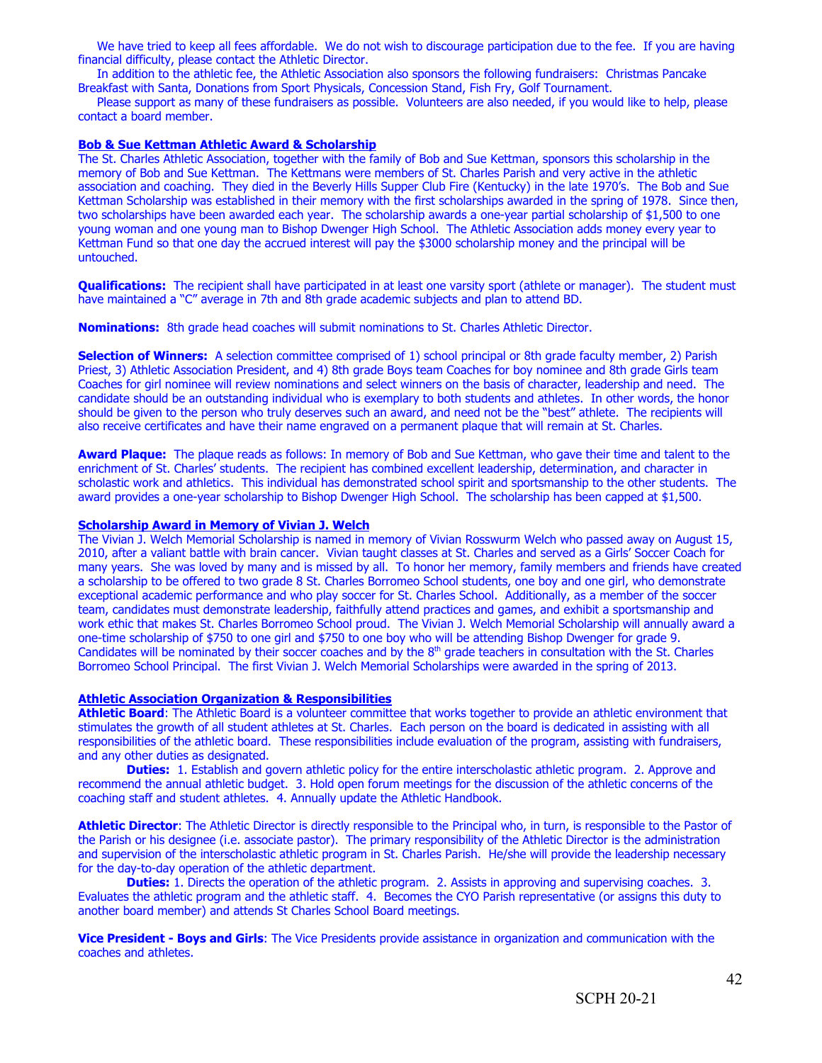We have tried to keep all fees affordable. We do not wish to discourage participation due to the fee. If you are having financial difficulty, please contact the Athletic Director.

In addition to the athletic fee, the Athletic Association also sponsors the following fundraisers: Christmas Pancake Breakfast with Santa, Donations from Sport Physicals, Concession Stand, Fish Fry, Golf Tournament.

Please support as many of these fundraisers as possible. Volunteers are also needed, if you would like to help, please contact a board member.

## Bob & Sue Kettman Athletic Award & Scholarship

The St. Charles Athletic Association, together with the family of Bob and Sue Kettman, sponsors this scholarship in the memory of Bob and Sue Kettman. The Kettmans were members of St. Charles Parish and very active in the athletic association and coaching. They died in the Beverly Hills Supper Club Fire (Kentucky) in the late 1970's. The Bob and Sue Kettman Scholarship was established in their memory with the first scholarships awarded in the spring of 1978. Since then, two scholarships have been awarded each year. The scholarship awards a one-year partial scholarship of $1,500 to one young woman and one young man to Bishop Dwenger High School. The Athletic Association adds money every year to Kettman Fund so that one day the accrued interest will pay the $3000 scholarship money and the principal will be untouched.

**Qualifications:** The recipient shall have participated in at least one varsity sport (athlete or manager). The student must have maintained a "C" average in 7th and 8th grade academic subjects and plan to attend BD.

**Nominations:** 8th grade head coaches will submit nominations to St. Charles Athletic Director.

**Selection of Winners:** A selection committee comprised of 1) school principal or 8th grade faculty member, 2) Parish Priest, 3) Athletic Association President, and 4) 8th grade Boys team Coaches for boy nominee and 8th grade Girls team Coaches for girl nominee will review nominations and select winners on the basis of character, leadership and need. The candidate should be an outstanding individual who is exemplary to both students and athletes. In other words, the honor should be given to the person who truly deserves such an award, and need not be the "best" athlete. The recipients will also receive certificates and have their name engraved on a permanent plaque that will remain at St. Charles.

**Award Plaque:** The plaque reads as follows: In memory of Bob and Sue Kettman, who gave their time and talent to the enrichment of St. Charles' students. The recipient has combined excellent leadership, determination, and character in scholastic work and athletics. This individual has demonstrated school spirit and sportsmanship to the other students. The award provides a one-year scholarship to Bishop Dwenger High School. The scholarship has been capped at $1,500.

## Scholarship Award in Memory of Vivian J. Welch

The Vivian J. Welch Memorial Scholarship is named in memory of Vivian Rosswurm Welch who passed away on August 15, 2010, after a valiant battle with brain cancer. Vivian taught classes at St. Charles and served as a Girls' Soccer Coach for many years. She was loved by many and is missed by all. To honor her memory, family members and friends have created a scholarship to be offered to two grade 8 St. Charles Borromeo School students, one boy and one girl, who demonstrate exceptional academic performance and who play soccer for St. Charles School. Additionally, as a member of the soccer team, candidates must demonstrate leadership, faithfully attend practices and games, and exhibit a sportsmanship and work ethic that makes St. Charles Borromeo School proud. The Vivian J. Welch Memorial Scholarship will annually award a one-time scholarship of $750 to one girl and $750 to one boy who will be attending Bishop Dwenger for grade 9. Candidates will be nominated by their soccer coaches and by the 8th grade teachers in consultation with the St. Charles Borromeo School Principal. The first Vivian J. Welch Memorial Scholarships were awarded in the spring of 2013.

## Athletic Association Organization & Responsibilities

**Athletic Board**: The Athletic Board is a volunteer committee that works together to provide an athletic environment that stimulates the growth of all student athletes at St. Charles. Each person on the board is dedicated in assisting with all responsibilities of the athletic board. These responsibilities include evaluation of the program, assisting with fundraisers, and any other duties as designated.

**Duties:** 1. Establish and govern athletic policy for the entire interscholastic athletic program. 2. Approve and recommend the annual athletic budget. 3. Hold open forum meetings for the discussion of the athletic concerns of the coaching staff and student athletes. 4. Annually update the Athletic Handbook.

**Athletic Director**: The Athletic Director is directly responsible to the Principal who, in turn, is responsible to the Pastor of the Parish or his designee (i.e. associate pastor). The primary responsibility of the Athletic Director is the administration and supervision of the interscholastic athletic program in St. Charles Parish. He/she will provide the leadership necessary for the day-to-day operation of the athletic department.

**Duties:** 1. Directs the operation of the athletic program. 2. Assists in approving and supervising coaches. 3. Evaluates the athletic program and the athletic staff. 4. Becomes the CYO Parish representative (or assigns this duty to another board member) and attends St Charles School Board meetings.

**Vice President - Boys and Girls**: The Vice Presidents provide assistance in organization and communication with the coaches and athletes.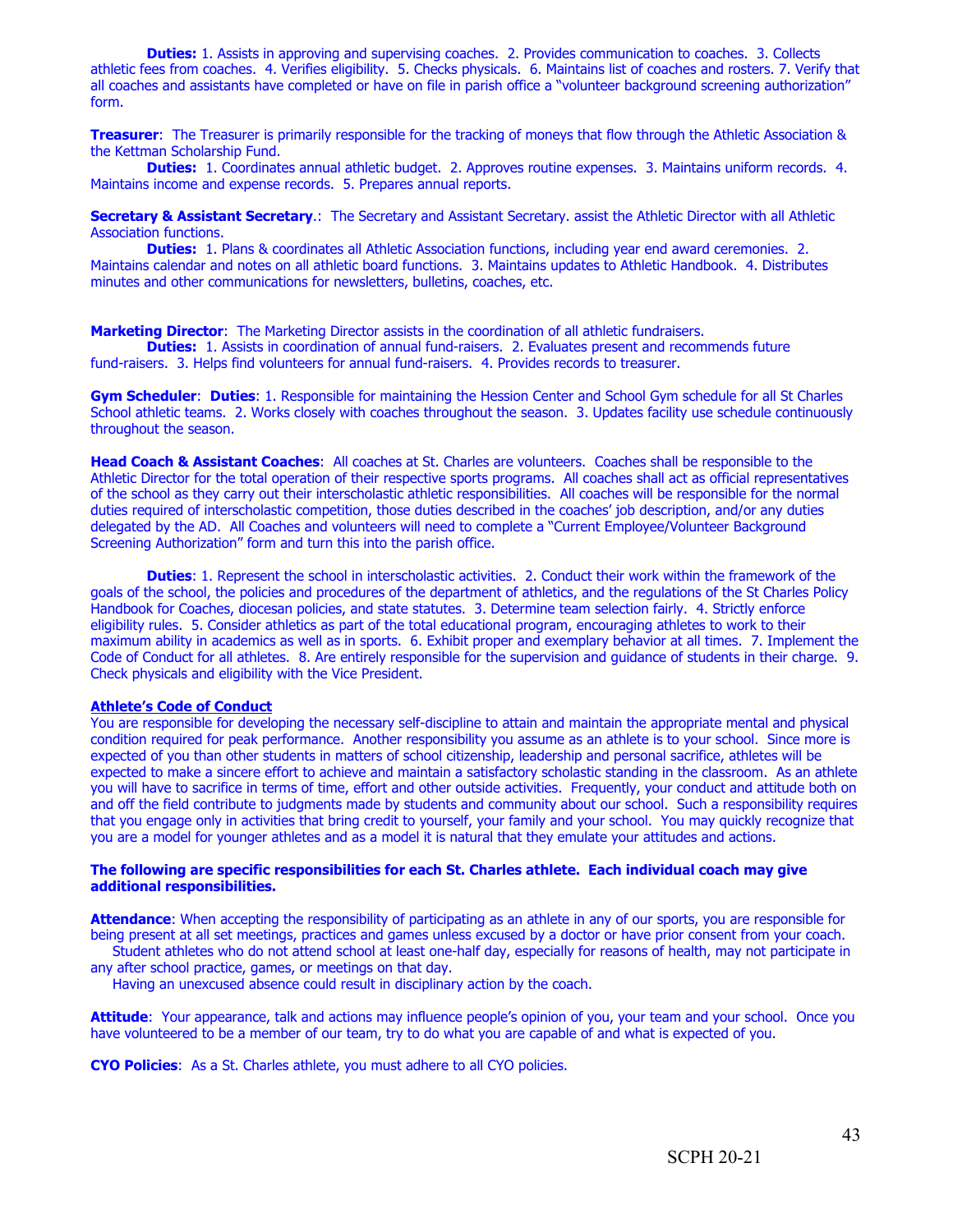**Duties:** 1. Assists in approving and supervising coaches. 2. Provides communication to coaches. 3. Collects athletic fees from coaches. 4. Verifies eligibility. 5. Checks physicals. 6. Maintains list of coaches and rosters. 7. Verify that all coaches and assistants have completed or have on file in parish office a "volunteer background screening authorization" form.

**Treasurer**: The Treasurer is primarily responsible for the tracking of moneys that flow through the Athletic Association & the Kettman Scholarship Fund.

**Duties:** 1. Coordinates annual athletic budget. 2. Approves routine expenses. 3. Maintains uniform records. 4. Maintains income and expense records. 5. Prepares annual reports.

**Secretary & Assistant Secretary**.: The Secretary and Assistant Secretary. assist the Athletic Director with all Athletic Association functions.

**Duties:** 1. Plans & coordinates all Athletic Association functions, including year end award ceremonies. 2. Maintains calendar and notes on all athletic board functions. 3. Maintains updates to Athletic Handbook. 4. Distributes minutes and other communications for newsletters, bulletins, coaches, etc.

**Marketing Director**: The Marketing Director assists in the coordination of all athletic fundraisers.

**Duties:** 1. Assists in coordination of annual fund-raisers. 2. Evaluates present and recommends future fund-raisers. 3. Helps find volunteers for annual fund-raisers. 4. Provides records to treasurer.

**Gym Scheduler**: **Duties**: 1. Responsible for maintaining the Hession Center and School Gym schedule for all St Charles School athletic teams. 2. Works closely with coaches throughout the season. 3. Updates facility use schedule continuously throughout the season.

**Head Coach & Assistant Coaches**: All coaches at St. Charles are volunteers. Coaches shall be responsible to the Athletic Director for the total operation of their respective sports programs. All coaches shall act as official representatives of the school as they carry out their interscholastic athletic responsibilities. All coaches will be responsible for the normal duties required of interscholastic competition, those duties described in the coaches' job description, and/or any duties delegated by the AD. All Coaches and volunteers will need to complete a "Current Employee/Volunteer Background Screening Authorization" form and turn this into the parish office.

**Duties**: 1. Represent the school in interscholastic activities. 2. Conduct their work within the framework of the goals of the school, the policies and procedures of the department of athletics, and the regulations of the St Charles Policy Handbook for Coaches, diocesan policies, and state statutes. 3. Determine team selection fairly. 4. Strictly enforce eligibility rules. 5. Consider athletics as part of the total educational program, encouraging athletes to work to their maximum ability in academics as well as in sports. 6. Exhibit proper and exemplary behavior at all times. 7. Implement the Code of Conduct for all athletes. 8. Are entirely responsible for the supervision and guidance of students in their charge. 9. Check physicals and eligibility with the Vice President.

**Athlete's Code of Conduct**

You are responsible for developing the necessary self-discipline to attain and maintain the appropriate mental and physical condition required for peak performance. Another responsibility you assume as an athlete is to your school. Since more is expected of you than other students in matters of school citizenship, leadership and personal sacrifice, athletes will be expected to make a sincere effort to achieve and maintain a satisfactory scholastic standing in the classroom. As an athlete you will have to sacrifice in terms of time, effort and other outside activities. Frequently, your conduct and attitude both on and off the field contribute to judgments made by students and community about our school. Such a responsibility requires that you engage only in activities that bring credit to yourself, your family and your school. You may quickly recognize that you are a model for younger athletes and as a model it is natural that they emulate your attitudes and actions.

**The following are specific responsibilities for each St. Charles athlete. Each individual coach may give additional responsibilities.**

**Attendance**: When accepting the responsibility of participating as an athlete in any of our sports, you are responsible for being present at all set meetings, practices and games unless excused by a doctor or have prior consent from your coach.

Student athletes who do not attend school at least one-half day, especially for reasons of health, may not participate in any after school practice, games, or meetings on that day.

Having an unexcused absence could result in disciplinary action by the coach.

**Attitude**: Your appearance, talk and actions may influence people's opinion of you, your team and your school. Once you have volunteered to be a member of our team, try to do what you are capable of and what is expected of you.

**CYO Policies**: As a St. Charles athlete, you must adhere to all CYO policies.

SCPH 20-21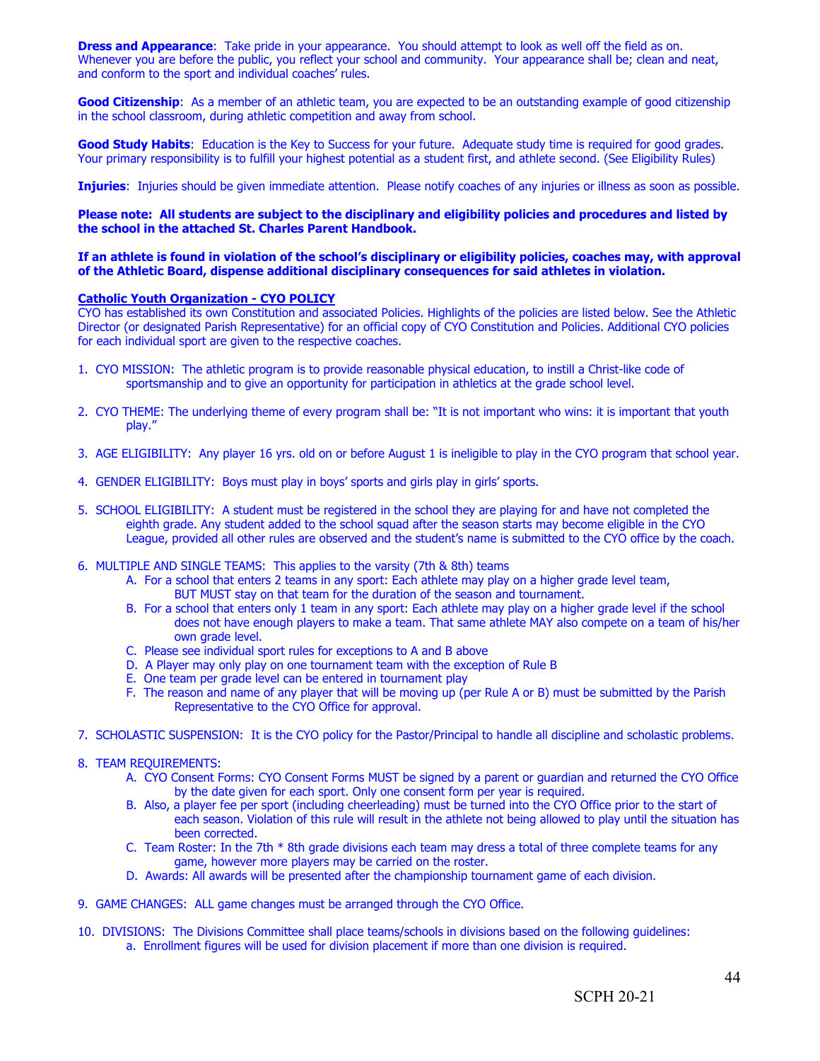**Dress and Appearance**: Take pride in your appearance. You should attempt to look as well off the field as on. Whenever you are before the public, you reflect your school and community. Your appearance shall be; clean and neat, and conform to the sport and individual coaches' rules.

**Good Citizenship**: As a member of an athletic team, you are expected to be an outstanding example of good citizenship in the school classroom, during athletic competition and away from school.

**Good Study Habits**: Education is the Key to Success for your future. Adequate study time is required for good grades. Your primary responsibility is to fulfill your highest potential as a student first, and athlete second. (See Eligibility Rules)

**Injuries**: Injuries should be given immediate attention. Please notify coaches of any injuries or illness as soon as possible.

**Please note: All students are subject to the disciplinary and eligibility policies and procedures and listed by the school in the attached St. Charles Parent Handbook.**

**If an athlete is found in violation of the school's disciplinary or eligibility policies, coaches may, with approval of the Athletic Board, dispense additional disciplinary consequences for said athletes in violation.**

**Catholic Youth Organization - CYO POLICY**

CYO has established its own Constitution and associated Policies. Highlights of the policies are listed below. See the Athletic Director (or designated Parish Representative) for an official copy of CYO Constitution and Policies. Additional CYO policies for each individual sport are given to the respective coaches.

1. CYO MISSION: The athletic program is to provide reasonable physical education, to instill a Christ-like code of sportsmanship and to give an opportunity for participation in athletics at the grade school level.

2. CYO THEME: The underlying theme of every program shall be: "It is not important who wins: it is important that youth play."

3. AGE ELIGIBILITY: Any player 16 yrs. old on or before August 1 is ineligible to play in the CYO program that school year.

4. GENDER ELIGIBILITY: Boys must play in boys' sports and girls play in girls' sports.

5. SCHOOL ELIGIBILITY: A student must be registered in the school they are playing for and have not completed the eighth grade. Any student added to the school squad after the season starts may become eligible in the CYO League, provided all other rules are observed and the student's name is submitted to the CYO office by the coach.

6. MULTIPLE AND SINGLE TEAMS: This applies to the varsity (7th & 8th) teams
   A. For a school that enters 2 teams in any sport: Each athlete may play on a higher grade level team, BUT MUST stay on that team for the duration of the season and tournament.
   B. For a school that enters only 1 team in any sport: Each athlete may play on a higher grade level if the school does not have enough players to make a team. That same athlete MAY also compete on a team of his/her own grade level.
   C. Please see individual sport rules for exceptions to A and B above
   D. A Player may only play on one tournament team with the exception of Rule B
   E. One team per grade level can be entered in tournament play
   F. The reason and name of any player that will be moving up (per Rule A or B) must be submitted by the Parish Representative to the CYO Office for approval.

7. SCHOLASTIC SUSPENSION: It is the CYO policy for the Pastor/Principal to handle all discipline and scholastic problems.

8. TEAM REQUIREMENTS:
   A. CYO Consent Forms: CYO Consent Forms MUST be signed by a parent or guardian and returned the CYO Office by the date given for each sport. Only one consent form per year is required.
   B. Also, a player fee per sport (including cheerleading) must be turned into the CYO Office prior to the start of each season. Violation of this rule will result in the athlete not being allowed to play until the situation has been corrected.
   C. Team Roster: In the 7th * 8th grade divisions each team may dress a total of three complete teams for any game, however more players may be carried on the roster.
   D. Awards: All awards will be presented after the championship tournament game of each division.

9. GAME CHANGES: ALL game changes must be arranged through the CYO Office.

10. DIVISIONS: The Divisions Committee shall place teams/schools in divisions based on the following guidelines:
    a. Enrollment figures will be used for division placement if more than one division is required.

SCPH 20-21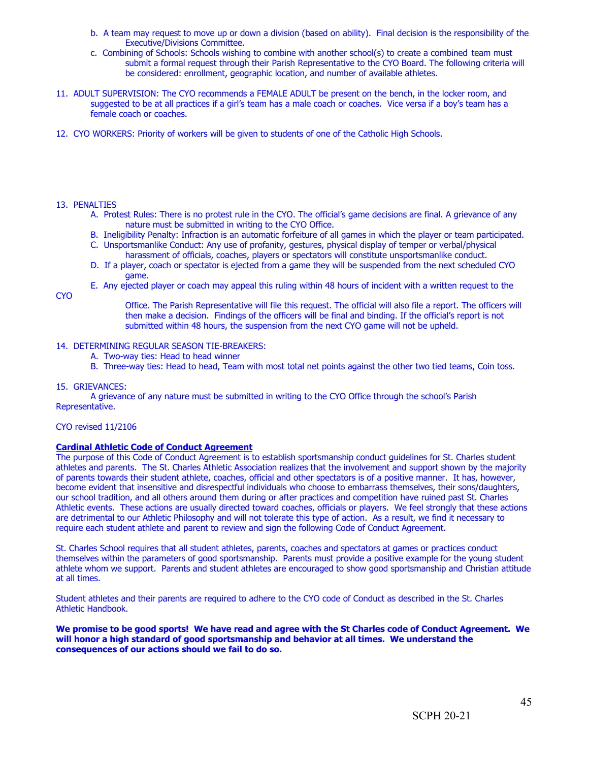b. A team may request to move up or down a division (based on ability). Final decision is the responsibility of the Executive/Divisions Committee.

c. Combining of Schools: Schools wishing to combine with another school(s) to create a combined team must submit a formal request through their Parish Representative to the CYO Board. The following criteria will be considered: enrollment, geographic location, and number of available athletes.

11. ADULT SUPERVISION: The CYO recommends a FEMALE ADULT be present on the bench, in the locker room, and suggested to be at all practices if a girl's team has a male coach or coaches. Vice versa if a boy's team has a female coach or coaches.

12. CYO WORKERS: Priority of workers will be given to students of one of the Catholic High Schools.

13. PENALTIES
    A. Protest Rules: There is no protest rule in the CYO. The official's game decisions are final. A grievance of any nature must be submitted in writing to the CYO Office.
    B. Ineligibility Penalty: Infraction is an automatic forfeiture of all games in which the player or team participated.
    C. Unsportsmanlike Conduct: Any use of profanity, gestures, physical display of temper or verbal/physical harassment of officials, coaches, players or spectators will constitute unsportsmanlike conduct.
    D. If a player, coach or spectator is ejected from a game they will be suspended from the next scheduled CYO game.
    E. Any ejected player or coach may appeal this ruling within 48 hours of incident with a written request to the CYO Office. The Parish Representative will file this request. The official will also file a report. The officers will then make a decision. Findings of the officers will be final and binding. If the official's report is not submitted within 48 hours, the suspension from the next CYO game will not be upheld.

14. DETERMINING REGULAR SEASON TIE-BREAKERS:
    A. Two-way ties: Head to head winner
    B. Three-way ties: Head to head, Team with most total net points against the other two tied teams, Coin toss.

15. GRIEVANCES:
    A grievance of any nature must be submitted in writing to the CYO Office through the school's Parish Representative.

CYO revised 11/2106

**Cardinal Athletic Code of Conduct Agreement**

The purpose of this Code of Conduct Agreement is to establish sportsmanship conduct guidelines for St. Charles student athletes and parents. The St. Charles Athletic Association realizes that the involvement and support shown by the majority of parents towards their student athlete, coaches, official and other spectators is of a positive manner. It has, however, become evident that insensitive and disrespectful individuals who choose to embarrass themselves, their sons/daughters, our school tradition, and all others around them during or after practices and competition have ruined past St. Charles Athletic events. These actions are usually directed toward coaches, officials or players. We feel strongly that these actions are detrimental to our Athletic Philosophy and will not tolerate this type of action. As a result, we find it necessary to require each student athlete and parent to review and sign the following Code of Conduct Agreement.

St. Charles School requires that all student athletes, parents, coaches and spectators at games or practices conduct themselves within the parameters of good sportsmanship. Parents must provide a positive example for the young student athlete whom we support. Parents and student athletes are encouraged to show good sportsmanship and Christian attitude at all times.

Student athletes and their parents are required to adhere to the CYO code of Conduct as described in the St. Charles Athletic Handbook.

**We promise to be good sports! We have read and agree with the St Charles code of Conduct Agreement. We will honor a high standard of good sportsmanship and behavior at all times. We understand the consequences of our actions should we fail to do so.**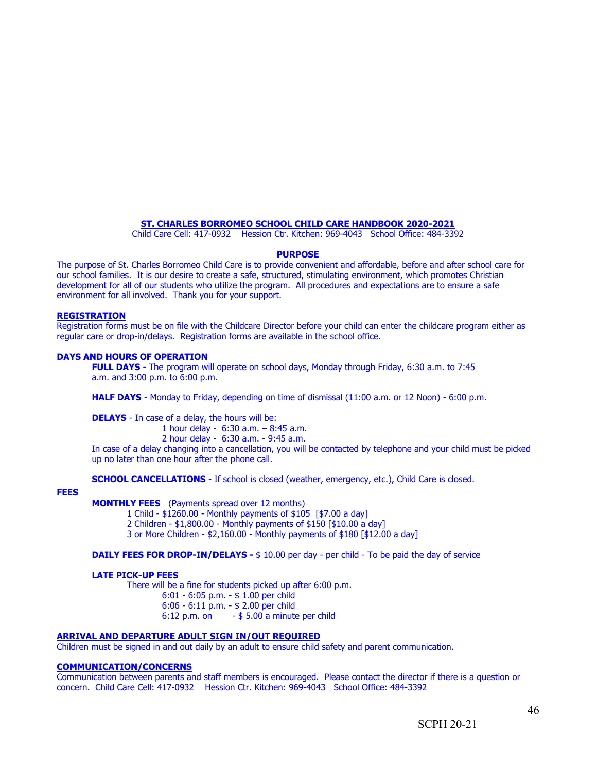# ST. CHARLES BORROMEO SCHOOL CHILD CARE HANDBOOK 2020-2021

Child Care Cell: 417-0932    Hession Ctr. Kitchen: 969-4043    School Office: 484-3392

## PURPOSE

The purpose of St. Charles Borromeo Child Care is to provide convenient and affordable, before and after school care for our school families. It is our desire to create a safe, structured, stimulating environment, which promotes Christian development for all of our students who utilize the program. All procedures and expectations are to ensure a safe environment for all involved. Thank you for your support.

## REGISTRATION

Registration forms must be on file with the Childcare Director before your child can enter the childcare program either as regular care or drop-in/delays. Registration forms are available in the school office.

## DAYS AND HOURS OF OPERATION

**FULL DAYS** - The program will operate on school days, Monday through Friday, 6:30 a.m. to 7:45 a.m. and 3:00 p.m. to 6:00 p.m.

**HALF DAYS** - Monday to Friday, depending on time of dismissal (11:00 a.m. or 12 Noon) - 6:00 p.m.

**DELAYS** - In case of a delay, the hours will be:

- 1 hour delay - 6:30 a.m. – 8:45 a.m.
- 2 hour delay - 6:30 a.m. - 9:45 a.m.

In case of a delay changing into a cancellation, you will be contacted by telephone and your child must be picked up no later than one hour after the phone call.

**SCHOOL CANCELLATIONS** - If school is closed (weather, emergency, etc.), Child Care is closed.

## FEES

**MONTHLY FEES** (Payments spread over 12 months)

- 1 Child - $1260.00 - Monthly payments of $105 [$7.00 a day]
- 2 Children - $1,800.00 - Monthly payments of $150 [$10.00 a day]
- 3 or More Children - $2,160.00 - Monthly payments of $180 [$12.00 a day]

**DAILY FEES FOR DROP-IN/DELAYS -** $ 10.00 per day - per child - To be paid the day of service

**LATE PICK-UP FEES**

There will be a fine for students picked up after 6:00 p.m.

- 6:01 - 6:05 p.m. - $ 1.00 per child
- 6:06 - 6:11 p.m. - $ 2.00 per child
- 6:12 p.m. on - $ 5.00 a minute per child

## ARRIVAL AND DEPARTURE ADULT SIGN IN/OUT REQUIRED

Children must be signed in and out daily by an adult to ensure child safety and parent communication.

## COMMUNICATION/CONCERNS

Communication between parents and staff members is encouraged. Please contact the director if there is a question or concern. Child Care Cell: 417-0932    Hession Ctr. Kitchen: 969-4043    School Office: 484-3392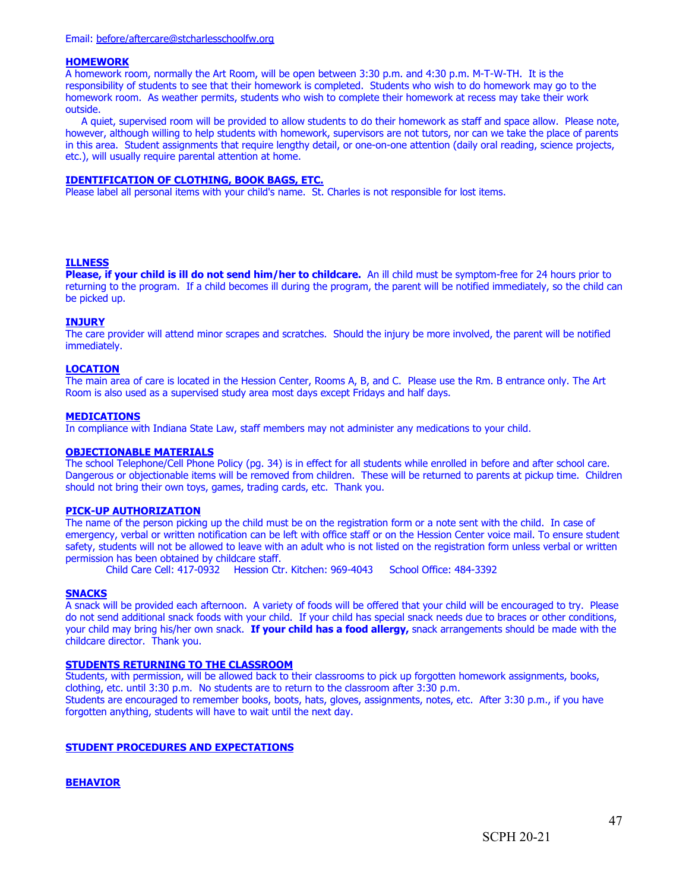Email: before/aftercare@stcharlesschoolfw.org

### HOMEWORK

A homework room, normally the Art Room, will be open between 3:30 p.m. and 4:30 p.m. M-T-W-TH. It is the responsibility of students to see that their homework is completed. Students who wish to do homework may go to the homework room. As weather permits, students who wish to complete their homework at recess may take their work outside.

A quiet, supervised room will be provided to allow students to do their homework as staff and space allow. Please note, however, although willing to help students with homework, supervisors are not tutors, nor can we take the place of parents in this area. Student assignments that require lengthy detail, or one-on-one attention (daily oral reading, science projects, etc.), will usually require parental attention at home.

### IDENTIFICATION OF CLOTHING, BOOK BAGS, ETC.

Please label all personal items with your child's name. St. Charles is not responsible for lost items.

### ILLNESS

**Please, if your child is ill do not send him/her to childcare.** An ill child must be symptom-free for 24 hours prior to returning to the program. If a child becomes ill during the program, the parent will be notified immediately, so the child can be picked up.

### INJURY

The care provider will attend minor scrapes and scratches. Should the injury be more involved, the parent will be notified immediately.

### LOCATION

The main area of care is located in the Hession Center, Rooms A, B, and C. Please use the Rm. B entrance only. The Art Room is also used as a supervised study area most days except Fridays and half days.

### MEDICATIONS

In compliance with Indiana State Law, staff members may not administer any medications to your child.

### OBJECTIONABLE MATERIALS

The school Telephone/Cell Phone Policy (pg. 34) is in effect for all students while enrolled in before and after school care. Dangerous or objectionable items will be removed from children. These will be returned to parents at pickup time. Children should not bring their own toys, games, trading cards, etc. Thank you.

### PICK-UP AUTHORIZATION

The name of the person picking up the child must be on the registration form or a note sent with the child. In case of emergency, verbal or written notification can be left with office staff or on the Hession Center voice mail. To ensure student safety, students will not be allowed to leave with an adult who is not listed on the registration form unless verbal or written permission has been obtained by childcare staff.

Child Care Cell: 417-0932 Hession Ctr. Kitchen: 969-4043 School Office: 484-3392

### SNACKS

A snack will be provided each afternoon. A variety of foods will be offered that your child will be encouraged to try. Please do not send additional snack foods with your child. If your child has special snack needs due to braces or other conditions, your child may bring his/her own snack. **If your child has a food allergy,** snack arrangements should be made with the childcare director. Thank you.

### STUDENTS RETURNING TO THE CLASSROOM

Students, with permission, will be allowed back to their classrooms to pick up forgotten homework assignments, books, clothing, etc. until 3:30 p.m. No students are to return to the classroom after 3:30 p.m.

Students are encouraged to remember books, boots, hats, gloves, assignments, notes, etc. After 3:30 p.m., if you have forgotten anything, students will have to wait until the next day.

## STUDENT PROCEDURES AND EXPECTATIONS

### BEHAVIOR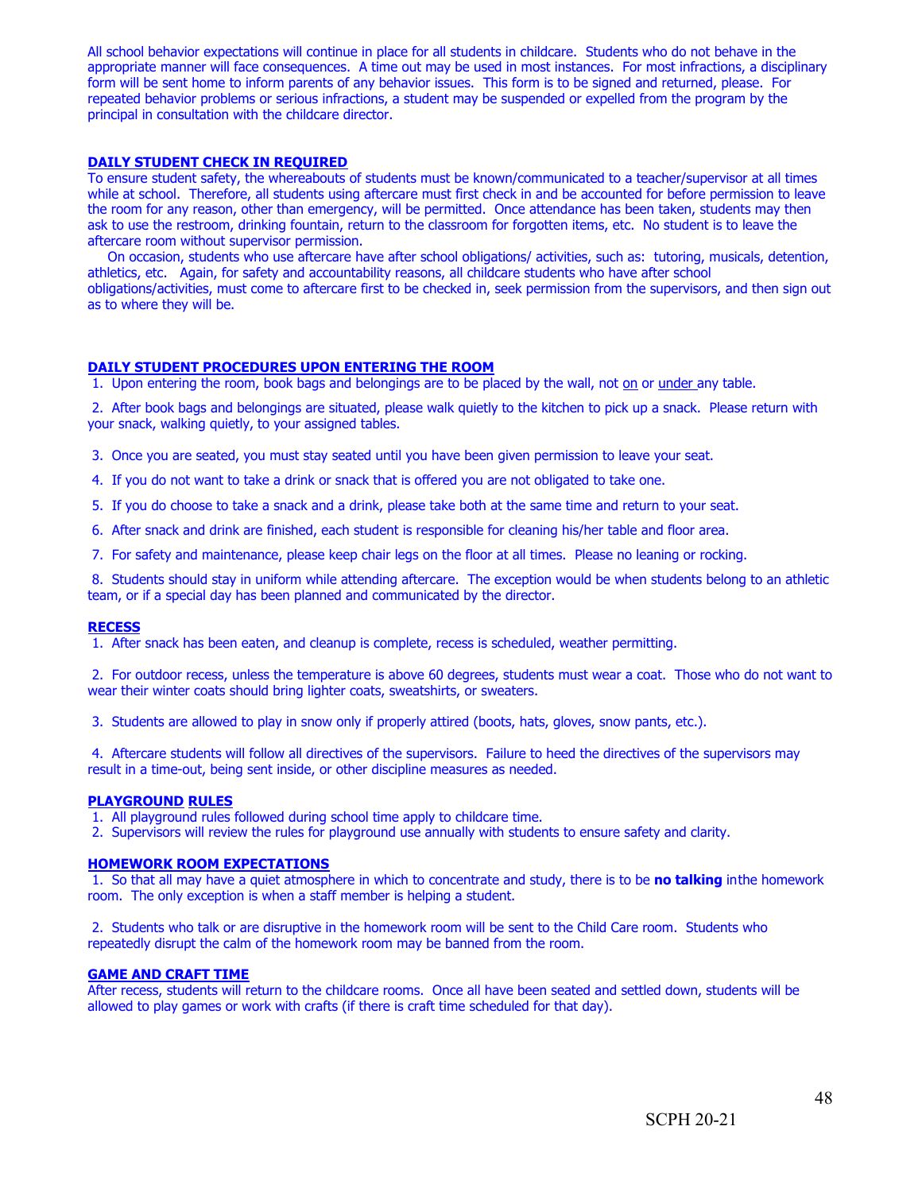All school behavior expectations will continue in place for all students in childcare. Students who do not behave in the appropriate manner will face consequences. A time out may be used in most instances. For most infractions, a disciplinary form will be sent home to inform parents of any behavior issues. This form is to be signed and returned, please. For repeated behavior problems or serious infractions, a student may be suspended or expelled from the program by the principal in consultation with the childcare director.

## DAILY STUDENT CHECK IN REQUIRED

To ensure student safety, the whereabouts of students must be known/communicated to a teacher/supervisor at all times while at school. Therefore, all students using aftercare must first check in and be accounted for before permission to leave the room for any reason, other than emergency, will be permitted. Once attendance has been taken, students may then ask to use the restroom, drinking fountain, return to the classroom for forgotten items, etc. No student is to leave the aftercare room without supervisor permission.

On occasion, students who use aftercare have after school obligations/ activities, such as: tutoring, musicals, detention, athletics, etc. Again, for safety and accountability reasons, all childcare students who have after school obligations/activities, must come to aftercare first to be checked in, seek permission from the supervisors, and then sign out as to where they will be.

## DAILY STUDENT PROCEDURES UPON ENTERING THE ROOM

1. Upon entering the room, book bags and belongings are to be placed by the wall, not on or under any table.
2. After book bags and belongings are situated, please walk quietly to the kitchen to pick up a snack. Please return with your snack, walking quietly, to your assigned tables.
3. Once you are seated, you must stay seated until you have been given permission to leave your seat.
4. If you do not want to take a drink or snack that is offered you are not obligated to take one.
5. If you do choose to take a snack and a drink, please take both at the same time and return to your seat.
6. After snack and drink are finished, each student is responsible for cleaning his/her table and floor area.
7. For safety and maintenance, please keep chair legs on the floor at all times. Please no leaning or rocking.
8. Students should stay in uniform while attending aftercare. The exception would be when students belong to an athletic team, or if a special day has been planned and communicated by the director.

## RECESS

1. After snack has been eaten, and cleanup is complete, recess is scheduled, weather permitting.
2. For outdoor recess, unless the temperature is above 60 degrees, students must wear a coat. Those who do not want to wear their winter coats should bring lighter coats, sweatshirts, or sweaters.
3. Students are allowed to play in snow only if properly attired (boots, hats, gloves, snow pants, etc.).
4. Aftercare students will follow all directives of the supervisors. Failure to heed the directives of the supervisors may result in a time-out, being sent inside, or other discipline measures as needed.

## PLAYGROUND RULES

1. All playground rules followed during school time apply to childcare time.
2. Supervisors will review the rules for playground use annually with students to ensure safety and clarity.

## HOMEWORK ROOM EXPECTATIONS

1. So that all may have a quiet atmosphere in which to concentrate and study, there is to be **no talking** inthe homework room. The only exception is when a staff member is helping a student.
2. Students who talk or are disruptive in the homework room will be sent to the Child Care room. Students who repeatedly disrupt the calm of the homework room may be banned from the room.

## GAME AND CRAFT TIME

After recess, students will return to the childcare rooms. Once all have been seated and settled down, students will be allowed to play games or work with crafts (if there is craft time scheduled for that day).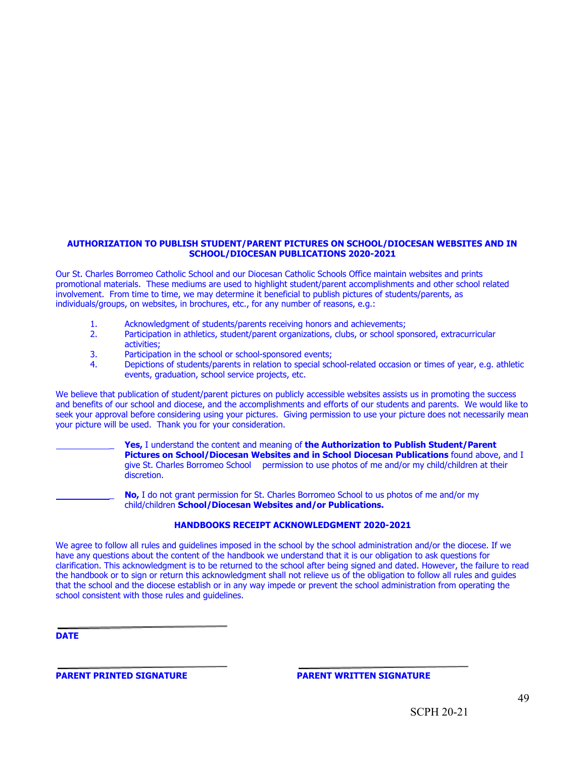## AUTHORIZATION TO PUBLISH STUDENT/PARENT PICTURES ON SCHOOL/DIOCESAN WEBSITES AND IN SCHOOL/DIOCESAN PUBLICATIONS 2020-2021

Our St. Charles Borromeo Catholic School and our Diocesan Catholic Schools Office maintain websites and prints promotional materials. These mediums are used to highlight student/parent accomplishments and other school related involvement. From time to time, we may determine it beneficial to publish pictures of students/parents, as individuals/groups, on websites, in brochures, etc., for any number of reasons, e.g.:

1. Acknowledgment of students/parents receiving honors and achievements;
2. Participation in athletics, student/parent organizations, clubs, or school sponsored, extracurricular activities;
3. Participation in the school or school-sponsored events;
4. Depictions of students/parents in relation to special school-related occasion or times of year, e.g. athletic events, graduation, school service projects, etc.

We believe that publication of student/parent pictures on publicly accessible websites assists us in promoting the success and benefits of our school and diocese, and the accomplishments and efforts of our students and parents. We would like to seek your approval before considering using your pictures. Giving permission to use your picture does not necessarily mean your picture will be used. Thank you for your consideration.

____________ **Yes,** I understand the content and meaning of **the Authorization to Publish Student/Parent Pictures on School/Diocesan Websites and in School Diocesan Publications** found above, and I give St. Charles Borromeo School permission to use photos of me and/or my child/children at their discretion.

____________ **No,** I do not grant permission for St. Charles Borromeo School to us photos of me and/or my child/children **School/Diocesan Websites and/or Publications.**

## HANDBOOKS RECEIPT ACKNOWLEDGMENT 2020-2021

We agree to follow all rules and guidelines imposed in the school by the school administration and/or the diocese. If we have any questions about the content of the handbook we understand that it is our obligation to ask questions for clarification. This acknowledgment is to be returned to the school after being signed and dated. However, the failure to read the handbook or to sign or return this acknowledgment shall not relieve us of the obligation to follow all rules and guides that the school and the diocese establish or in any way impede or prevent the school administration from operating the school consistent with those rules and guidelines.

______________________________

**DATE**

______________________________ ______________________________

**PARENT PRINTED SIGNATURE** **PARENT WRITTEN SIGNATURE**

SCPH 20-21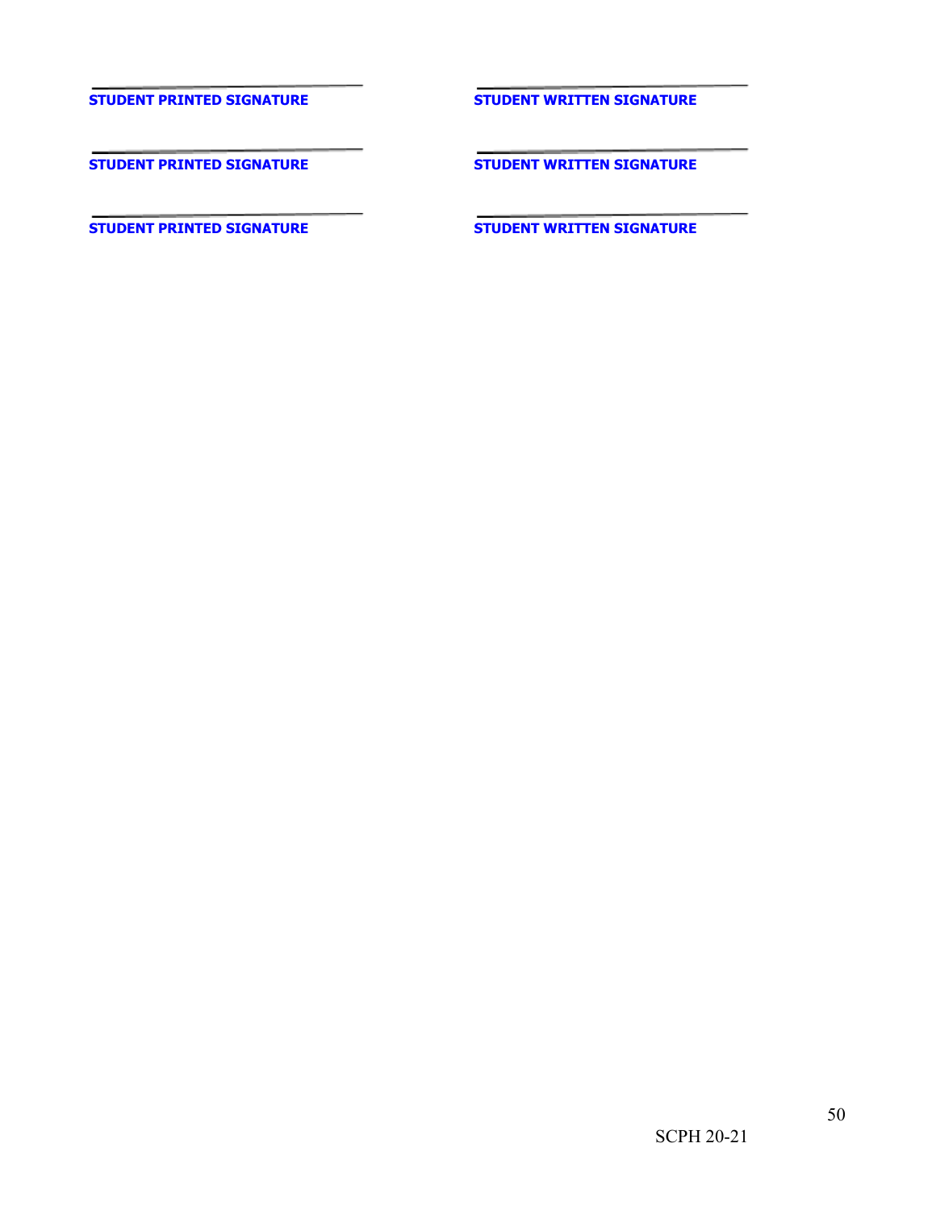______________________________ ______________________________

**STUDENT PRINTED SIGNATURE** **STUDENT WRITTEN SIGNATURE**

______________________________ ______________________________

**STUDENT PRINTED SIGNATURE** **STUDENT WRITTEN SIGNATURE**

______________________________ ______________________________

**STUDENT PRINTED SIGNATURE** **STUDENT WRITTEN SIGNATURE**